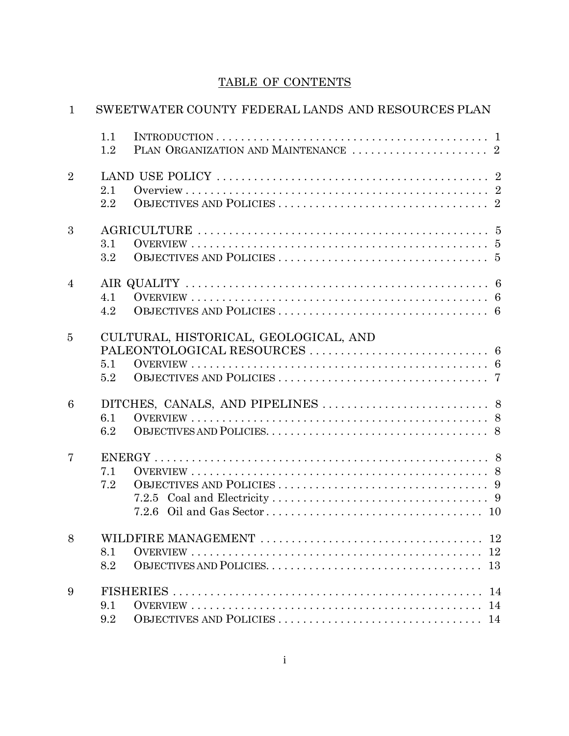# TABLE OF CONTENTS

1 SWEETWATER COUNTY FEDERAL LANDS AND RESOURCES PLAN

- 1.1 INTRODUCTION .... 1
- 1.2 PLAN ORGANIZATION AND MAINTENANCE .... 2

2 LAND USE POLICY .... 2

- 2.1 Overview .... 2
- 2.2 OBJECTIVES AND POLICIES .... 2

3 AGRICULTURE .... 5

- 3.1 OVERVIEW .... 5
- 3.2 OBJECTIVES AND POLICIES .... 5

4 AIR QUALITY .... 6

- 4.1 OVERVIEW .... 6
- 4.2 OBJECTIVES AND POLICIES .... 6

5 CULTURAL, HISTORICAL, GEOLOGICAL, AND PALEONTOLOGICAL RESOURCES .... 6

- 5.1 OVERVIEW .... 6
- 5.2 OBJECTIVES AND POLICIES .... 7

6 DITCHES, CANALS, AND PIPELINES .... 8

- 6.1 OVERVIEW .... 8
- 6.2 OBJECTIVES AND POLICIES. .... 8

7 ENERGY .... 8

- 7.1 OVERVIEW .... 8
- 7.2 OBJECTIVES AND POLICIES .... 9
  - 7.2.5 Coal and Electricity .... 9
  - 7.2.6 Oil and Gas Sector .... 10

8 WILDFIRE MANAGEMENT .... 12

- 8.1 OVERVIEW .... 12
- 8.2 OBJECTIVES AND POLICIES. .... 13

9 FISHERIES .... 14

- 9.1 OVERVIEW .... 14
- 9.2 OBJECTIVES AND POLICIES .... 14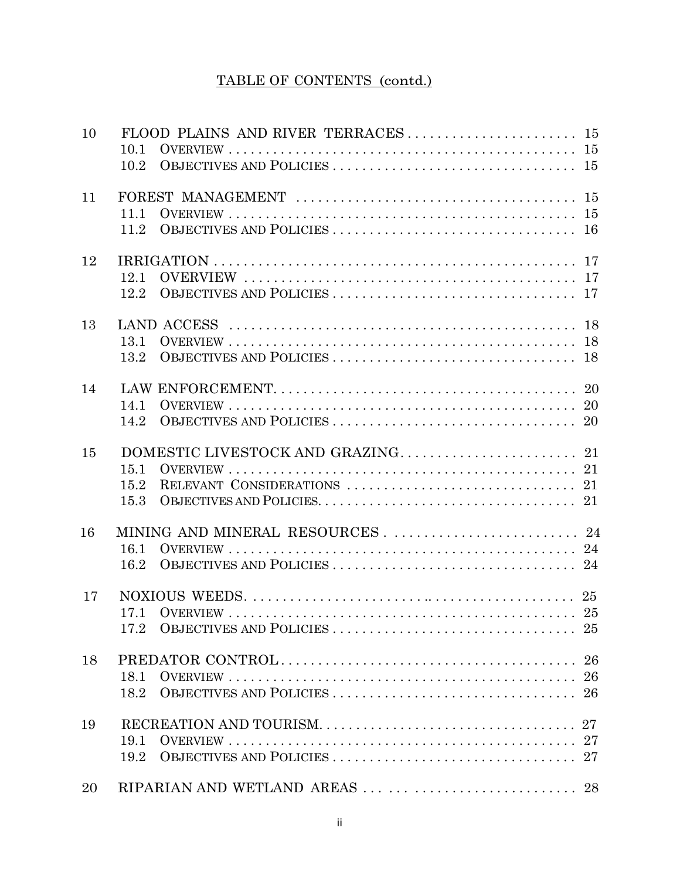# TABLE OF CONTENTS (contd.)

| | | |
|---|---|---|
| 10 | FLOOD PLAINS AND RIVER TERRACES | 15 |
| | 10.1 OVERVIEW | 15 |
| | 10.2 OBJECTIVES AND POLICIES | 15 |
| 11 | FOREST MANAGEMENT | 15 |
| | 11.1 OVERVIEW | 15 |
| | 11.2 OBJECTIVES AND POLICIES | 16 |
| 12 | IRRIGATION | 17 |
| | 12.1 OVERVIEW | 17 |
| | 12.2 OBJECTIVES AND POLICIES | 17 |
| 13 | LAND ACCESS | 18 |
| | 13.1 OVERVIEW | 18 |
| | 13.2 OBJECTIVES AND POLICIES | 18 |
| 14 | LAW ENFORCEMENT | 20 |
| | 14.1 OVERVIEW | 20 |
| | 14.2 OBJECTIVES AND POLICIES | 20 |
| 15 | DOMESTIC LIVESTOCK AND GRAZING | 21 |
| | 15.1 OVERVIEW | 21 |
| | 15.2 RELEVANT CONSIDERATIONS | 21 |
| | 15.3 OBJECTIVES AND POLICIES | 21 |
| 16 | MINING AND MINERAL RESOURCES | 24 |
| | 16.1 OVERVIEW | 24 |
| | 16.2 OBJECTIVES AND POLICIES | 24 |
| 17 | NOXIOUS WEEDS | 25 |
| | 17.1 OVERVIEW | 25 |
| | 17.2 OBJECTIVES AND POLICIES | 25 |
| 18 | PREDATOR CONTROL | 26 |
| | 18.1 OVERVIEW | 26 |
| | 18.2 OBJECTIVES AND POLICIES | 26 |
| 19 | RECREATION AND TOURISM | 27 |
| | 19.1 OVERVIEW | 27 |
| | 19.2 OBJECTIVES AND POLICIES | 27 |
| 20 | RIPARIAN AND WETLAND AREAS | 28 |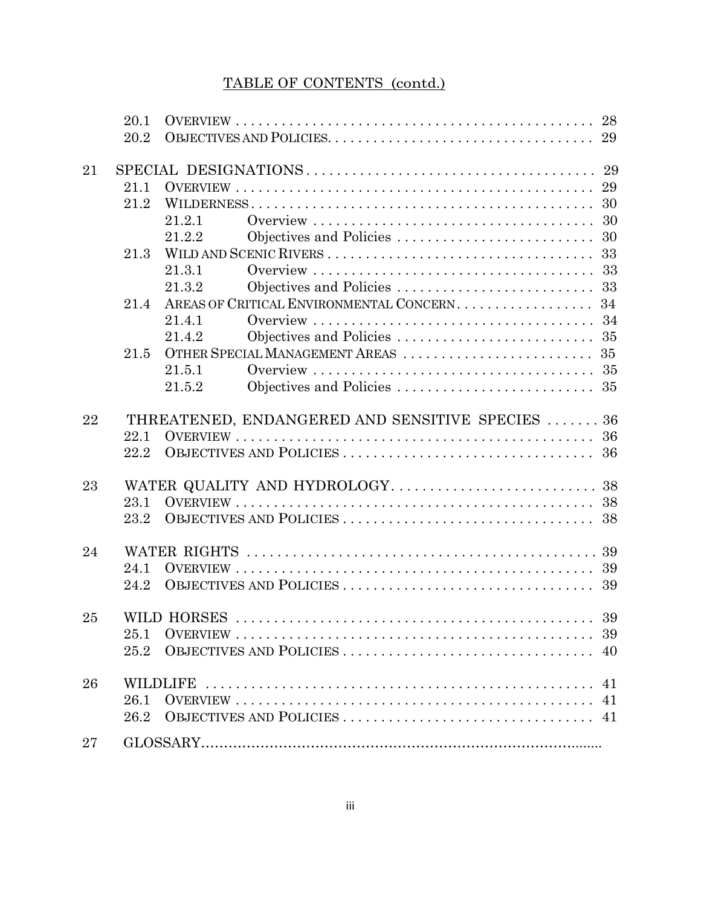# TABLE OF CONTENTS (contd.)

| | | | |
|---|---|---|---|
| | 20.1 | OVERVIEW | 28 |
| | 20.2 | OBJECTIVES AND POLICIES | 29 |
| 21 | SPECIAL DESIGNATIONS | | 29 |
| | 21.1 | OVERVIEW | 29 |
| | 21.2 | WILDERNESS | 30 |
| | | 21.2.1 Overview | 30 |
| | | 21.2.2 Objectives and Policies | 30 |
| | 21.3 | WILD AND SCENIC RIVERS | 33 |
| | | 21.3.1 Overview | 33 |
| | | 21.3.2 Objectives and Policies | 33 |
| | 21.4 | AREAS OF CRITICAL ENVIRONMENTAL CONCERN | 34 |
| | | 21.4.1 Overview | 34 |
| | | 21.4.2 Objectives and Policies | 35 |
| | 21.5 | OTHER SPECIAL MANAGEMENT AREAS | 35 |
| | | 21.5.1 Overview | 35 |
| | | 21.5.2 Objectives and Policies | 35 |
| 22 | THREATENED, ENDANGERED AND SENSITIVE SPECIES | | 36 |
| | 22.1 | OVERVIEW | 36 |
| | 22.2 | OBJECTIVES AND POLICIES | 36 |
| 23 | WATER QUALITY AND HYDROLOGY | | 38 |
| | 23.1 | OVERVIEW | 38 |
| | 23.2 | OBJECTIVES AND POLICIES | 38 |
| 24 | WATER RIGHTS | | 39 |
| | 24.1 | OVERVIEW | 39 |
| | 24.2 | OBJECTIVES AND POLICIES | 39 |
| 25 | WILD HORSES | | 39 |
| | 25.1 | OVERVIEW | 39 |
| | 25.2 | OBJECTIVES AND POLICIES | 40 |
| 26 | WILDLIFE | | 41 |
| | 26.1 | OVERVIEW | 41 |
| | 26.2 | OBJECTIVES AND POLICIES | 41 |
| 27 | GLOSSARY | | |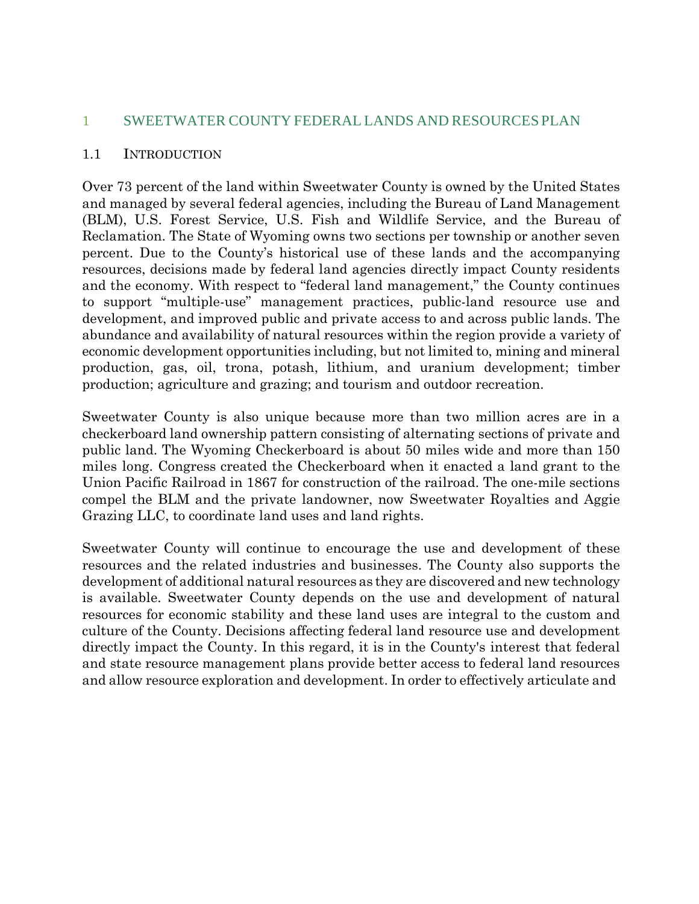# 1 SWEETWATER COUNTY FEDERAL LANDS AND RESOURCES PLAN

## 1.1 INTRODUCTION

Over 73 percent of the land within Sweetwater County is owned by the United States and managed by several federal agencies, including the Bureau of Land Management (BLM), U.S. Forest Service, U.S. Fish and Wildlife Service, and the Bureau of Reclamation. The State of Wyoming owns two sections per township or another seven percent. Due to the County's historical use of these lands and the accompanying resources, decisions made by federal land agencies directly impact County residents and the economy. With respect to "federal land management," the County continues to support "multiple-use" management practices, public-land resource use and development, and improved public and private access to and across public lands. The abundance and availability of natural resources within the region provide a variety of economic development opportunities including, but not limited to, mining and mineral production, gas, oil, trona, potash, lithium, and uranium development; timber production; agriculture and grazing; and tourism and outdoor recreation.

Sweetwater County is also unique because more than two million acres are in a checkerboard land ownership pattern consisting of alternating sections of private and public land. The Wyoming Checkerboard is about 50 miles wide and more than 150 miles long. Congress created the Checkerboard when it enacted a land grant to the Union Pacific Railroad in 1867 for construction of the railroad. The one-mile sections compel the BLM and the private landowner, now Sweetwater Royalties and Aggie Grazing LLC, to coordinate land uses and land rights.

Sweetwater County will continue to encourage the use and development of these resources and the related industries and businesses. The County also supports the development of additional natural resources as they are discovered and new technology is available. Sweetwater County depends on the use and development of natural resources for economic stability and these land uses are integral to the custom and culture of the County. Decisions affecting federal land resource use and development directly impact the County. In this regard, it is in the County's interest that federal and state resource management plans provide better access to federal land resources and allow resource exploration and development. In order to effectively articulate and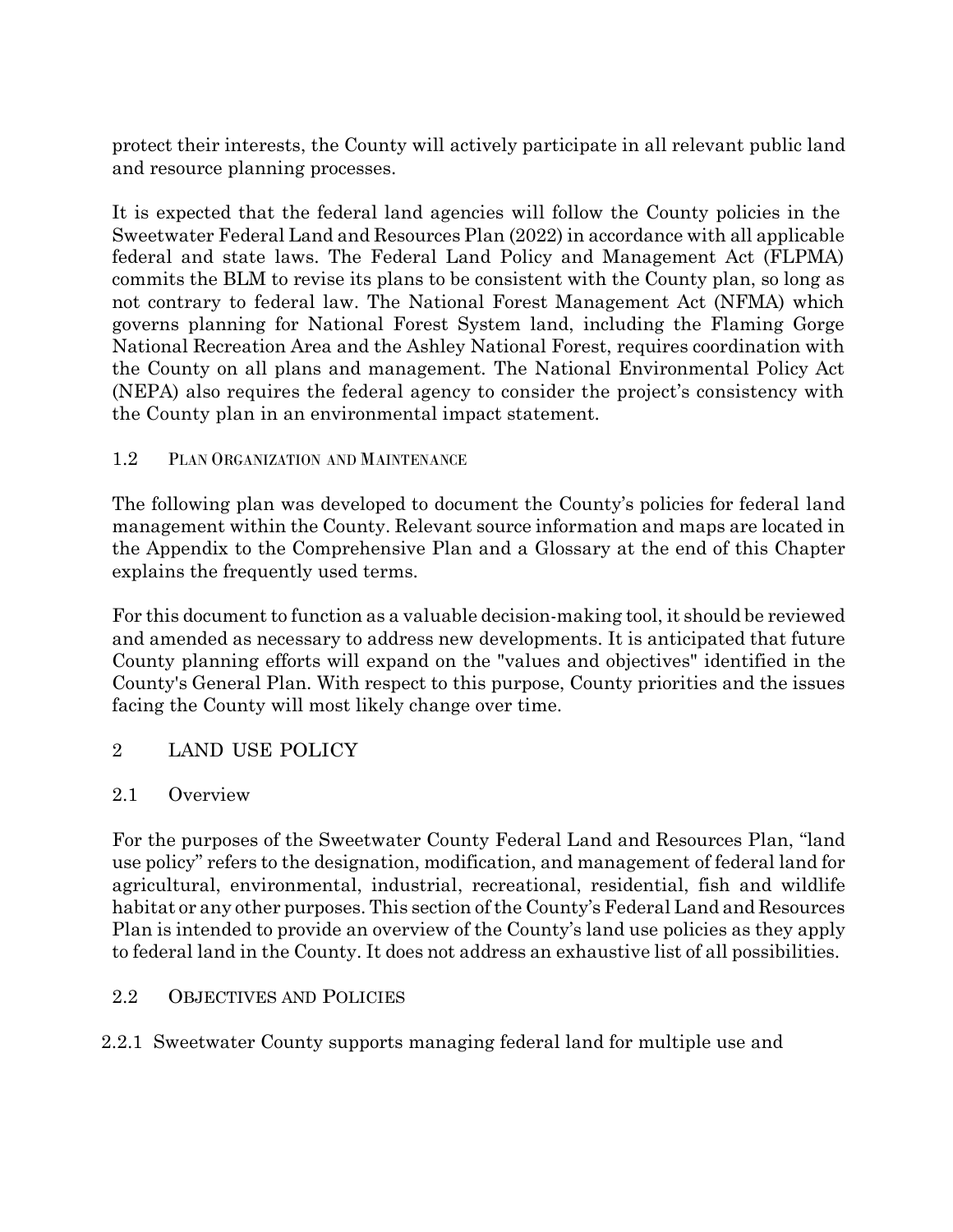protect their interests, the County will actively participate in all relevant public land and resource planning processes.

It is expected that the federal land agencies will follow the County policies in the Sweetwater Federal Land and Resources Plan (2022) in accordance with all applicable federal and state laws. The Federal Land Policy and Management Act (FLPMA) commits the BLM to revise its plans to be consistent with the County plan, so long as not contrary to federal law. The National Forest Management Act (NFMA) which governs planning for National Forest System land, including the Flaming Gorge National Recreation Area and the Ashley National Forest, requires coordination with the County on all plans and management. The National Environmental Policy Act (NEPA) also requires the federal agency to consider the project's consistency with the County plan in an environmental impact statement.

### 1.2 Plan Organization and Maintenance

The following plan was developed to document the County's policies for federal land management within the County. Relevant source information and maps are located in the Appendix to the Comprehensive Plan and a Glossary at the end of this Chapter explains the frequently used terms.

For this document to function as a valuable decision-making tool, it should be reviewed and amended as necessary to address new developments. It is anticipated that future County planning efforts will expand on the "values and objectives" identified in the County's General Plan. With respect to this purpose, County priorities and the issues facing the County will most likely change over time.

## 2 LAND USE POLICY

### 2.1 Overview

For the purposes of the Sweetwater County Federal Land and Resources Plan, "land use policy" refers to the designation, modification, and management of federal land for agricultural, environmental, industrial, recreational, residential, fish and wildlife habitat or any other purposes. This section of the County's Federal Land and Resources Plan is intended to provide an overview of the County's land use policies as they apply to federal land in the County. It does not address an exhaustive list of all possibilities.

### 2.2 Objectives and Policies

2.2.1 Sweetwater County supports managing federal land for multiple use and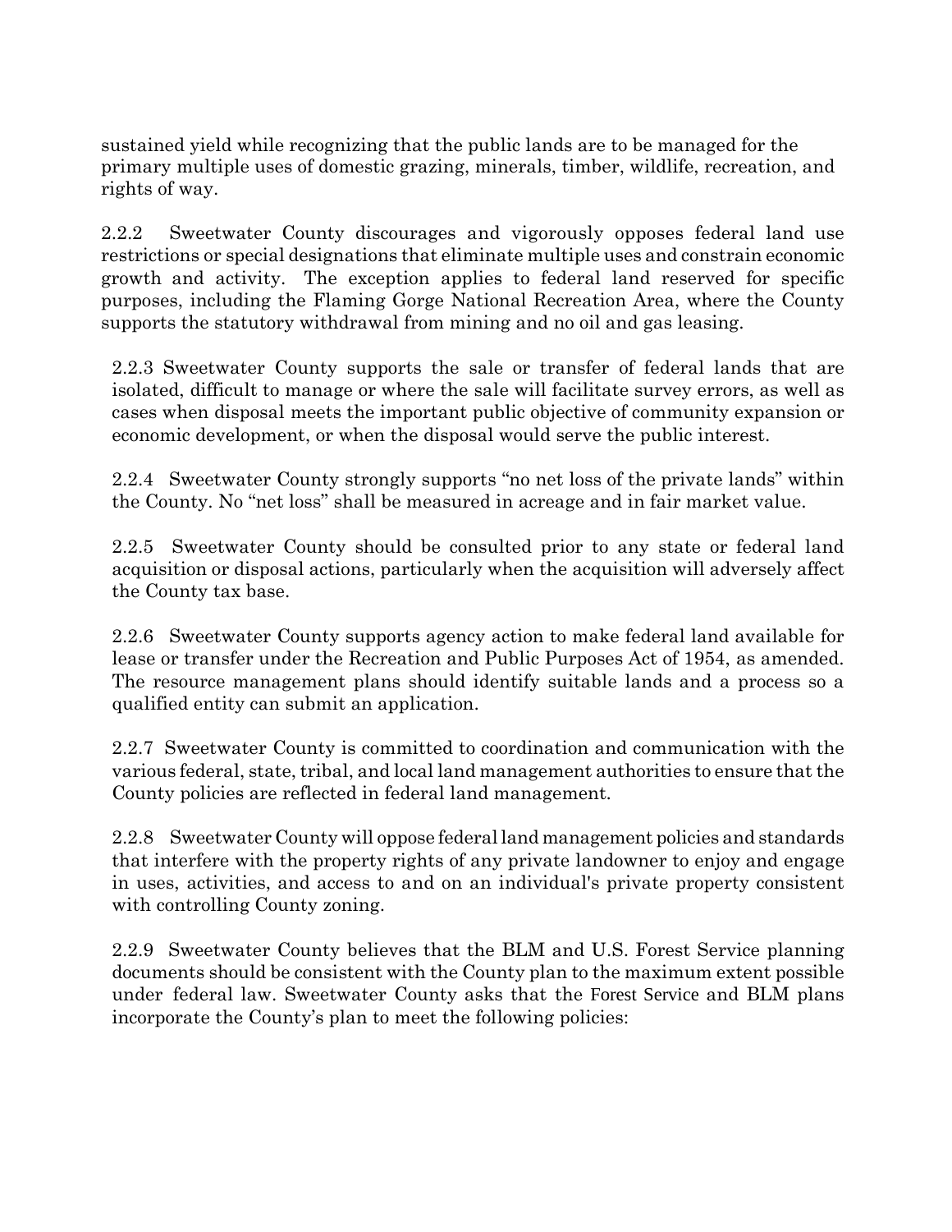sustained yield while recognizing that the public lands are to be managed for the primary multiple uses of domestic grazing, minerals, timber, wildlife, recreation, and rights of way.

2.2.2 Sweetwater County discourages and vigorously opposes federal land use restrictions or special designations that eliminate multiple uses and constrain economic growth and activity. The exception applies to federal land reserved for specific purposes, including the Flaming Gorge National Recreation Area, where the County supports the statutory withdrawal from mining and no oil and gas leasing.

2.2.3 Sweetwater County supports the sale or transfer of federal lands that are isolated, difficult to manage or where the sale will facilitate survey errors, as well as cases when disposal meets the important public objective of community expansion or economic development, or when the disposal would serve the public interest.

2.2.4 Sweetwater County strongly supports "no net loss of the private lands" within the County. No "net loss" shall be measured in acreage and in fair market value.

2.2.5 Sweetwater County should be consulted prior to any state or federal land acquisition or disposal actions, particularly when the acquisition will adversely affect the County tax base.

2.2.6 Sweetwater County supports agency action to make federal land available for lease or transfer under the Recreation and Public Purposes Act of 1954, as amended. The resource management plans should identify suitable lands and a process so a qualified entity can submit an application.

2.2.7 Sweetwater County is committed to coordination and communication with the various federal, state, tribal, and local land management authorities to ensure that the County policies are reflected in federal land management.

2.2.8 Sweetwater County will oppose federal land management policies and standards that interfere with the property rights of any private landowner to enjoy and engage in uses, activities, and access to and on an individual's private property consistent with controlling County zoning.

2.2.9 Sweetwater County believes that the BLM and U.S. Forest Service planning documents should be consistent with the County plan to the maximum extent possible under federal law. Sweetwater County asks that the Forest Service and BLM plans incorporate the County's plan to meet the following policies: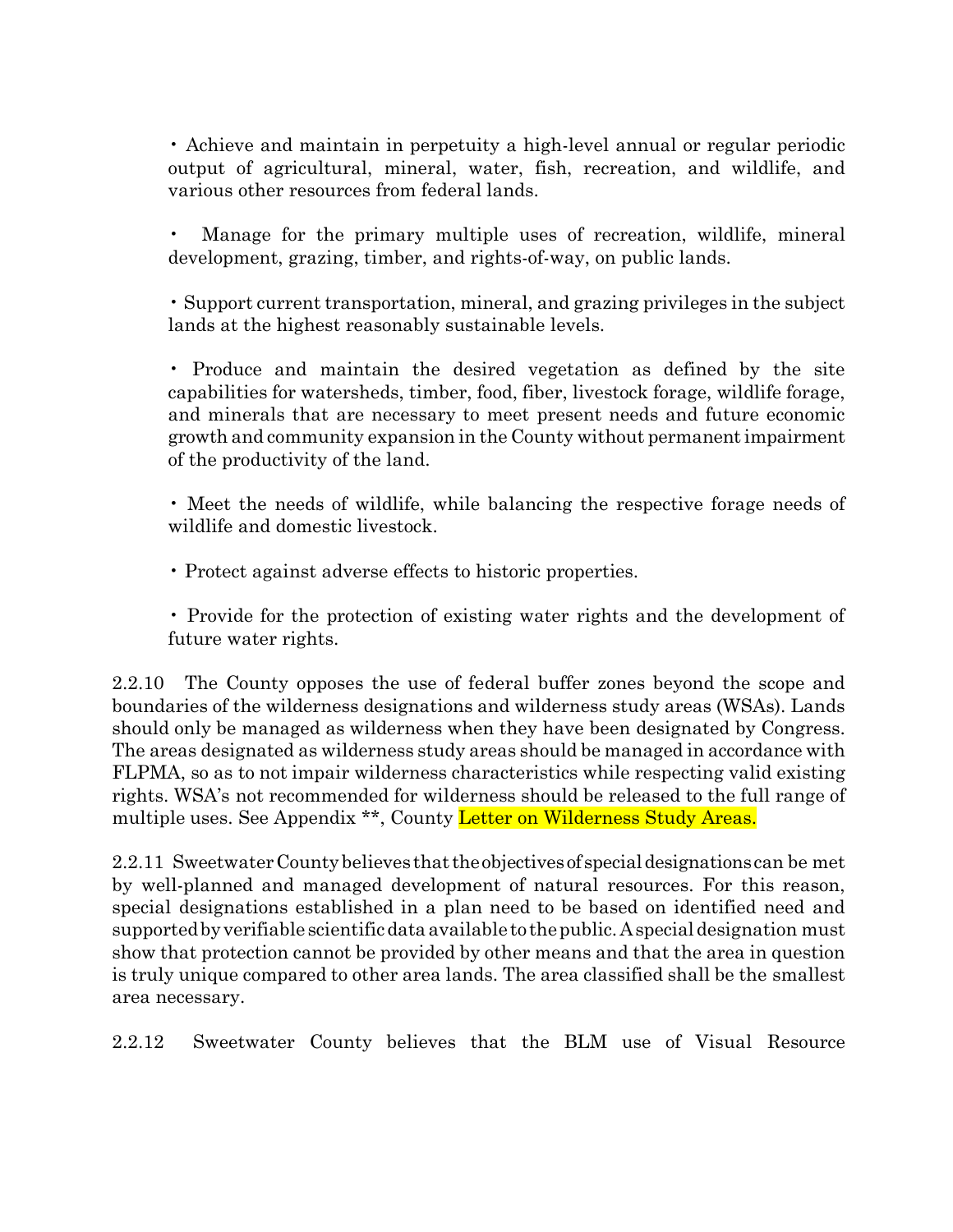- Achieve and maintain in perpetuity a high-level annual or regular periodic output of agricultural, mineral, water, fish, recreation, and wildlife, and various other resources from federal lands.

- Manage for the primary multiple uses of recreation, wildlife, mineral development, grazing, timber, and rights-of-way, on public lands.

- Support current transportation, mineral, and grazing privileges in the subject lands at the highest reasonably sustainable levels.

- Produce and maintain the desired vegetation as defined by the site capabilities for watersheds, timber, food, fiber, livestock forage, wildlife forage, and minerals that are necessary to meet present needs and future economic growth and community expansion in the County without permanent impairment of the productivity of the land.

- Meet the needs of wildlife, while balancing the respective forage needs of wildlife and domestic livestock.

- Protect against adverse effects to historic properties.

- Provide for the protection of existing water rights and the development of future water rights.

2.2.10 The County opposes the use of federal buffer zones beyond the scope and boundaries of the wilderness designations and wilderness study areas (WSAs). Lands should only be managed as wilderness when they have been designated by Congress. The areas designated as wilderness study areas should be managed in accordance with FLPMA, so as to not impair wilderness characteristics while respecting valid existing rights. WSA's not recommended for wilderness should be released to the full range of multiple uses. See Appendix **, County Letter on Wilderness Study Areas.

2.2.11 Sweetwater County believes that the objectives of special designations can be met by well-planned and managed development of natural resources. For this reason, special designations established in a plan need to be based on identified need and supported by verifiable scientific data available to the public. A special designation must show that protection cannot be provided by other means and that the area in question is truly unique compared to other area lands. The area classified shall be the smallest area necessary.

2.2.12 Sweetwater County believes that the BLM use of Visual Resource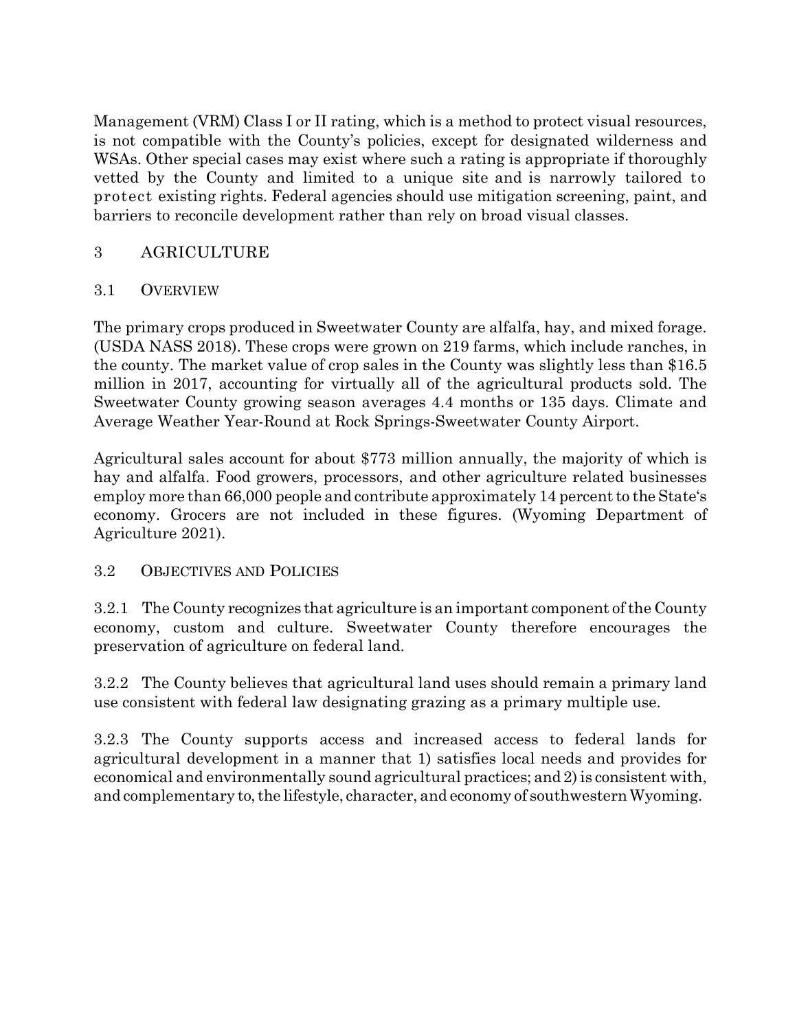Management (VRM) Class I or II rating, which is a method to protect visual resources, is not compatible with the County's policies, except for designated wilderness and WSAs. Other special cases may exist where such a rating is appropriate if thoroughly vetted by the County and limited to a unique site and is narrowly tailored to protect existing rights. Federal agencies should use mitigation screening, paint, and barriers to reconcile development rather than rely on broad visual classes.

# 3 AGRICULTURE

## 3.1 OVERVIEW

The primary crops produced in Sweetwater County are alfalfa, hay, and mixed forage. (USDA NASS 2018). These crops were grown on 219 farms, which include ranches, in the county. The market value of crop sales in the County was slightly less than $16.5 million in 2017, accounting for virtually all of the agricultural products sold. The Sweetwater County growing season averages 4.4 months or 135 days. Climate and Average Weather Year-Round at Rock Springs-Sweetwater County Airport.

Agricultural sales account for about $773 million annually, the majority of which is hay and alfalfa. Food growers, processors, and other agriculture related businesses employ more than 66,000 people and contribute approximately 14 percent to the State's economy. Grocers are not included in these figures. (Wyoming Department of Agriculture 2021).

## 3.2 OBJECTIVES AND POLICIES

3.2.1 The County recognizes that agriculture is an important component of the County economy, custom and culture. Sweetwater County therefore encourages the preservation of agriculture on federal land.

3.2.2 The County believes that agricultural land uses should remain a primary land use consistent with federal law designating grazing as a primary multiple use.

3.2.3 The County supports access and increased access to federal lands for agricultural development in a manner that 1) satisfies local needs and provides for economical and environmentally sound agricultural practices; and 2) is consistent with, and complementary to, the lifestyle, character, and economy of southwestern Wyoming.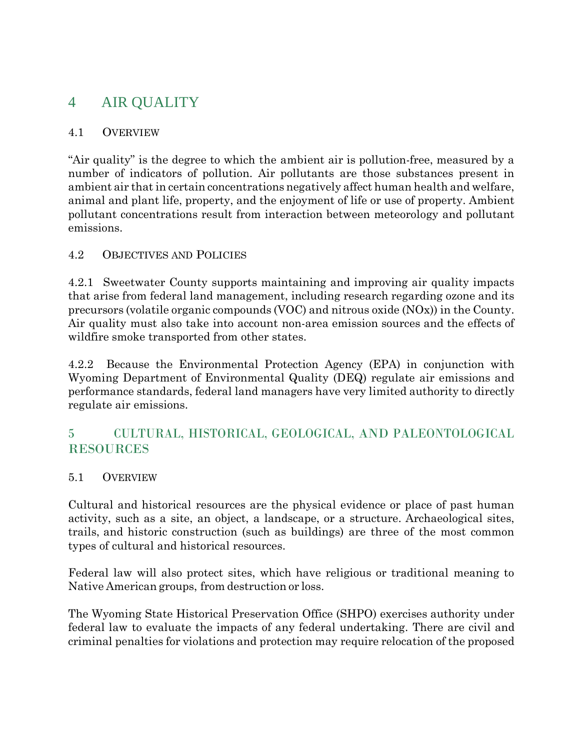# 4 AIR QUALITY

## 4.1 Overview

"Air quality" is the degree to which the ambient air is pollution-free, measured by a number of indicators of pollution. Air pollutants are those substances present in ambient air that in certain concentrations negatively affect human health and welfare, animal and plant life, property, and the enjoyment of life or use of property. Ambient pollutant concentrations result from interaction between meteorology and pollutant emissions.

## 4.2 Objectives and Policies

4.2.1 Sweetwater County supports maintaining and improving air quality impacts that arise from federal land management, including research regarding ozone and its precursors (volatile organic compounds (VOC) and nitrous oxide (NOx)) in the County. Air quality must also take into account non-area emission sources and the effects of wildfire smoke transported from other states.

4.2.2 Because the Environmental Protection Agency (EPA) in conjunction with Wyoming Department of Environmental Quality (DEQ) regulate air emissions and performance standards, federal land managers have very limited authority to directly regulate air emissions.

# 5 CULTURAL, HISTORICAL, GEOLOGICAL, AND PALEONTOLOGICAL RESOURCES

## 5.1 Overview

Cultural and historical resources are the physical evidence or place of past human activity, such as a site, an object, a landscape, or a structure. Archaeological sites, trails, and historic construction (such as buildings) are three of the most common types of cultural and historical resources.

Federal law will also protect sites, which have religious or traditional meaning to Native American groups, from destruction or loss.

The Wyoming State Historical Preservation Office (SHPO) exercises authority under federal law to evaluate the impacts of any federal undertaking. There are civil and criminal penalties for violations and protection may require relocation of the proposed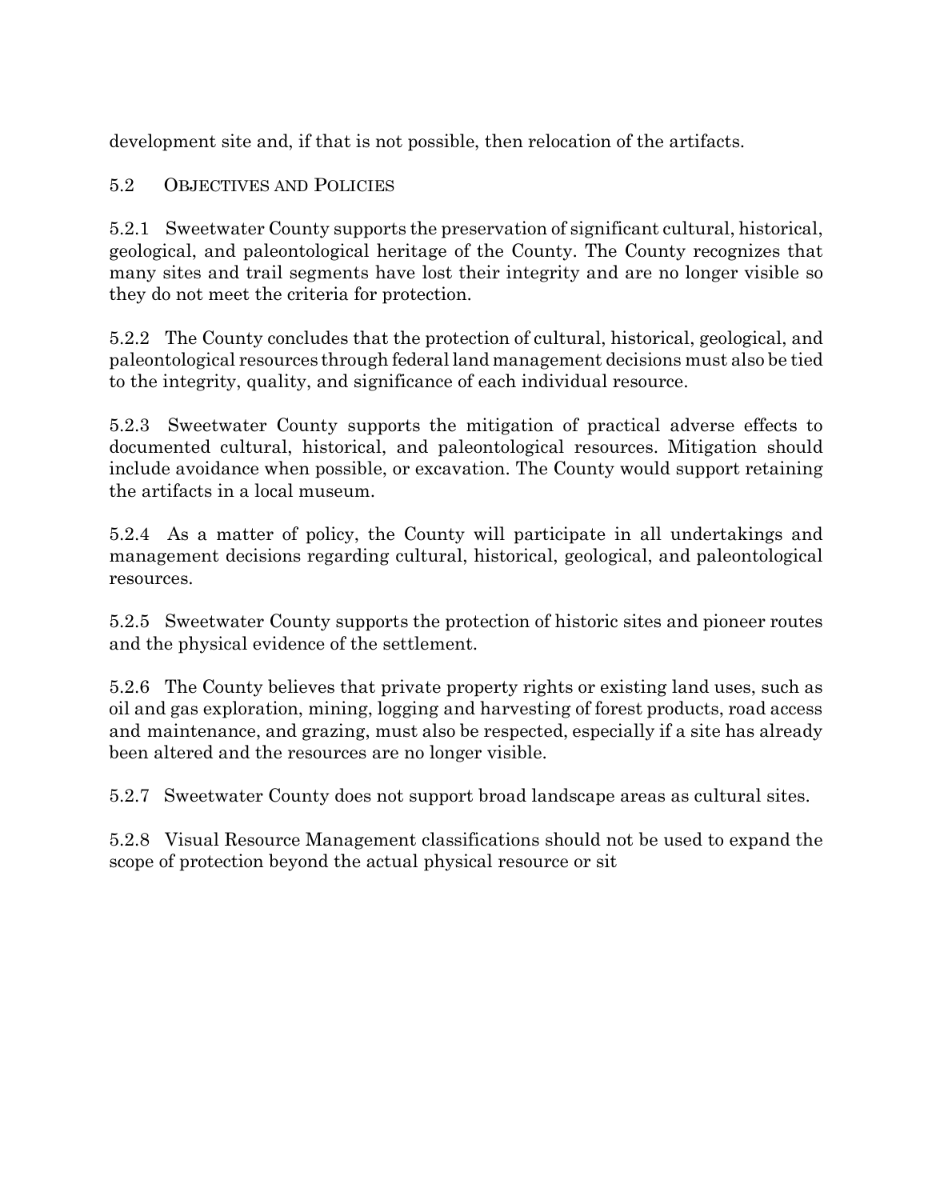development site and, if that is not possible, then relocation of the artifacts.

## 5.2 Objectives and Policies

5.2.1 Sweetwater County supports the preservation of significant cultural, historical, geological, and paleontological heritage of the County. The County recognizes that many sites and trail segments have lost their integrity and are no longer visible so they do not meet the criteria for protection.

5.2.2 The County concludes that the protection of cultural, historical, geological, and paleontological resources through federal land management decisions must also be tied to the integrity, quality, and significance of each individual resource.

5.2.3 Sweetwater County supports the mitigation of practical adverse effects to documented cultural, historical, and paleontological resources. Mitigation should include avoidance when possible, or excavation. The County would support retaining the artifacts in a local museum.

5.2.4 As a matter of policy, the County will participate in all undertakings and management decisions regarding cultural, historical, geological, and paleontological resources.

5.2.5 Sweetwater County supports the protection of historic sites and pioneer routes and the physical evidence of the settlement.

5.2.6 The County believes that private property rights or existing land uses, such as oil and gas exploration, mining, logging and harvesting of forest products, road access and maintenance, and grazing, must also be respected, especially if a site has already been altered and the resources are no longer visible.

5.2.7 Sweetwater County does not support broad landscape areas as cultural sites.

5.2.8 Visual Resource Management classifications should not be used to expand the scope of protection beyond the actual physical resource or sit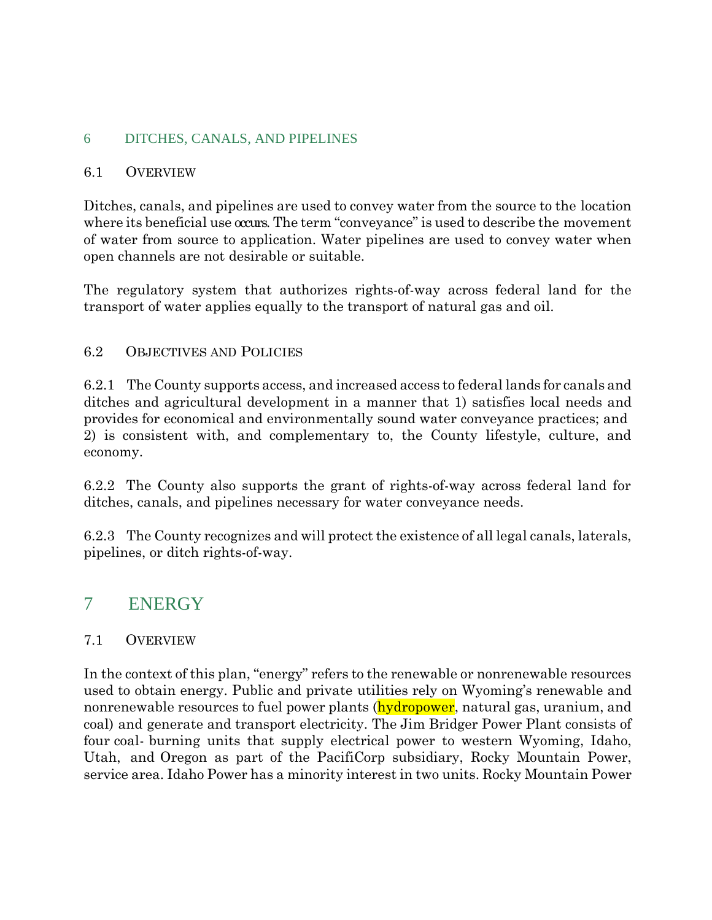# 6 DITCHES, CANALS, AND PIPELINES

## 6.1 OVERVIEW

Ditches, canals, and pipelines are used to convey water from the source to the location where its beneficial use occurs. The term “conveyance” is used to describe the movement of water from source to application. Water pipelines are used to convey water when open channels are not desirable or suitable.

The regulatory system that authorizes rights-of-way across federal land for the transport of water applies equally to the transport of natural gas and oil.

## 6.2 OBJECTIVES AND POLICIES

6.2.1 The County supports access, and increased access to federal lands for canals and ditches and agricultural development in a manner that 1) satisfies local needs and provides for economical and environmentally sound water conveyance practices; and 2) is consistent with, and complementary to, the County lifestyle, culture, and economy.

6.2.2 The County also supports the grant of rights-of-way across federal land for ditches, canals, and pipelines necessary for water conveyance needs.

6.2.3 The County recognizes and will protect the existence of all legal canals, laterals, pipelines, or ditch rights-of-way.

# 7 ENERGY

## 7.1 OVERVIEW

In the context of this plan, “energy” refers to the renewable or nonrenewable resources used to obtain energy. Public and private utilities rely on Wyoming’s renewable and nonrenewable resources to fuel power plants (hydropower, natural gas, uranium, and coal) and generate and transport electricity. The Jim Bridger Power Plant consists of four coal- burning units that supply electrical power to western Wyoming, Idaho, Utah, and Oregon as part of the PacifiCorp subsidiary, Rocky Mountain Power, service area. Idaho Power has a minority interest in two units. Rocky Mountain Power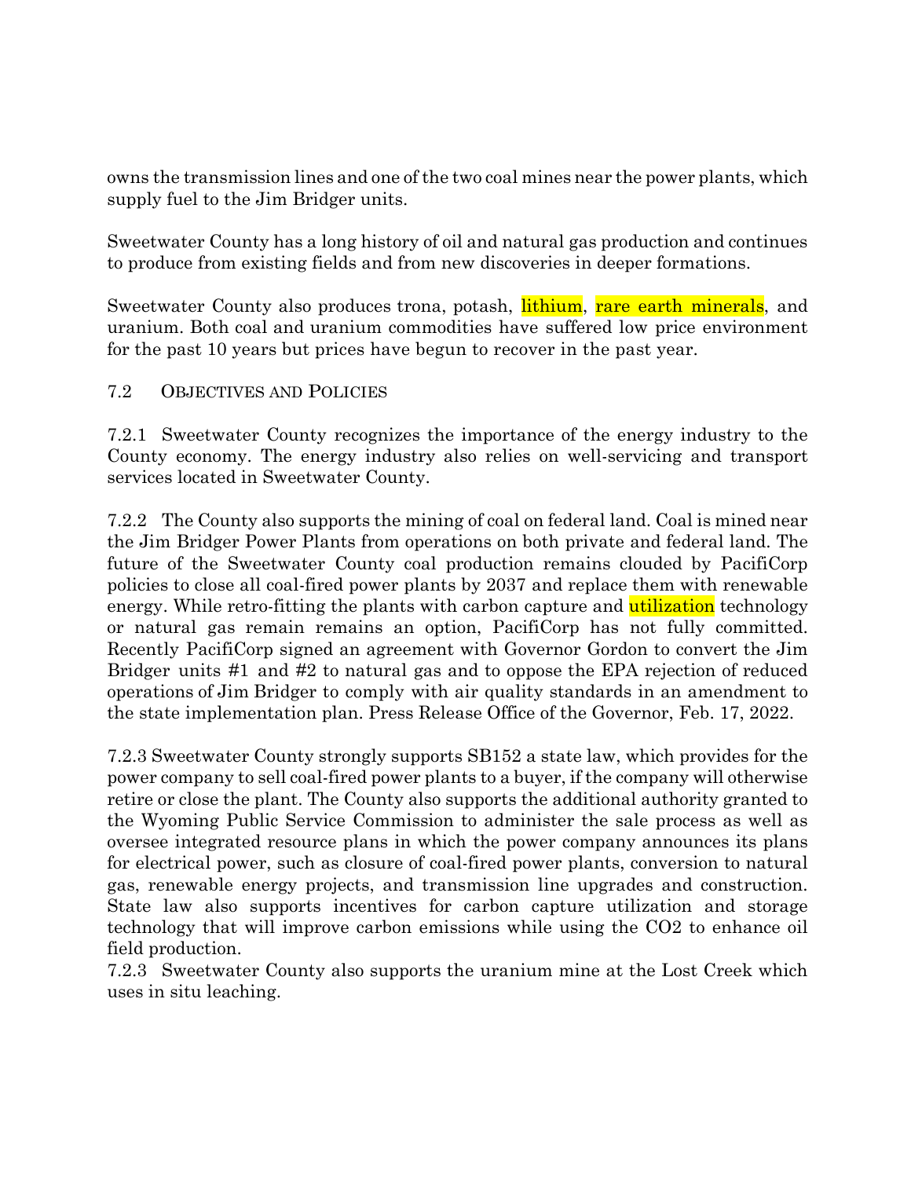owns the transmission lines and one of the two coal mines near the power plants, which supply fuel to the Jim Bridger units.

Sweetwater County has a long history of oil and natural gas production and continues to produce from existing fields and from new discoveries in deeper formations.

Sweetwater County also produces trona, potash, lithium, rare earth minerals, and uranium. Both coal and uranium commodities have suffered low price environment for the past 10 years but prices have begun to recover in the past year.

## 7.2 Objectives and Policies

7.2.1 Sweetwater County recognizes the importance of the energy industry to the County economy. The energy industry also relies on well-servicing and transport services located in Sweetwater County.

7.2.2 The County also supports the mining of coal on federal land. Coal is mined near the Jim Bridger Power Plants from operations on both private and federal land. The future of the Sweetwater County coal production remains clouded by PacifiCorp policies to close all coal-fired power plants by 2037 and replace them with renewable energy. While retro-fitting the plants with carbon capture and utilization technology or natural gas remain remains an option, PacifiCorp has not fully committed. Recently PacifiCorp signed an agreement with Governor Gordon to convert the Jim Bridger units #1 and #2 to natural gas and to oppose the EPA rejection of reduced operations of Jim Bridger to comply with air quality standards in an amendment to the state implementation plan. Press Release Office of the Governor, Feb. 17, 2022.

7.2.3 Sweetwater County strongly supports SB152 a state law, which provides for the power company to sell coal-fired power plants to a buyer, if the company will otherwise retire or close the plant. The County also supports the additional authority granted to the Wyoming Public Service Commission to administer the sale process as well as oversee integrated resource plans in which the power company announces its plans for electrical power, such as closure of coal-fired power plants, conversion to natural gas, renewable energy projects, and transmission line upgrades and construction. State law also supports incentives for carbon capture utilization and storage technology that will improve carbon emissions while using the $CO_2$ to enhance oil field production.

7.2.3 Sweetwater County also supports the uranium mine at the Lost Creek which uses in situ leaching.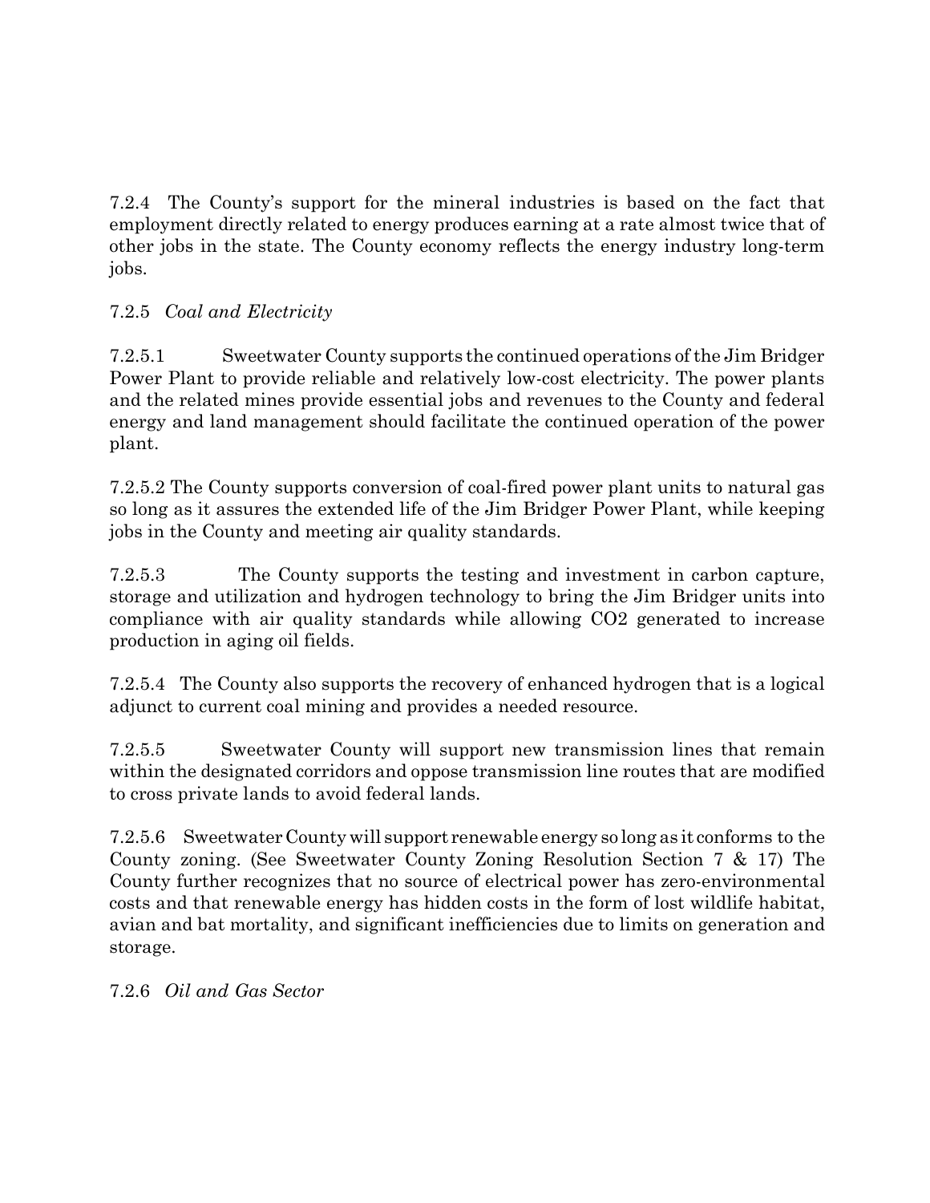7.2.4 The County's support for the mineral industries is based on the fact that employment directly related to energy produces earning at a rate almost twice that of other jobs in the state. The County economy reflects the energy industry long-term jobs.

7.2.5 *Coal and Electricity*

7.2.5.1 Sweetwater County supports the continued operations of the Jim Bridger Power Plant to provide reliable and relatively low-cost electricity. The power plants and the related mines provide essential jobs and revenues to the County and federal energy and land management should facilitate the continued operation of the power plant.

7.2.5.2 The County supports conversion of coal-fired power plant units to natural gas so long as it assures the extended life of the Jim Bridger Power Plant, while keeping jobs in the County and meeting air quality standards.

7.2.5.3 The County supports the testing and investment in carbon capture, storage and utilization and hydrogen technology to bring the Jim Bridger units into compliance with air quality standards while allowing $CO_2$ generated to increase production in aging oil fields.

7.2.5.4 The County also supports the recovery of enhanced hydrogen that is a logical adjunct to current coal mining and provides a needed resource.

7.2.5.5 Sweetwater County will support new transmission lines that remain within the designated corridors and oppose transmission line routes that are modified to cross private lands to avoid federal lands.

7.2.5.6 Sweetwater County will support renewable energy so long as it conforms to the County zoning. (See Sweetwater County Zoning Resolution Section 7 & 17) The County further recognizes that no source of electrical power has zero-environmental costs and that renewable energy has hidden costs in the form of lost wildlife habitat, avian and bat mortality, and significant inefficiencies due to limits on generation and storage.

7.2.6 *Oil and Gas Sector*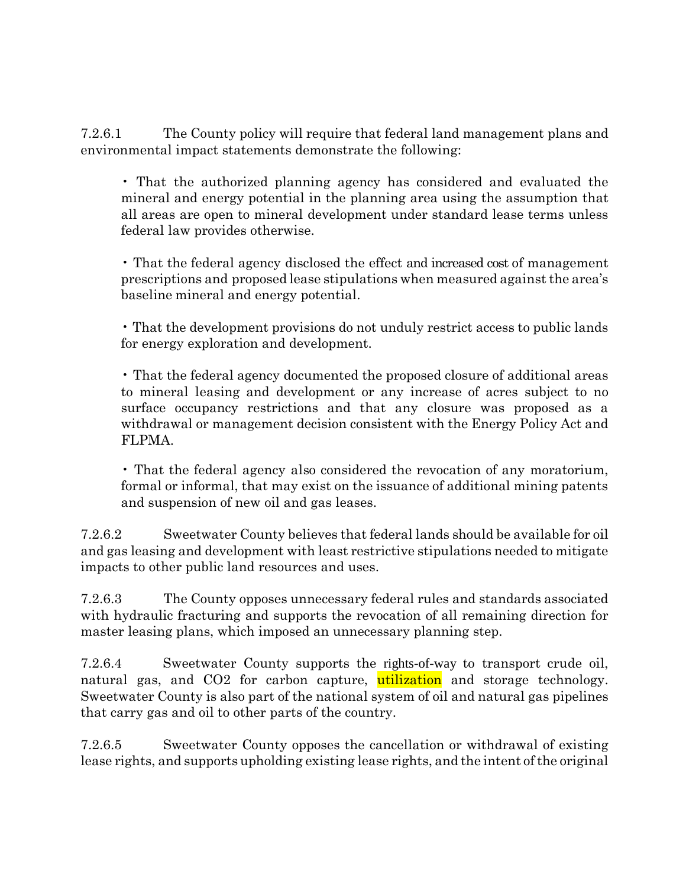7.2.6.1 The County policy will require that federal land management plans and environmental impact statements demonstrate the following:

- That the authorized planning agency has considered and evaluated the mineral and energy potential in the planning area using the assumption that all areas are open to mineral development under standard lease terms unless federal law provides otherwise.

- That the federal agency disclosed the effect and increased cost of management prescriptions and proposed lease stipulations when measured against the area's baseline mineral and energy potential.

- That the development provisions do not unduly restrict access to public lands for energy exploration and development.

- That the federal agency documented the proposed closure of additional areas to mineral leasing and development or any increase of acres subject to no surface occupancy restrictions and that any closure was proposed as a withdrawal or management decision consistent with the Energy Policy Act and FLPMA.

- That the federal agency also considered the revocation of any moratorium, formal or informal, that may exist on the issuance of additional mining patents and suspension of new oil and gas leases.

7.2.6.2 Sweetwater County believes that federal lands should be available for oil and gas leasing and development with least restrictive stipulations needed to mitigate impacts to other public land resources and uses.

7.2.6.3 The County opposes unnecessary federal rules and standards associated with hydraulic fracturing and supports the revocation of all remaining direction for master leasing plans, which imposed an unnecessary planning step.

7.2.6.4 Sweetwater County supports the rights-of-way to transport crude oil, natural gas, and $CO_2$ for carbon capture, utilization and storage technology. Sweetwater County is also part of the national system of oil and natural gas pipelines that carry gas and oil to other parts of the country.

7.2.6.5 Sweetwater County opposes the cancellation or withdrawal of existing lease rights, and supports upholding existing lease rights, and the intent of the original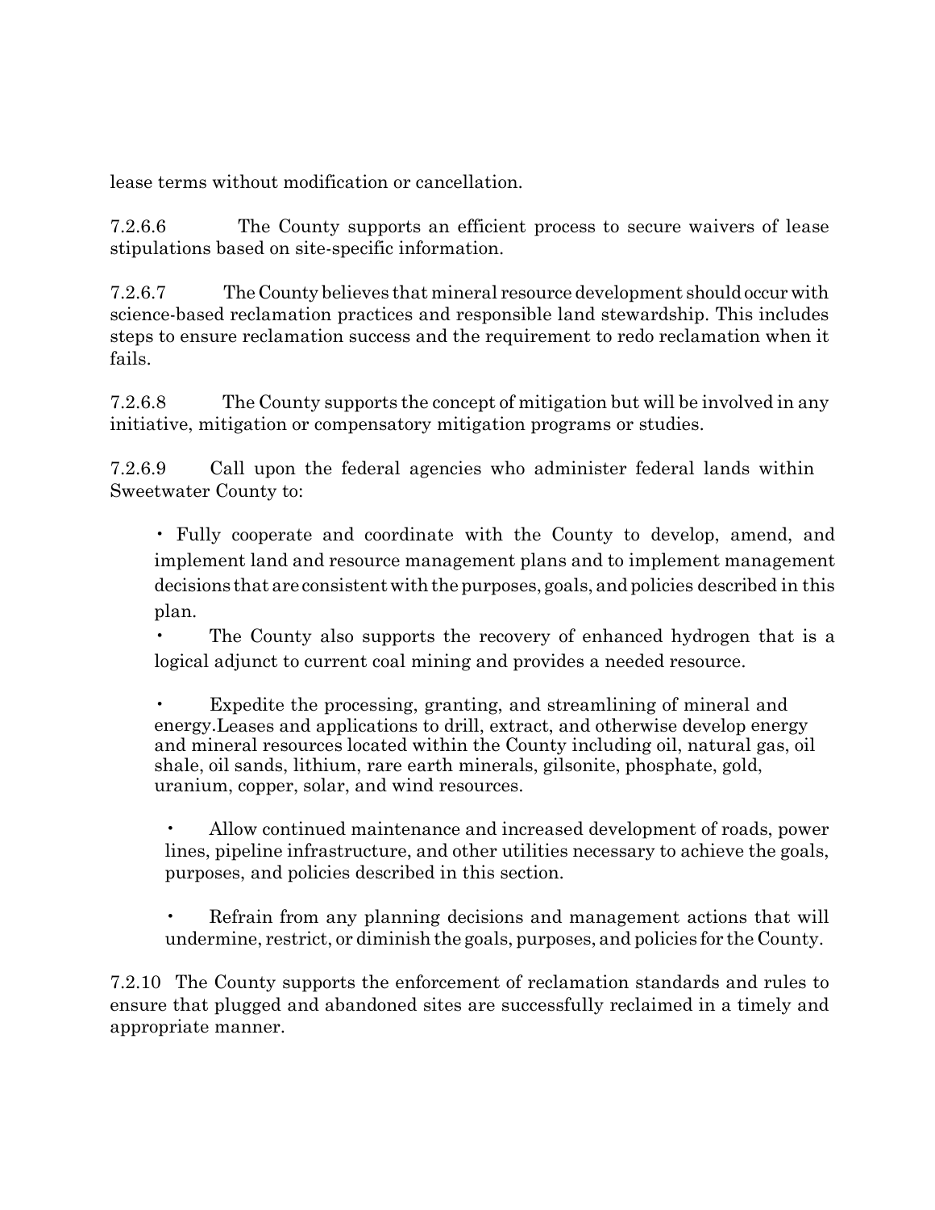lease terms without modification or cancellation.

7.2.6.6 The County supports an efficient process to secure waivers of lease stipulations based on site-specific information.

7.2.6.7 The County believes that mineral resource development should occur with science-based reclamation practices and responsible land stewardship. This includes steps to ensure reclamation success and the requirement to redo reclamation when it fails.

7.2.6.8 The County supports the concept of mitigation but will be involved in any initiative, mitigation or compensatory mitigation programs or studies.

7.2.6.9 Call upon the federal agencies who administer federal lands within Sweetwater County to:

- Fully cooperate and coordinate with the County to develop, amend, and implement land and resource management plans and to implement management decisions that are consistent with the purposes, goals, and policies described in this plan.
- The County also supports the recovery of enhanced hydrogen that is a logical adjunct to current coal mining and provides a needed resource.
- Expedite the processing, granting, and streamlining of mineral and energy.Leases and applications to drill, extract, and otherwise develop energy and mineral resources located within the County including oil, natural gas, oil shale, oil sands, lithium, rare earth minerals, gilsonite, phosphate, gold, uranium, copper, solar, and wind resources.
- Allow continued maintenance and increased development of roads, power lines, pipeline infrastructure, and other utilities necessary to achieve the goals, purposes, and policies described in this section.
- Refrain from any planning decisions and management actions that will undermine, restrict, or diminish the goals, purposes, and policies for the County.

7.2.10 The County supports the enforcement of reclamation standards and rules to ensure that plugged and abandoned sites are successfully reclaimed in a timely and appropriate manner.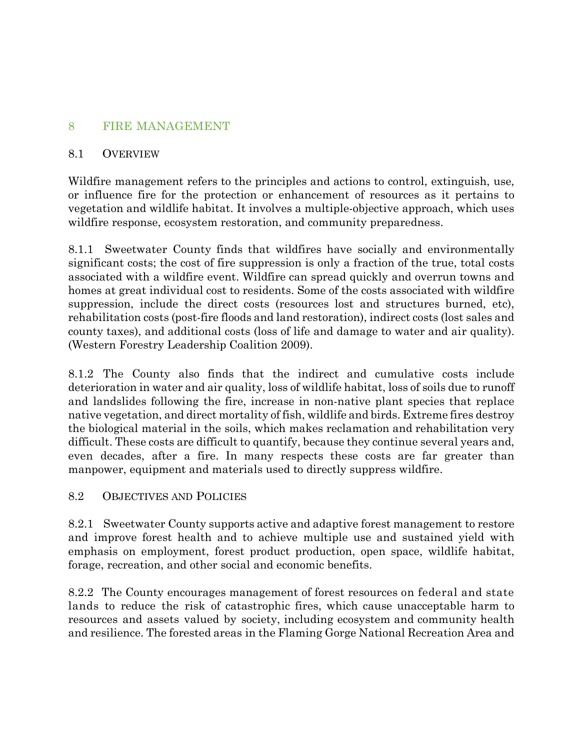# 8 FIRE MANAGEMENT

## 8.1 OVERVIEW

Wildfire management refers to the principles and actions to control, extinguish, use, or influence fire for the protection or enhancement of resources as it pertains to vegetation and wildlife habitat. It involves a multiple-objective approach, which uses wildfire response, ecosystem restoration, and community preparedness.

8.1.1 Sweetwater County finds that wildfires have socially and environmentally significant costs; the cost of fire suppression is only a fraction of the true, total costs associated with a wildfire event. Wildfire can spread quickly and overrun towns and homes at great individual cost to residents. Some of the costs associated with wildfire suppression, include the direct costs (resources lost and structures burned, etc), rehabilitation costs (post-fire floods and land restoration), indirect costs (lost sales and county taxes), and additional costs (loss of life and damage to water and air quality). (Western Forestry Leadership Coalition 2009).

8.1.2 The County also finds that the indirect and cumulative costs include deterioration in water and air quality, loss of wildlife habitat, loss of soils due to runoff and landslides following the fire, increase in non-native plant species that replace native vegetation, and direct mortality of fish, wildlife and birds. Extreme fires destroy the biological material in the soils, which makes reclamation and rehabilitation very difficult. These costs are difficult to quantify, because they continue several years and, even decades, after a fire. In many respects these costs are far greater than manpower, equipment and materials used to directly suppress wildfire.

## 8.2 OBJECTIVES AND POLICIES

8.2.1 Sweetwater County supports active and adaptive forest management to restore and improve forest health and to achieve multiple use and sustained yield with emphasis on employment, forest product production, open space, wildlife habitat, forage, recreation, and other social and economic benefits.

8.2.2 The County encourages management of forest resources on federal and state lands to reduce the risk of catastrophic fires, which cause unacceptable harm to resources and assets valued by society, including ecosystem and community health and resilience. The forested areas in the Flaming Gorge National Recreation Area and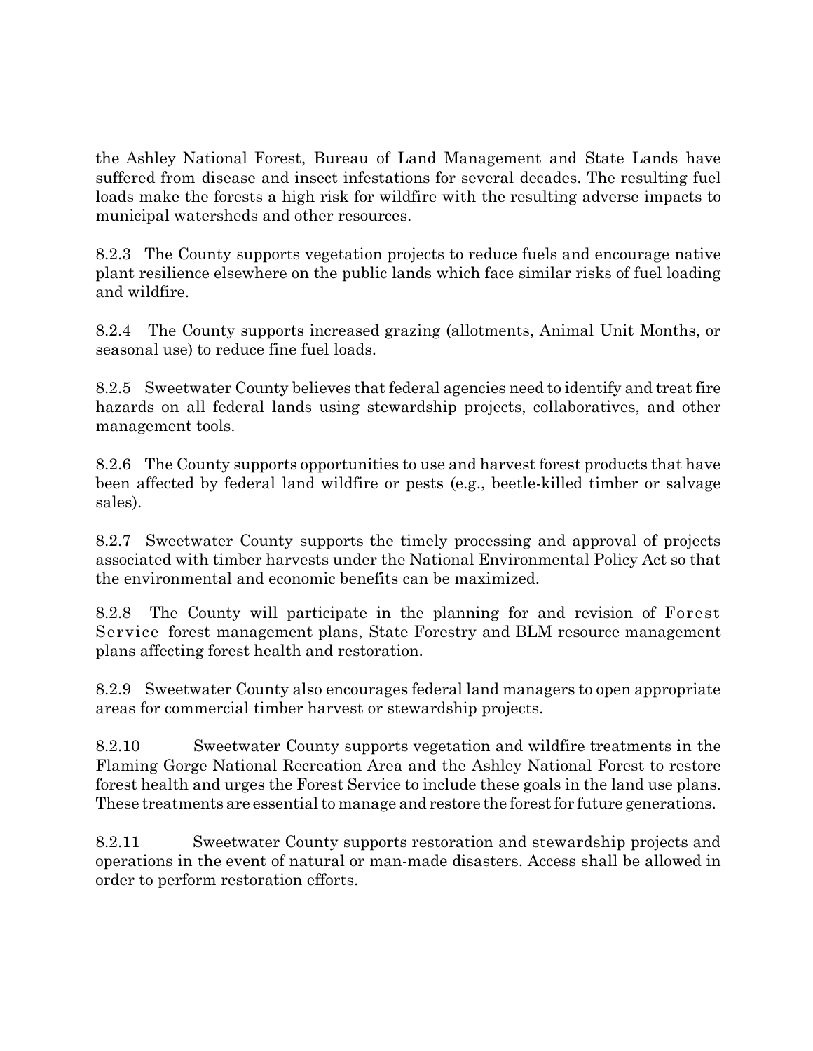the Ashley National Forest, Bureau of Land Management and State Lands have suffered from disease and insect infestations for several decades. The resulting fuel loads make the forests a high risk for wildfire with the resulting adverse impacts to municipal watersheds and other resources.

8.2.3 The County supports vegetation projects to reduce fuels and encourage native plant resilience elsewhere on the public lands which face similar risks of fuel loading and wildfire.

8.2.4 The County supports increased grazing (allotments, Animal Unit Months, or seasonal use) to reduce fine fuel loads.

8.2.5 Sweetwater County believes that federal agencies need to identify and treat fire hazards on all federal lands using stewardship projects, collaboratives, and other management tools.

8.2.6 The County supports opportunities to use and harvest forest products that have been affected by federal land wildfire or pests (e.g., beetle-killed timber or salvage sales).

8.2.7 Sweetwater County supports the timely processing and approval of projects associated with timber harvests under the National Environmental Policy Act so that the environmental and economic benefits can be maximized.

8.2.8 The County will participate in the planning for and revision of Forest Service forest management plans, State Forestry and BLM resource management plans affecting forest health and restoration.

8.2.9 Sweetwater County also encourages federal land managers to open appropriate areas for commercial timber harvest or stewardship projects.

8.2.10 Sweetwater County supports vegetation and wildfire treatments in the Flaming Gorge National Recreation Area and the Ashley National Forest to restore forest health and urges the Forest Service to include these goals in the land use plans. These treatments are essential to manage and restore the forest for future generations.

8.2.11 Sweetwater County supports restoration and stewardship projects and operations in the event of natural or man-made disasters. Access shall be allowed in order to perform restoration efforts.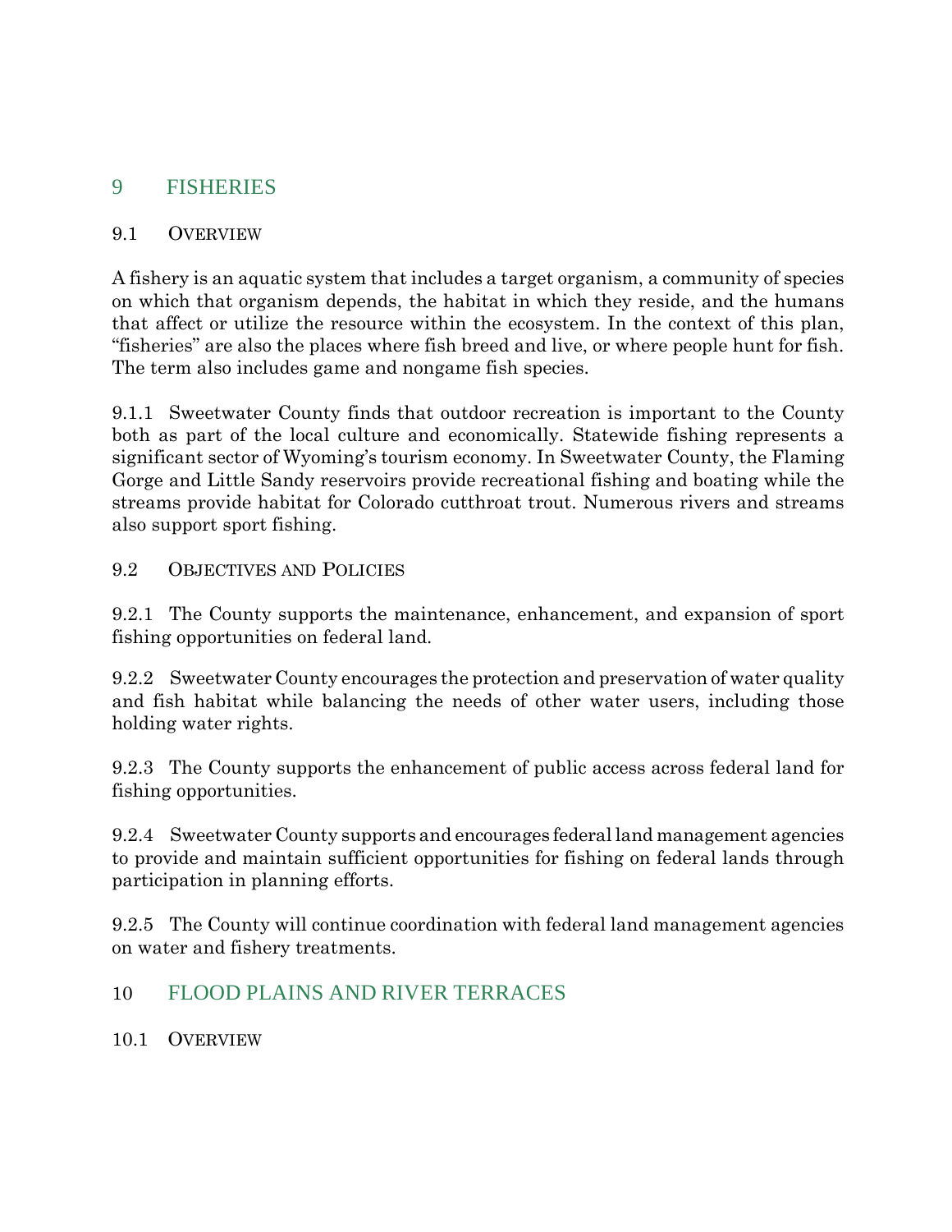# 9 FISHERIES

## 9.1 OVERVIEW

A fishery is an aquatic system that includes a target organism, a community of species on which that organism depends, the habitat in which they reside, and the humans that affect or utilize the resource within the ecosystem. In the context of this plan, "fisheries" are also the places where fish breed and live, or where people hunt for fish. The term also includes game and nongame fish species.

9.1.1 Sweetwater County finds that outdoor recreation is important to the County both as part of the local culture and economically. Statewide fishing represents a significant sector of Wyoming's tourism economy. In Sweetwater County, the Flaming Gorge and Little Sandy reservoirs provide recreational fishing and boating while the streams provide habitat for Colorado cutthroat trout. Numerous rivers and streams also support sport fishing.

## 9.2 OBJECTIVES AND POLICIES

9.2.1 The County supports the maintenance, enhancement, and expansion of sport fishing opportunities on federal land.

9.2.2 Sweetwater County encourages the protection and preservation of water quality and fish habitat while balancing the needs of other water users, including those holding water rights.

9.2.3 The County supports the enhancement of public access across federal land for fishing opportunities.

9.2.4 Sweetwater County supports and encourages federal land management agencies to provide and maintain sufficient opportunities for fishing on federal lands through participation in planning efforts.

9.2.5 The County will continue coordination with federal land management agencies on water and fishery treatments.

# 10 FLOOD PLAINS AND RIVER TERRACES

## 10.1 OVERVIEW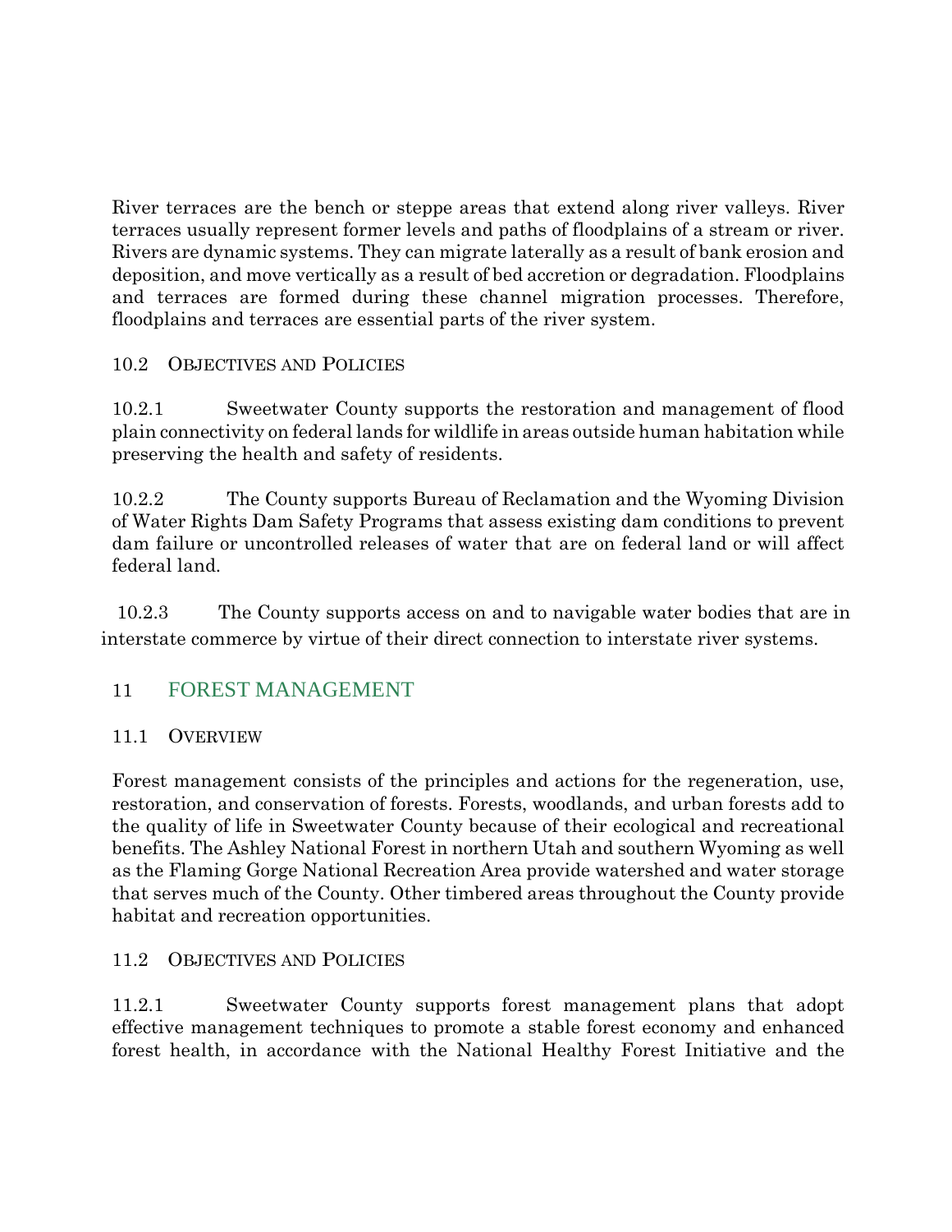River terraces are the bench or steppe areas that extend along river valleys. River terraces usually represent former levels and paths of floodplains of a stream or river. Rivers are dynamic systems. They can migrate laterally as a result of bank erosion and deposition, and move vertically as a result of bed accretion or degradation. Floodplains and terraces are formed during these channel migration processes. Therefore, floodplains and terraces are essential parts of the river system.

### 10.2 Objectives and Policies

10.2.1 Sweetwater County supports the restoration and management of flood plain connectivity on federal lands for wildlife in areas outside human habitation while preserving the health and safety of residents.

10.2.2 The County supports Bureau of Reclamation and the Wyoming Division of Water Rights Dam Safety Programs that assess existing dam conditions to prevent dam failure or uncontrolled releases of water that are on federal land or will affect federal land.

10.2.3 The County supports access on and to navigable water bodies that are in interstate commerce by virtue of their direct connection to interstate river systems.

## 11 FOREST MANAGEMENT

### 11.1 Overview

Forest management consists of the principles and actions for the regeneration, use, restoration, and conservation of forests. Forests, woodlands, and urban forests add to the quality of life in Sweetwater County because of their ecological and recreational benefits. The Ashley National Forest in northern Utah and southern Wyoming as well as the Flaming Gorge National Recreation Area provide watershed and water storage that serves much of the County. Other timbered areas throughout the County provide habitat and recreation opportunities.

### 11.2 Objectives and Policies

11.2.1 Sweetwater County supports forest management plans that adopt effective management techniques to promote a stable forest economy and enhanced forest health, in accordance with the National Healthy Forest Initiative and the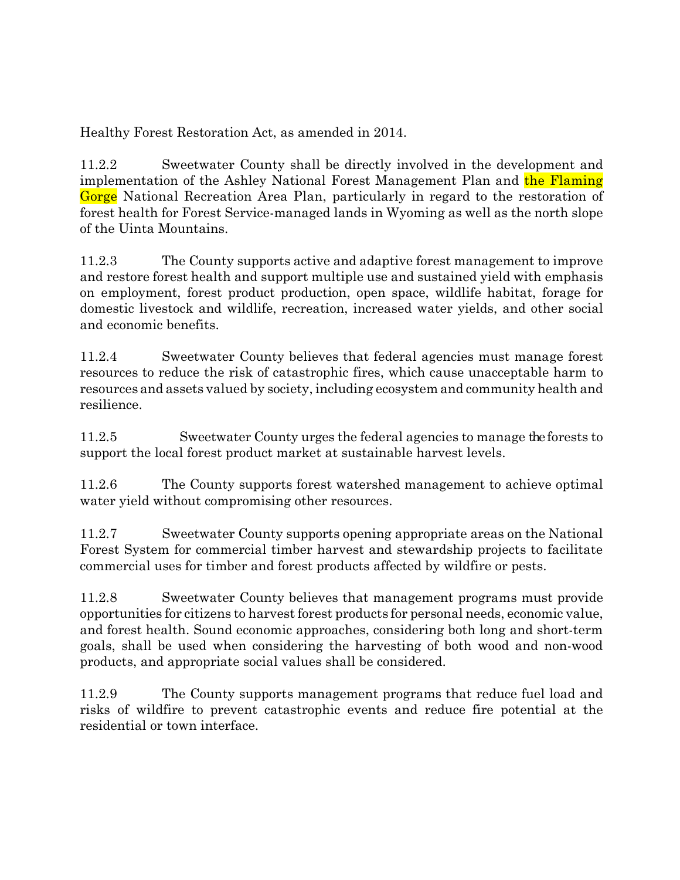Healthy Forest Restoration Act, as amended in 2014.

11.2.2 Sweetwater County shall be directly involved in the development and implementation of the Ashley National Forest Management Plan and the Flaming Gorge National Recreation Area Plan, particularly in regard to the restoration of forest health for Forest Service-managed lands in Wyoming as well as the north slope of the Uinta Mountains.

11.2.3 The County supports active and adaptive forest management to improve and restore forest health and support multiple use and sustained yield with emphasis on employment, forest product production, open space, wildlife habitat, forage for domestic livestock and wildlife, recreation, increased water yields, and other social and economic benefits.

11.2.4 Sweetwater County believes that federal agencies must manage forest resources to reduce the risk of catastrophic fires, which cause unacceptable harm to resources and assets valued by society, including ecosystem and community health and resilience.

11.2.5 Sweetwater County urges the federal agencies to manage the forests to support the local forest product market at sustainable harvest levels.

11.2.6 The County supports forest watershed management to achieve optimal water yield without compromising other resources.

11.2.7 Sweetwater County supports opening appropriate areas on the National Forest System for commercial timber harvest and stewardship projects to facilitate commercial uses for timber and forest products affected by wildfire or pests.

11.2.8 Sweetwater County believes that management programs must provide opportunities for citizens to harvest forest products for personal needs, economic value, and forest health. Sound economic approaches, considering both long and short-term goals, shall be used when considering the harvesting of both wood and non-wood products, and appropriate social values shall be considered.

11.2.9 The County supports management programs that reduce fuel load and risks of wildfire to prevent catastrophic events and reduce fire potential at the residential or town interface.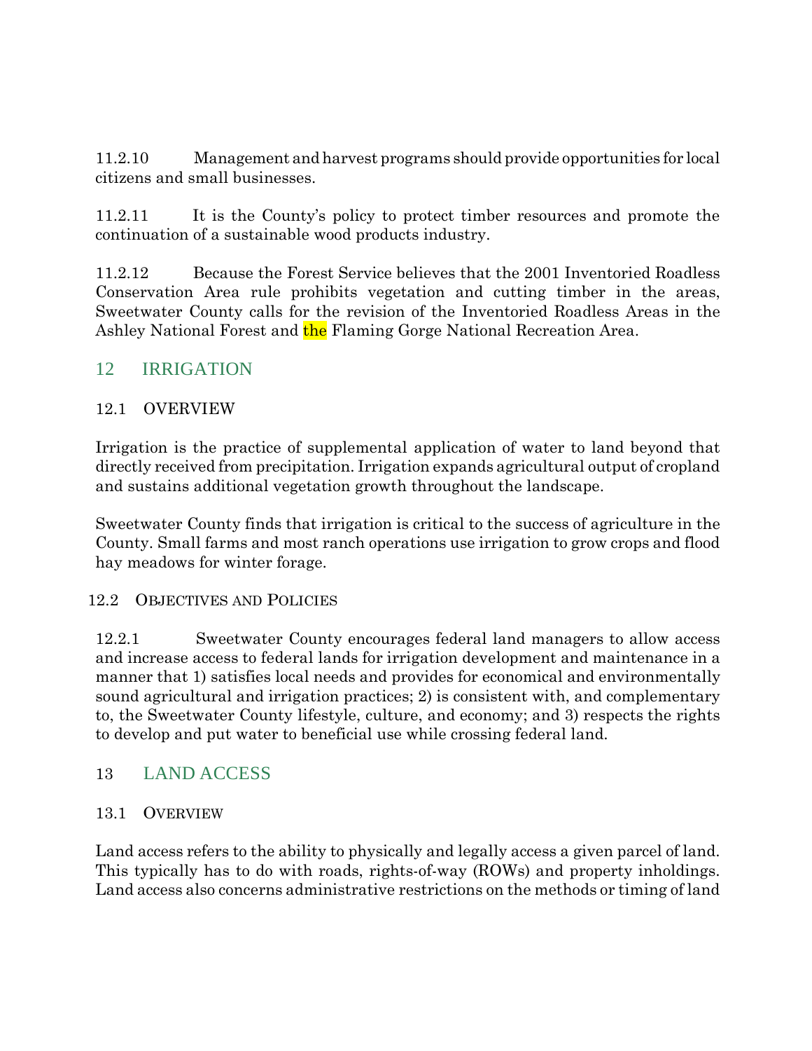11.2.10 Management and harvest programs should provide opportunities for local citizens and small businesses.

11.2.11 It is the County's policy to protect timber resources and promote the continuation of a sustainable wood products industry.

11.2.12 Because the Forest Service believes that the 2001 Inventoried Roadless Conservation Area rule prohibits vegetation and cutting timber in the areas, Sweetwater County calls for the revision of the Inventoried Roadless Areas in the Ashley National Forest and the Flaming Gorge National Recreation Area.

# 12 IRRIGATION

## 12.1 OVERVIEW

Irrigation is the practice of supplemental application of water to land beyond that directly received from precipitation. Irrigation expands agricultural output of cropland and sustains additional vegetation growth throughout the landscape.

Sweetwater County finds that irrigation is critical to the success of agriculture in the County. Small farms and most ranch operations use irrigation to grow crops and flood hay meadows for winter forage.

## 12.2 OBJECTIVES AND POLICIES

12.2.1 Sweetwater County encourages federal land managers to allow access and increase access to federal lands for irrigation development and maintenance in a manner that 1) satisfies local needs and provides for economical and environmentally sound agricultural and irrigation practices; 2) is consistent with, and complementary to, the Sweetwater County lifestyle, culture, and economy; and 3) respects the rights to develop and put water to beneficial use while crossing federal land.

# 13 LAND ACCESS

## 13.1 OVERVIEW

Land access refers to the ability to physically and legally access a given parcel of land. This typically has to do with roads, rights-of-way (ROWs) and property inholdings. Land access also concerns administrative restrictions on the methods or timing of land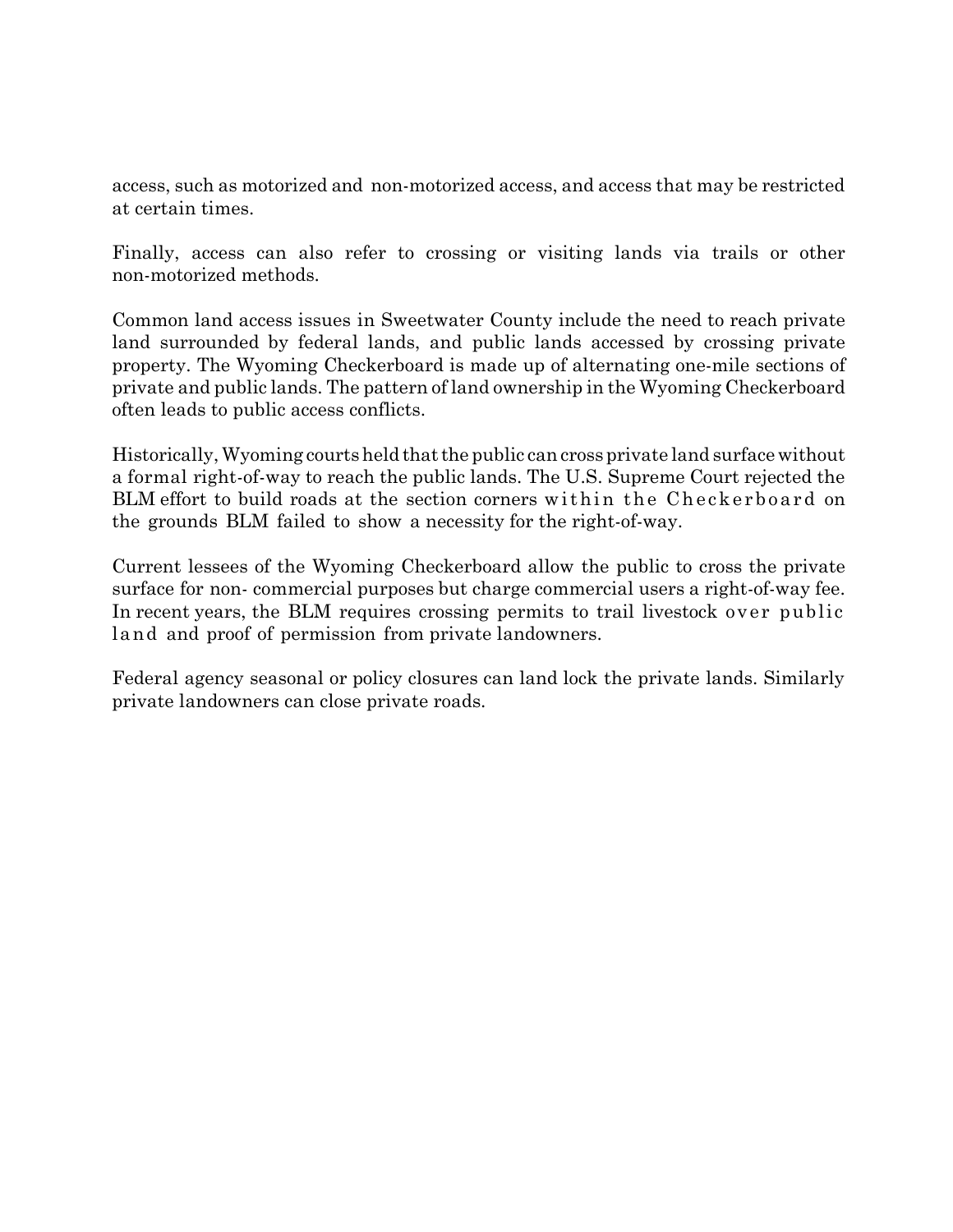access, such as motorized and non-motorized access, and access that may be restricted at certain times.

Finally, access can also refer to crossing or visiting lands via trails or other non-motorized methods.

Common land access issues in Sweetwater County include the need to reach private land surrounded by federal lands, and public lands accessed by crossing private property. The Wyoming Checkerboard is made up of alternating one-mile sections of private and public lands. The pattern of land ownership in the Wyoming Checkerboard often leads to public access conflicts.

Historically, Wyoming courts held that the public can cross private land surface without a formal right-of-way to reach the public lands. The U.S. Supreme Court rejected the BLM effort to build roads at the section corners within the Checkerboard on the grounds BLM failed to show a necessity for the right-of-way.

Current lessees of the Wyoming Checkerboard allow the public to cross the private surface for non- commercial purposes but charge commercial users a right-of-way fee. In recent years, the BLM requires crossing permits to trail livestock over public land and proof of permission from private landowners.

Federal agency seasonal or policy closures can land lock the private lands. Similarly private landowners can close private roads.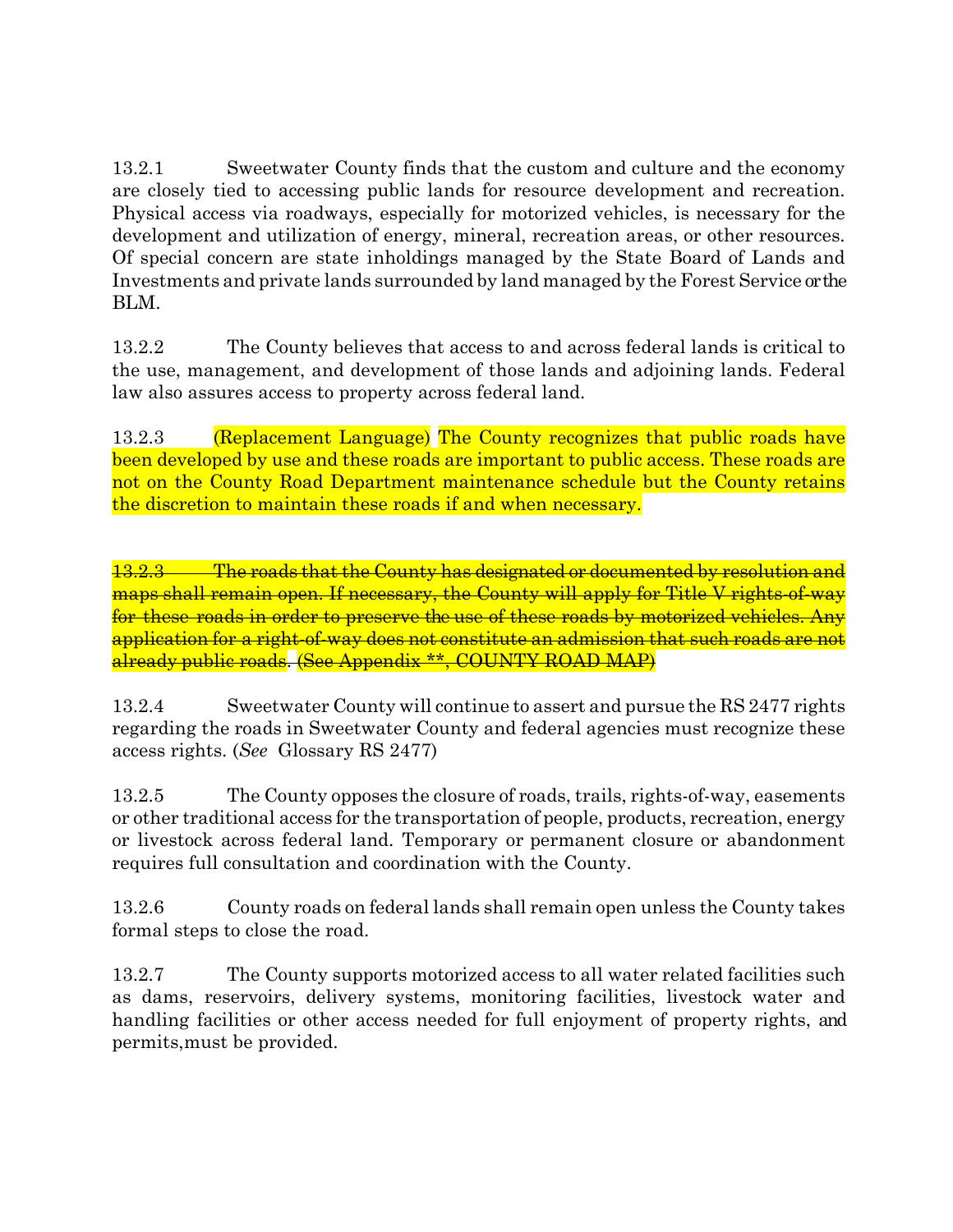13.2.1 Sweetwater County finds that the custom and culture and the economy are closely tied to accessing public lands for resource development and recreation. Physical access via roadways, especially for motorized vehicles, is necessary for the development and utilization of energy, mineral, recreation areas, or other resources. Of special concern are state inholdings managed by the State Board of Lands and Investments and private lands surrounded by land managed by the Forest Service or the BLM.

13.2.2 The County believes that access to and across federal lands is critical to the use, management, and development of those lands and adjoining lands. Federal law also assures access to property across federal land.

13.2.3 (Replacement Language) The County recognizes that public roads have been developed by use and these roads are important to public access. These roads are not on the County Road Department maintenance schedule but the County retains the discretion to maintain these roads if and when necessary.

~~13.2.3 The roads that the County has designated or documented by resolution and maps shall remain open. If necessary, the County will apply for Title V rights-of-way for these roads in order to preserve the use of these roads by motorized vehicles. Any application for a right-of-way does not constitute an admission that such roads are not already public roads. (See Appendix **, COUNTY ROAD MAP)~~

13.2.4 Sweetwater County will continue to assert and pursue the RS 2477 rights regarding the roads in Sweetwater County and federal agencies must recognize these access rights. (*See* Glossary RS 2477)

13.2.5 The County opposes the closure of roads, trails, rights-of-way, easements or other traditional access for the transportation of people, products, recreation, energy or livestock across federal land. Temporary or permanent closure or abandonment requires full consultation and coordination with the County.

13.2.6 County roads on federal lands shall remain open unless the County takes formal steps to close the road.

13.2.7 The County supports motorized access to all water related facilities such as dams, reservoirs, delivery systems, monitoring facilities, livestock water and handling facilities or other access needed for full enjoyment of property rights, and permits,must be provided.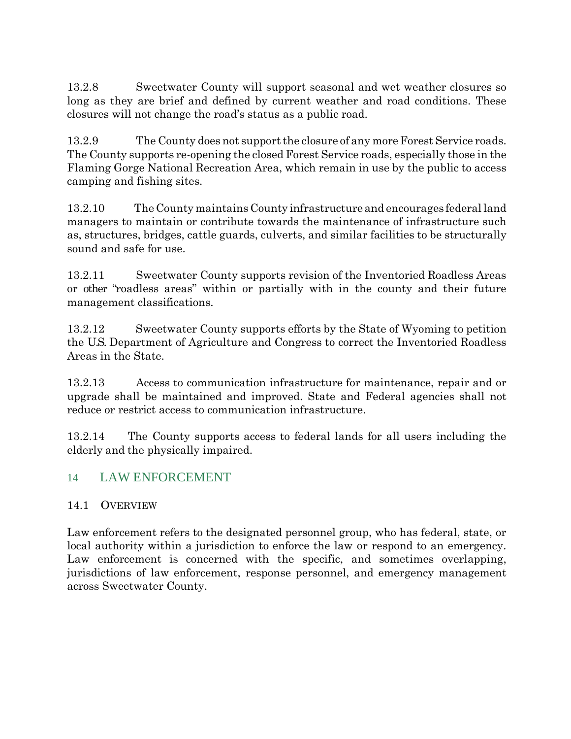13.2.8 Sweetwater County will support seasonal and wet weather closures so long as they are brief and defined by current weather and road conditions. These closures will not change the road's status as a public road.

13.2.9 The County does not support the closure of any more Forest Service roads. The County supports re-opening the closed Forest Service roads, especially those in the Flaming Gorge National Recreation Area, which remain in use by the public to access camping and fishing sites.

13.2.10 The County maintains County infrastructure and encourages federal land managers to maintain or contribute towards the maintenance of infrastructure such as, structures, bridges, cattle guards, culverts, and similar facilities to be structurally sound and safe for use.

13.2.11 Sweetwater County supports revision of the Inventoried Roadless Areas or other "roadless areas" within or partially with in the county and their future management classifications.

13.2.12 Sweetwater County supports efforts by the State of Wyoming to petition the U.S. Department of Agriculture and Congress to correct the Inventoried Roadless Areas in the State.

13.2.13 Access to communication infrastructure for maintenance, repair and or upgrade shall be maintained and improved. State and Federal agencies shall not reduce or restrict access to communication infrastructure.

13.2.14 The County supports access to federal lands for all users including the elderly and the physically impaired.

# 14 LAW ENFORCEMENT

## 14.1 OVERVIEW

Law enforcement refers to the designated personnel group, who has federal, state, or local authority within a jurisdiction to enforce the law or respond to an emergency. Law enforcement is concerned with the specific, and sometimes overlapping, jurisdictions of law enforcement, response personnel, and emergency management across Sweetwater County.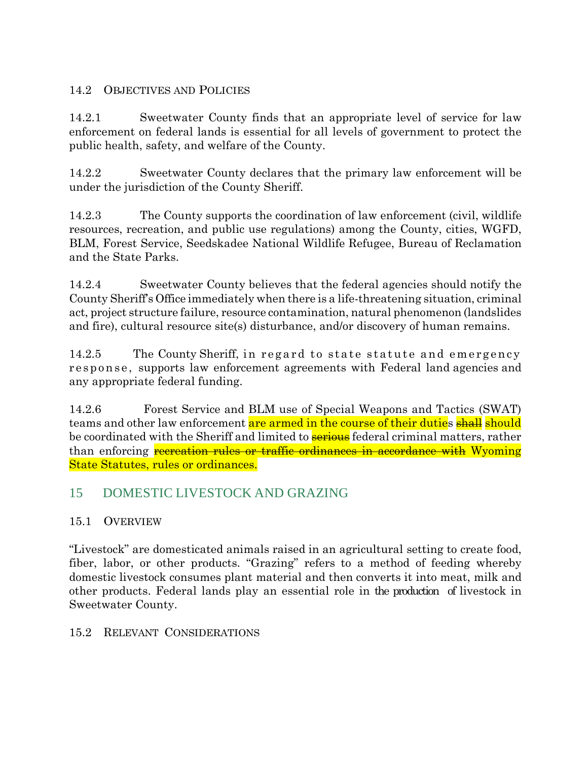### 14.2 OBJECTIVES AND POLICIES

14.2.1 Sweetwater County finds that an appropriate level of service for law enforcement on federal lands is essential for all levels of government to protect the public health, safety, and welfare of the County.

14.2.2 Sweetwater County declares that the primary law enforcement will be under the jurisdiction of the County Sheriff.

14.2.3 The County supports the coordination of law enforcement (civil, wildlife resources, recreation, and public use regulations) among the County, cities, WGFD, BLM, Forest Service, Seedskadee National Wildlife Refugee, Bureau of Reclamation and the State Parks.

14.2.4 Sweetwater County believes that the federal agencies should notify the County Sheriff's Office immediately when there is a life-threatening situation, criminal act, project structure failure, resource contamination, natural phenomenon (landslides and fire), cultural resource site(s) disturbance, and/or discovery of human remains.

14.2.5 The County Sheriff, in regard to state statute and emergency response, supports law enforcement agreements with Federal land agencies and any appropriate federal funding.

14.2.6 Forest Service and BLM use of Special Weapons and Tactics (SWAT) teams and other law enforcement are armed in the course of their duties ~~shall~~ should be coordinated with the Sheriff and limited to ~~serious~~ federal criminal matters, rather than enforcing ~~recreation rules or traffic ordinances in accordance with~~ Wyoming State Statutes, rules or ordinances.

## 15 DOMESTIC LIVESTOCK AND GRAZING

### 15.1 OVERVIEW

"Livestock" are domesticated animals raised in an agricultural setting to create food, fiber, labor, or other products. "Grazing" refers to a method of feeding whereby domestic livestock consumes plant material and then converts it into meat, milk and other products. Federal lands play an essential role in the production of livestock in Sweetwater County.

### 15.2 RELEVANT CONSIDERATIONS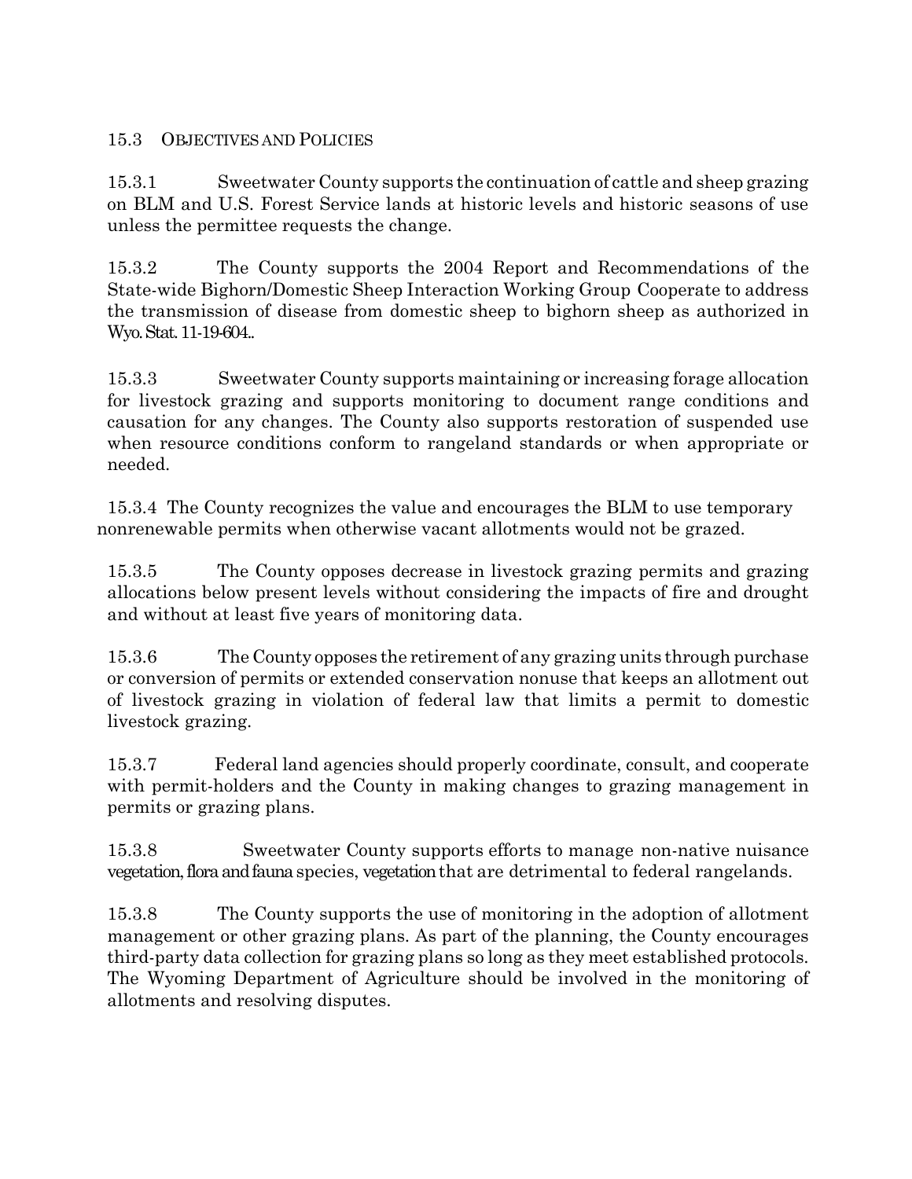## 15.3 OBJECTIVES AND POLICIES

15.3.1 Sweetwater County supports the continuation of cattle and sheep grazing on BLM and U.S. Forest Service lands at historic levels and historic seasons of use unless the permittee requests the change.

15.3.2 The County supports the 2004 Report and Recommendations of the State-wide Bighorn/Domestic Sheep Interaction Working Group Cooperate to address the transmission of disease from domestic sheep to bighorn sheep as authorized in Wyo. Stat. 11-19-604..

15.3.3 Sweetwater County supports maintaining or increasing forage allocation for livestock grazing and supports monitoring to document range conditions and causation for any changes. The County also supports restoration of suspended use when resource conditions conform to rangeland standards or when appropriate or needed.

15.3.4 The County recognizes the value and encourages the BLM to use temporary nonrenewable permits when otherwise vacant allotments would not be grazed.

15.3.5 The County opposes decrease in livestock grazing permits and grazing allocations below present levels without considering the impacts of fire and drought and without at least five years of monitoring data.

15.3.6 The County opposes the retirement of any grazing units through purchase or conversion of permits or extended conservation nonuse that keeps an allotment out of livestock grazing in violation of federal law that limits a permit to domestic livestock grazing.

15.3.7 Federal land agencies should properly coordinate, consult, and cooperate with permit-holders and the County in making changes to grazing management in permits or grazing plans.

15.3.8 Sweetwater County supports efforts to manage non-native nuisance vegetation, flora and fauna species, vegetation that are detrimental to federal rangelands.

15.3.8 The County supports the use of monitoring in the adoption of allotment management or other grazing plans. As part of the planning, the County encourages third-party data collection for grazing plans so long as they meet established protocols. The Wyoming Department of Agriculture should be involved in the monitoring of allotments and resolving disputes.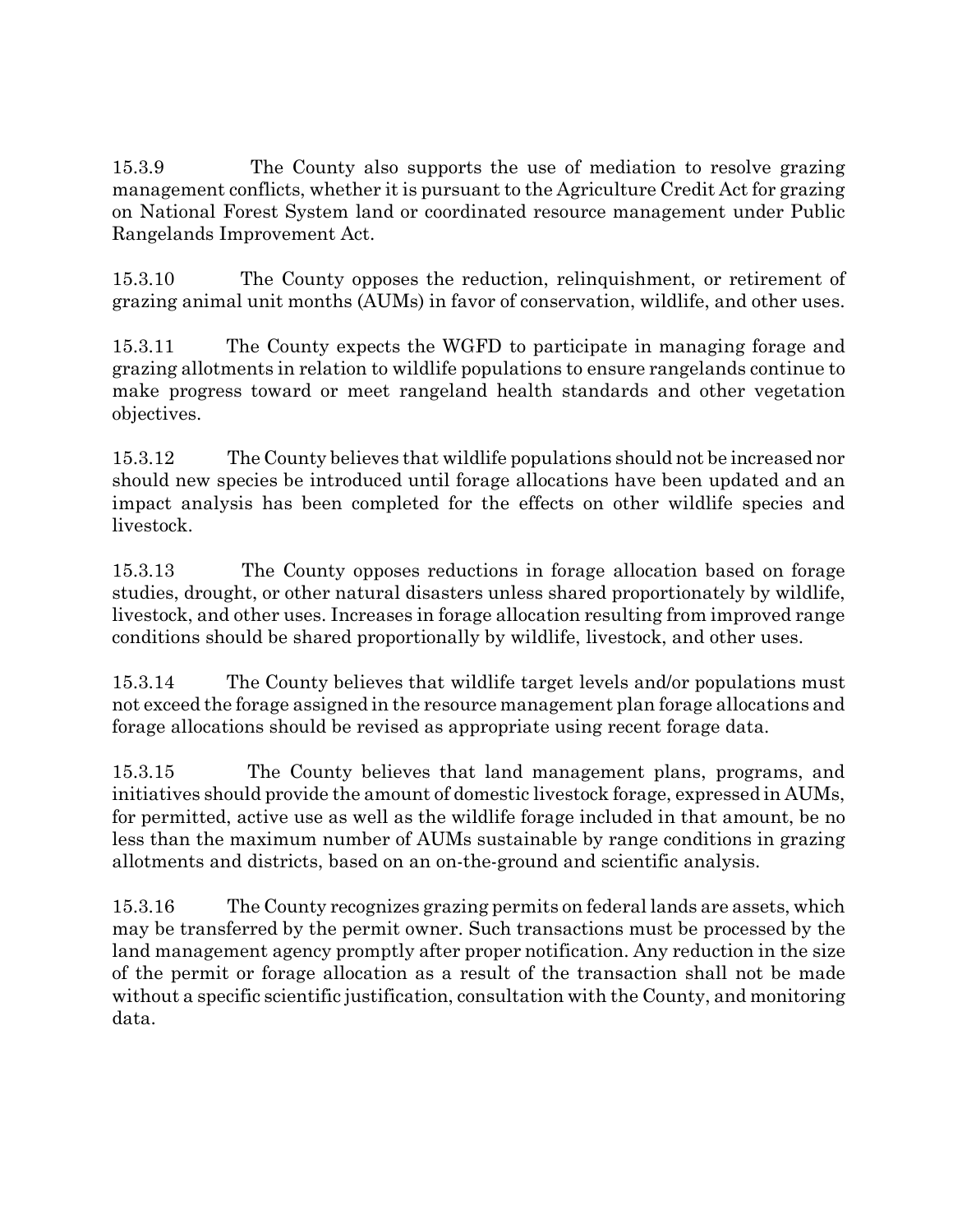15.3.9 The County also supports the use of mediation to resolve grazing management conflicts, whether it is pursuant to the Agriculture Credit Act for grazing on National Forest System land or coordinated resource management under Public Rangelands Improvement Act.

15.3.10 The County opposes the reduction, relinquishment, or retirement of grazing animal unit months (AUMs) in favor of conservation, wildlife, and other uses.

15.3.11 The County expects the WGFD to participate in managing forage and grazing allotments in relation to wildlife populations to ensure rangelands continue to make progress toward or meet rangeland health standards and other vegetation objectives.

15.3.12 The County believes that wildlife populations should not be increased nor should new species be introduced until forage allocations have been updated and an impact analysis has been completed for the effects on other wildlife species and livestock.

15.3.13 The County opposes reductions in forage allocation based on forage studies, drought, or other natural disasters unless shared proportionately by wildlife, livestock, and other uses. Increases in forage allocation resulting from improved range conditions should be shared proportionally by wildlife, livestock, and other uses.

15.3.14 The County believes that wildlife target levels and/or populations must not exceed the forage assigned in the resource management plan forage allocations and forage allocations should be revised as appropriate using recent forage data.

15.3.15 The County believes that land management plans, programs, and initiatives should provide the amount of domestic livestock forage, expressed in AUMs, for permitted, active use as well as the wildlife forage included in that amount, be no less than the maximum number of AUMs sustainable by range conditions in grazing allotments and districts, based on an on-the-ground and scientific analysis.

15.3.16 The County recognizes grazing permits on federal lands are assets, which may be transferred by the permit owner. Such transactions must be processed by the land management agency promptly after proper notification. Any reduction in the size of the permit or forage allocation as a result of the transaction shall not be made without a specific scientific justification, consultation with the County, and monitoring data.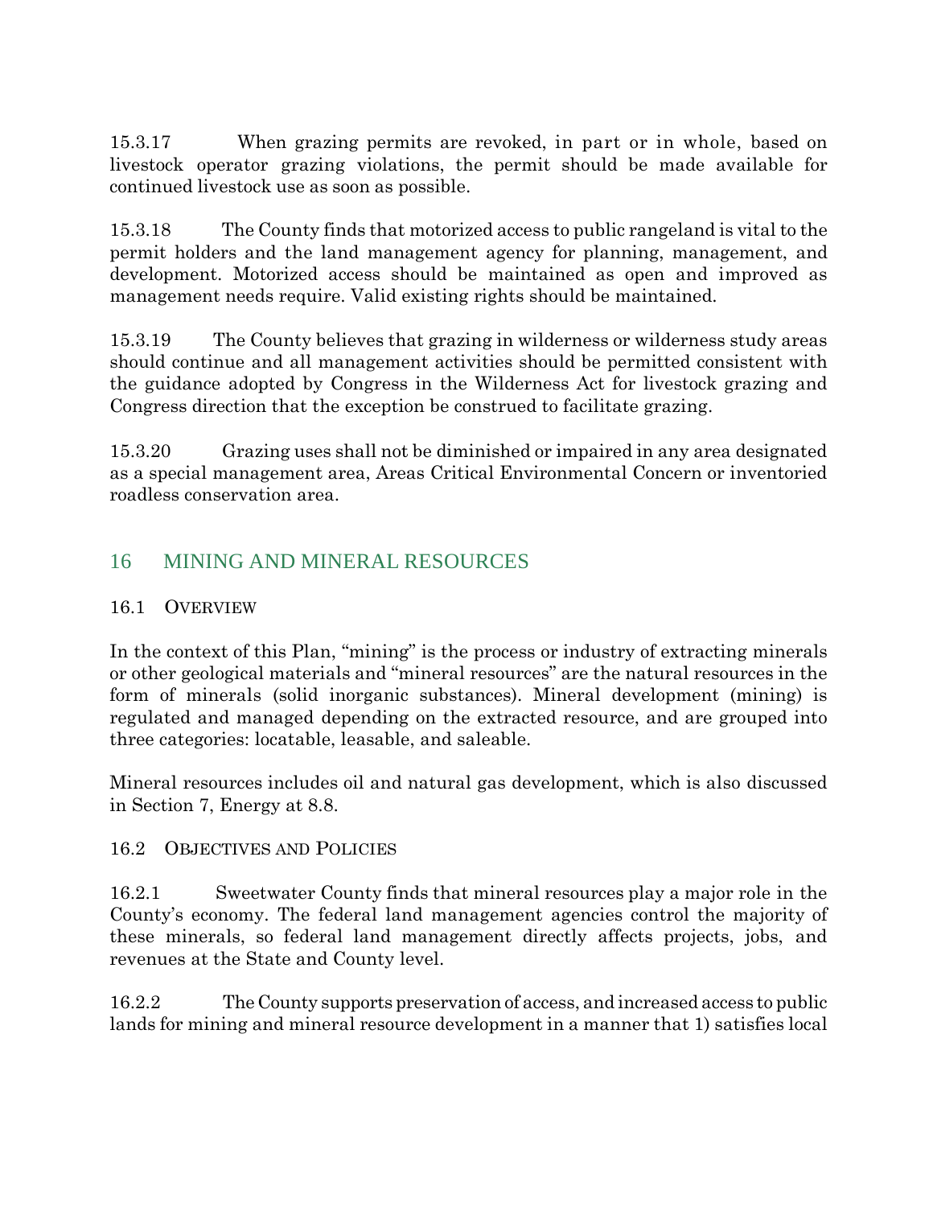15.3.17 When grazing permits are revoked, in part or in whole, based on livestock operator grazing violations, the permit should be made available for continued livestock use as soon as possible.

15.3.18 The County finds that motorized access to public rangeland is vital to the permit holders and the land management agency for planning, management, and development. Motorized access should be maintained as open and improved as management needs require. Valid existing rights should be maintained.

15.3.19 The County believes that grazing in wilderness or wilderness study areas should continue and all management activities should be permitted consistent with the guidance adopted by Congress in the Wilderness Act for livestock grazing and Congress direction that the exception be construed to facilitate grazing.

15.3.20 Grazing uses shall not be diminished or impaired in any area designated as a special management area, Areas Critical Environmental Concern or inventoried roadless conservation area.

# 16 MINING AND MINERAL RESOURCES

## 16.1 Overview

In the context of this Plan, "mining" is the process or industry of extracting minerals or other geological materials and "mineral resources" are the natural resources in the form of minerals (solid inorganic substances). Mineral development (mining) is regulated and managed depending on the extracted resource, and are grouped into three categories: locatable, leasable, and saleable.

Mineral resources includes oil and natural gas development, which is also discussed in Section 7, Energy at 8.8.

## 16.2 Objectives and Policies

16.2.1 Sweetwater County finds that mineral resources play a major role in the County's economy. The federal land management agencies control the majority of these minerals, so federal land management directly affects projects, jobs, and revenues at the State and County level.

16.2.2 The County supports preservation of access, and increased access to public lands for mining and mineral resource development in a manner that 1) satisfies local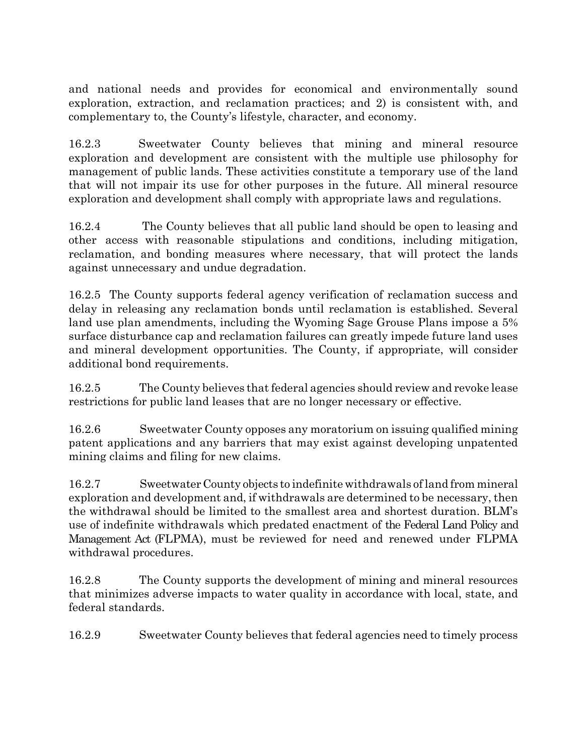and national needs and provides for economical and environmentally sound exploration, extraction, and reclamation practices; and 2) is consistent with, and complementary to, the County's lifestyle, character, and economy.

16.2.3 Sweetwater County believes that mining and mineral resource exploration and development are consistent with the multiple use philosophy for management of public lands. These activities constitute a temporary use of the land that will not impair its use for other purposes in the future. All mineral resource exploration and development shall comply with appropriate laws and regulations.

16.2.4 The County believes that all public land should be open to leasing and other access with reasonable stipulations and conditions, including mitigation, reclamation, and bonding measures where necessary, that will protect the lands against unnecessary and undue degradation.

16.2.5 The County supports federal agency verification of reclamation success and delay in releasing any reclamation bonds until reclamation is established. Several land use plan amendments, including the Wyoming Sage Grouse Plans impose a 5% surface disturbance cap and reclamation failures can greatly impede future land uses and mineral development opportunities. The County, if appropriate, will consider additional bond requirements.

16.2.5 The County believes that federal agencies should review and revoke lease restrictions for public land leases that are no longer necessary or effective.

16.2.6 Sweetwater County opposes any moratorium on issuing qualified mining patent applications and any barriers that may exist against developing unpatented mining claims and filing for new claims.

16.2.7 Sweetwater County objects to indefinite withdrawals of land from mineral exploration and development and, if withdrawals are determined to be necessary, then the withdrawal should be limited to the smallest area and shortest duration. BLM's use of indefinite withdrawals which predated enactment of the Federal Land Policy and Management Act (FLPMA), must be reviewed for need and renewed under FLPMA withdrawal procedures.

16.2.8 The County supports the development of mining and mineral resources that minimizes adverse impacts to water quality in accordance with local, state, and federal standards.

16.2.9 Sweetwater County believes that federal agencies need to timely process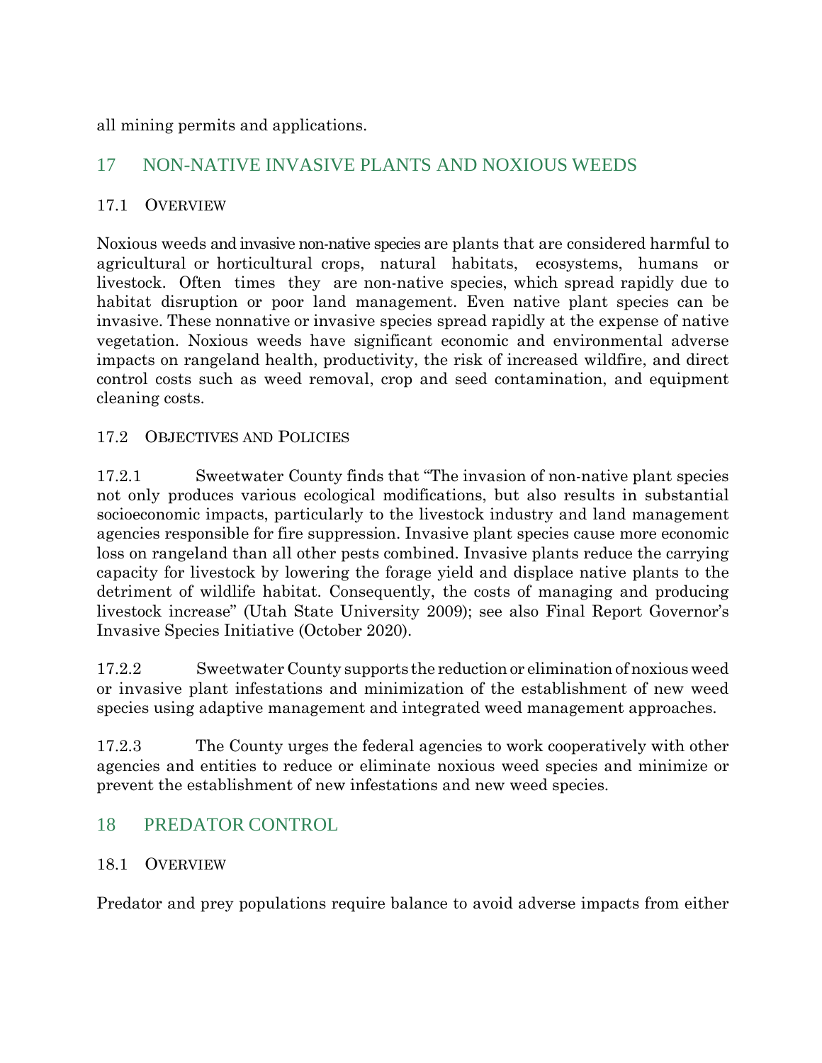all mining permits and applications.

## 17 NON-NATIVE INVASIVE PLANTS AND NOXIOUS WEEDS

### 17.1 OVERVIEW

Noxious weeds and invasive non-native species are plants that are considered harmful to agricultural or horticultural crops, natural habitats, ecosystems, humans or livestock. Often times they are non-native species, which spread rapidly due to habitat disruption or poor land management. Even native plant species can be invasive. These nonnative or invasive species spread rapidly at the expense of native vegetation. Noxious weeds have significant economic and environmental adverse impacts on rangeland health, productivity, the risk of increased wildfire, and direct control costs such as weed removal, crop and seed contamination, and equipment cleaning costs.

### 17.2 OBJECTIVES AND POLICIES

17.2.1 Sweetwater County finds that "The invasion of non-native plant species not only produces various ecological modifications, but also results in substantial socioeconomic impacts, particularly to the livestock industry and land management agencies responsible for fire suppression. Invasive plant species cause more economic loss on rangeland than all other pests combined. Invasive plants reduce the carrying capacity for livestock by lowering the forage yield and displace native plants to the detriment of wildlife habitat. Consequently, the costs of managing and producing livestock increase" (Utah State University 2009); see also Final Report Governor's Invasive Species Initiative (October 2020).

17.2.2 Sweetwater County supports the reduction or elimination of noxious weed or invasive plant infestations and minimization of the establishment of new weed species using adaptive management and integrated weed management approaches.

17.2.3 The County urges the federal agencies to work cooperatively with other agencies and entities to reduce or eliminate noxious weed species and minimize or prevent the establishment of new infestations and new weed species.

## 18 PREDATOR CONTROL

### 18.1 OVERVIEW

Predator and prey populations require balance to avoid adverse impacts from either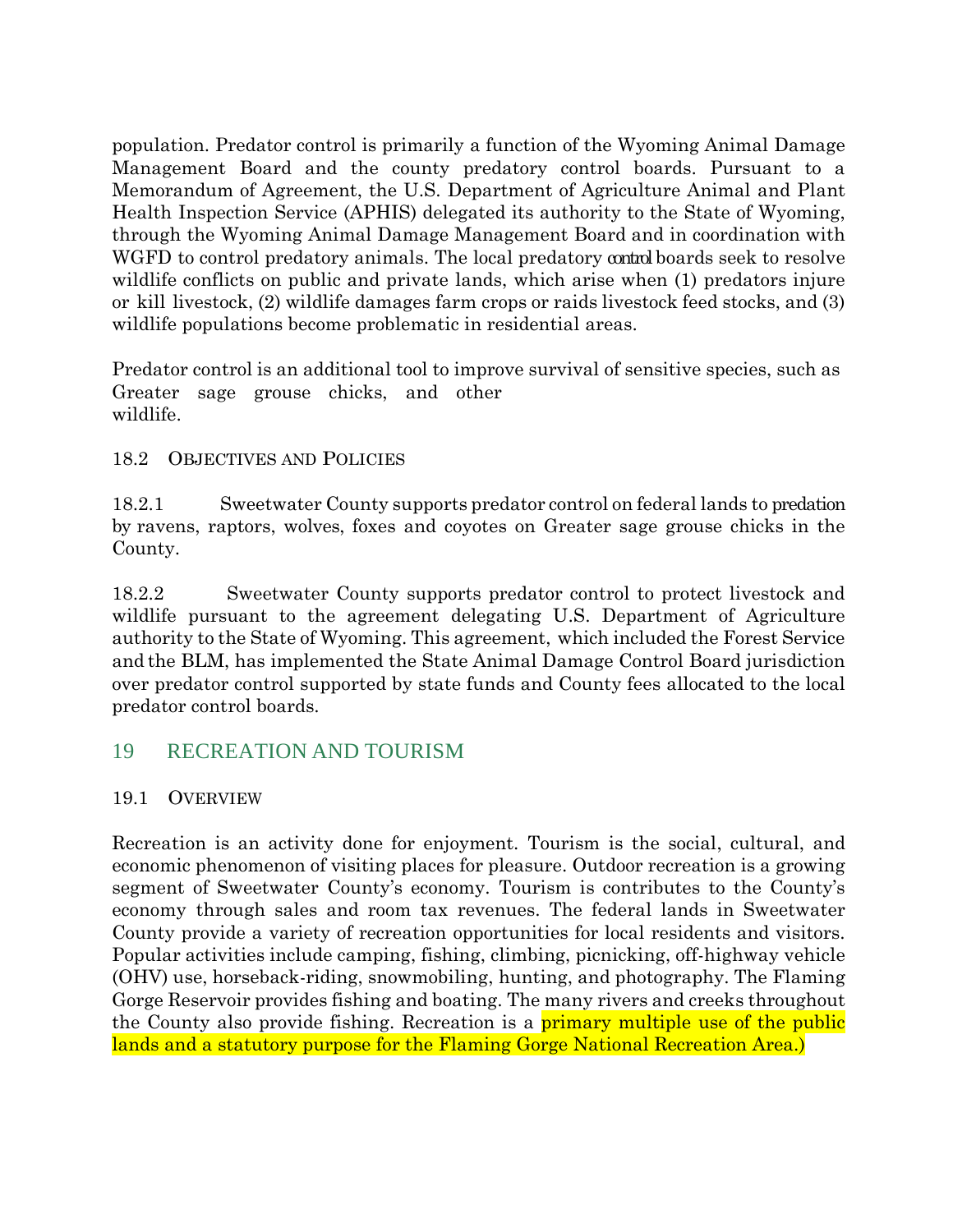population. Predator control is primarily a function of the Wyoming Animal Damage Management Board and the county predatory control boards. Pursuant to a Memorandum of Agreement, the U.S. Department of Agriculture Animal and Plant Health Inspection Service (APHIS) delegated its authority to the State of Wyoming, through the Wyoming Animal Damage Management Board and in coordination with WGFD to control predatory animals. The local predatory control boards seek to resolve wildlife conflicts on public and private lands, which arise when (1) predators injure or kill livestock, (2) wildlife damages farm crops or raids livestock feed stocks, and (3) wildlife populations become problematic in residential areas.

Predator control is an additional tool to improve survival of sensitive species, such as Greater sage grouse chicks, and other wildlife.

### 18.2 Objectives and Policies

18.2.1 Sweetwater County supports predator control on federal lands to predation by ravens, raptors, wolves, foxes and coyotes on Greater sage grouse chicks in the County.

18.2.2 Sweetwater County supports predator control to protect livestock and wildlife pursuant to the agreement delegating U.S. Department of Agriculture authority to the State of Wyoming. This agreement, which included the Forest Service and the BLM, has implemented the State Animal Damage Control Board jurisdiction over predator control supported by state funds and County fees allocated to the local predator control boards.

## 19 RECREATION AND TOURISM

### 19.1 Overview

Recreation is an activity done for enjoyment. Tourism is the social, cultural, and economic phenomenon of visiting places for pleasure. Outdoor recreation is a growing segment of Sweetwater County's economy. Tourism is contributes to the County's economy through sales and room tax revenues. The federal lands in Sweetwater County provide a variety of recreation opportunities for local residents and visitors. Popular activities include camping, fishing, climbing, picnicking, off-highway vehicle (OHV) use, horseback-riding, snowmobiling, hunting, and photography. The Flaming Gorge Reservoir provides fishing and boating. The many rivers and creeks throughout the County also provide fishing. Recreation is a primary multiple use of the public lands and a statutory purpose for the Flaming Gorge National Recreation Area.)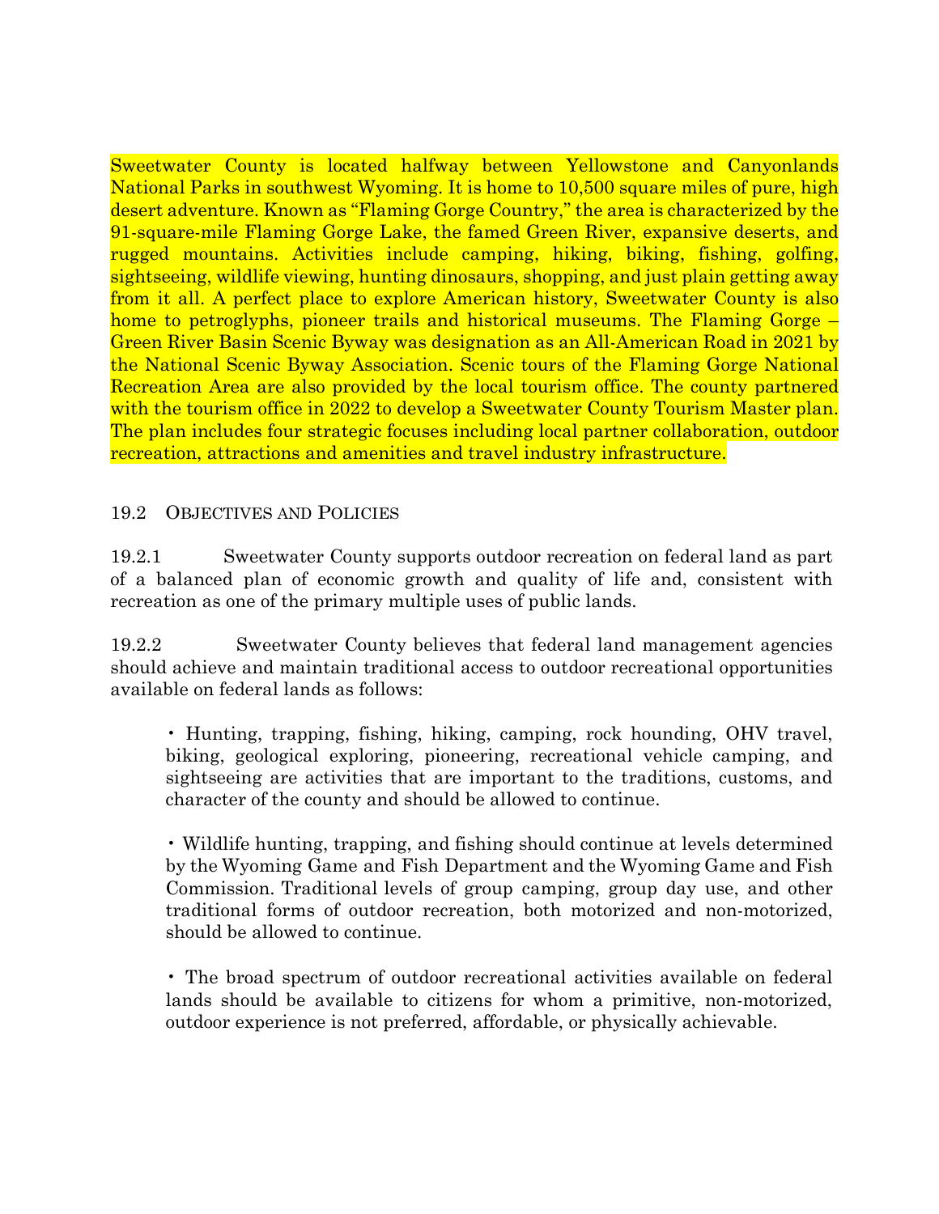Sweetwater County is located halfway between Yellowstone and Canyonlands National Parks in southwest Wyoming. It is home to 10,500 square miles of pure, high desert adventure. Known as "Flaming Gorge Country," the area is characterized by the 91-square-mile Flaming Gorge Lake, the famed Green River, expansive deserts, and rugged mountains. Activities include camping, hiking, biking, fishing, golfing, sightseeing, wildlife viewing, hunting dinosaurs, shopping, and just plain getting away from it all. A perfect place to explore American history, Sweetwater County is also home to petroglyphs, pioneer trails and historical museums. The Flaming Gorge – Green River Basin Scenic Byway was designation as an All-American Road in 2021 by the National Scenic Byway Association. Scenic tours of the Flaming Gorge National Recreation Area are also provided by the local tourism office. The county partnered with the tourism office in 2022 to develop a Sweetwater County Tourism Master plan. The plan includes four strategic focuses including local partner collaboration, outdoor recreation, attractions and amenities and travel industry infrastructure.

## 19.2 Objectives and Policies

19.2.1 Sweetwater County supports outdoor recreation on federal land as part of a balanced plan of economic growth and quality of life and, consistent with recreation as one of the primary multiple uses of public lands.

19.2.2 Sweetwater County believes that federal land management agencies should achieve and maintain traditional access to outdoor recreational opportunities available on federal lands as follows:

- Hunting, trapping, fishing, hiking, camping, rock hounding, OHV travel, biking, geological exploring, pioneering, recreational vehicle camping, and sightseeing are activities that are important to the traditions, customs, and character of the county and should be allowed to continue.

- Wildlife hunting, trapping, and fishing should continue at levels determined by the Wyoming Game and Fish Department and the Wyoming Game and Fish Commission. Traditional levels of group camping, group day use, and other traditional forms of outdoor recreation, both motorized and non-motorized, should be allowed to continue.

- The broad spectrum of outdoor recreational activities available on federal lands should be available to citizens for whom a primitive, non-motorized, outdoor experience is not preferred, affordable, or physically achievable.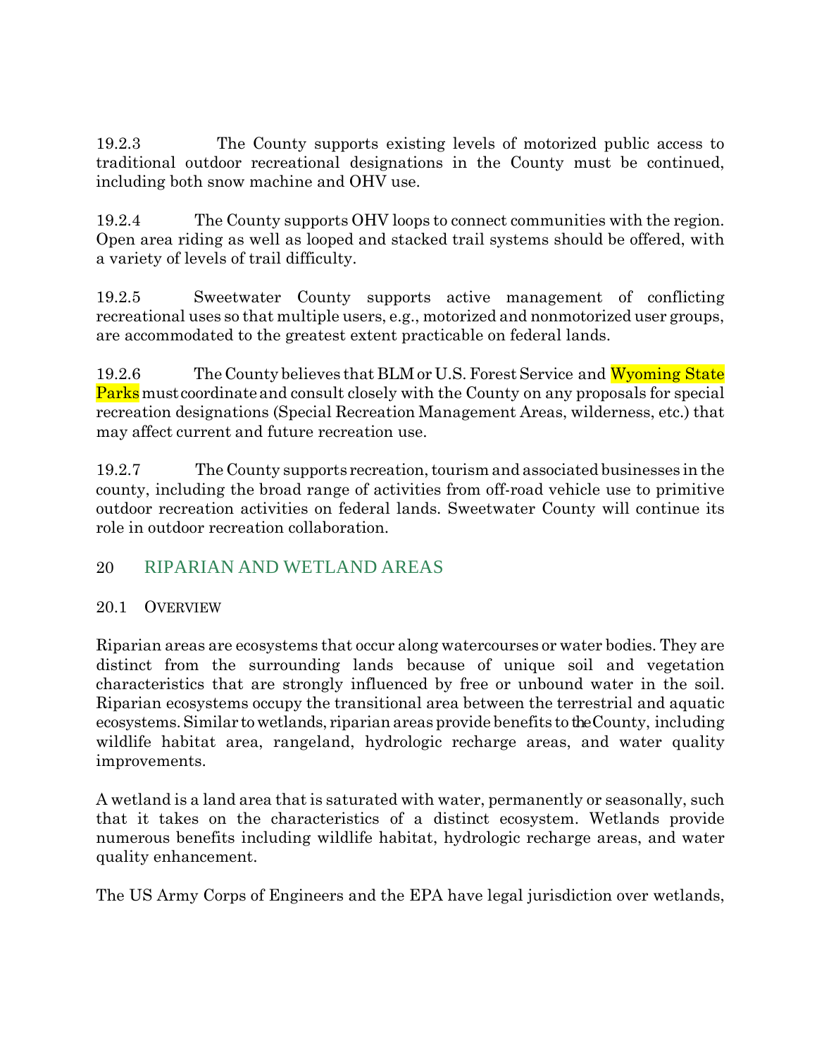19.2.3 The County supports existing levels of motorized public access to traditional outdoor recreational designations in the County must be continued, including both snow machine and OHV use.

19.2.4 The County supports OHV loops to connect communities with the region. Open area riding as well as looped and stacked trail systems should be offered, with a variety of levels of trail difficulty.

19.2.5 Sweetwater County supports active management of conflicting recreational uses so that multiple users, e.g., motorized and nonmotorized user groups, are accommodated to the greatest extent practicable on federal lands.

19.2.6 The County believes that BLM or U.S. Forest Service and Wyoming State Parks must coordinate and consult closely with the County on any proposals for special recreation designations (Special Recreation Management Areas, wilderness, etc.) that may affect current and future recreation use.

19.2.7 The County supports recreation, tourism and associated businesses in the county, including the broad range of activities from off-road vehicle use to primitive outdoor recreation activities on federal lands. Sweetwater County will continue its role in outdoor recreation collaboration.

# 20 RIPARIAN AND WETLAND AREAS

## 20.1 OVERVIEW

Riparian areas are ecosystems that occur along watercourses or water bodies. They are distinct from the surrounding lands because of unique soil and vegetation characteristics that are strongly influenced by free or unbound water in the soil. Riparian ecosystems occupy the transitional area between the terrestrial and aquatic ecosystems. Similar to wetlands, riparian areas provide benefits to the County, including wildlife habitat area, rangeland, hydrologic recharge areas, and water quality improvements.

A wetland is a land area that is saturated with water, permanently or seasonally, such that it takes on the characteristics of a distinct ecosystem. Wetlands provide numerous benefits including wildlife habitat, hydrologic recharge areas, and water quality enhancement.

The US Army Corps of Engineers and the EPA have legal jurisdiction over wetlands,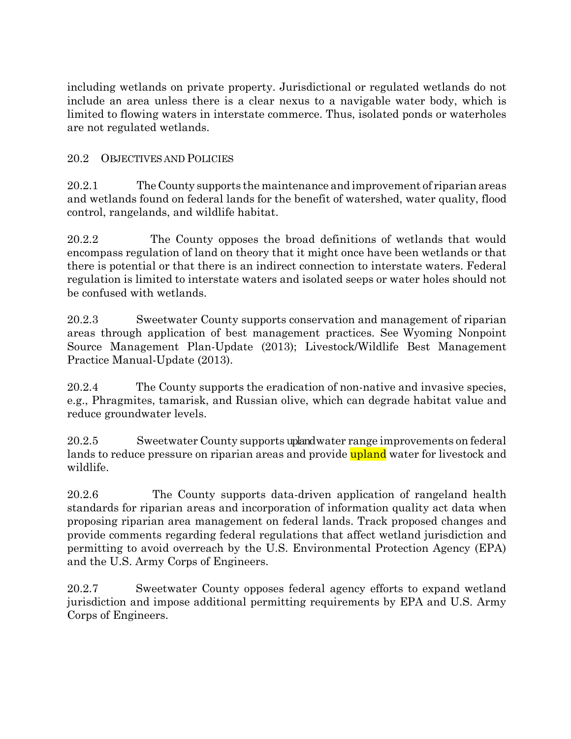including wetlands on private property. Jurisdictional or regulated wetlands do not include an area unless there is a clear nexus to a navigable water body, which is limited to flowing waters in interstate commerce. Thus, isolated ponds or waterholes are not regulated wetlands.

## 20.2 OBJECTIVES AND POLICIES

20.2.1 The County supports the maintenance and improvement of riparian areas and wetlands found on federal lands for the benefit of watershed, water quality, flood control, rangelands, and wildlife habitat.

20.2.2 The County opposes the broad definitions of wetlands that would encompass regulation of land on theory that it might once have been wetlands or that there is potential or that there is an indirect connection to interstate waters. Federal regulation is limited to interstate waters and isolated seeps or water holes should not be confused with wetlands.

20.2.3 Sweetwater County supports conservation and management of riparian areas through application of best management practices. See Wyoming Nonpoint Source Management Plan-Update (2013); Livestock/Wildlife Best Management Practice Manual-Update (2013).

20.2.4 The County supports the eradication of non-native and invasive species, e.g., Phragmites, tamarisk, and Russian olive, which can degrade habitat value and reduce groundwater levels.

20.2.5 Sweetwater County supports upland water range improvements on federal lands to reduce pressure on riparian areas and provide upland water for livestock and wildlife.

20.2.6 The County supports data-driven application of rangeland health standards for riparian areas and incorporation of information quality act data when proposing riparian area management on federal lands. Track proposed changes and provide comments regarding federal regulations that affect wetland jurisdiction and permitting to avoid overreach by the U.S. Environmental Protection Agency (EPA) and the U.S. Army Corps of Engineers.

20.2.7 Sweetwater County opposes federal agency efforts to expand wetland jurisdiction and impose additional permitting requirements by EPA and U.S. Army Corps of Engineers.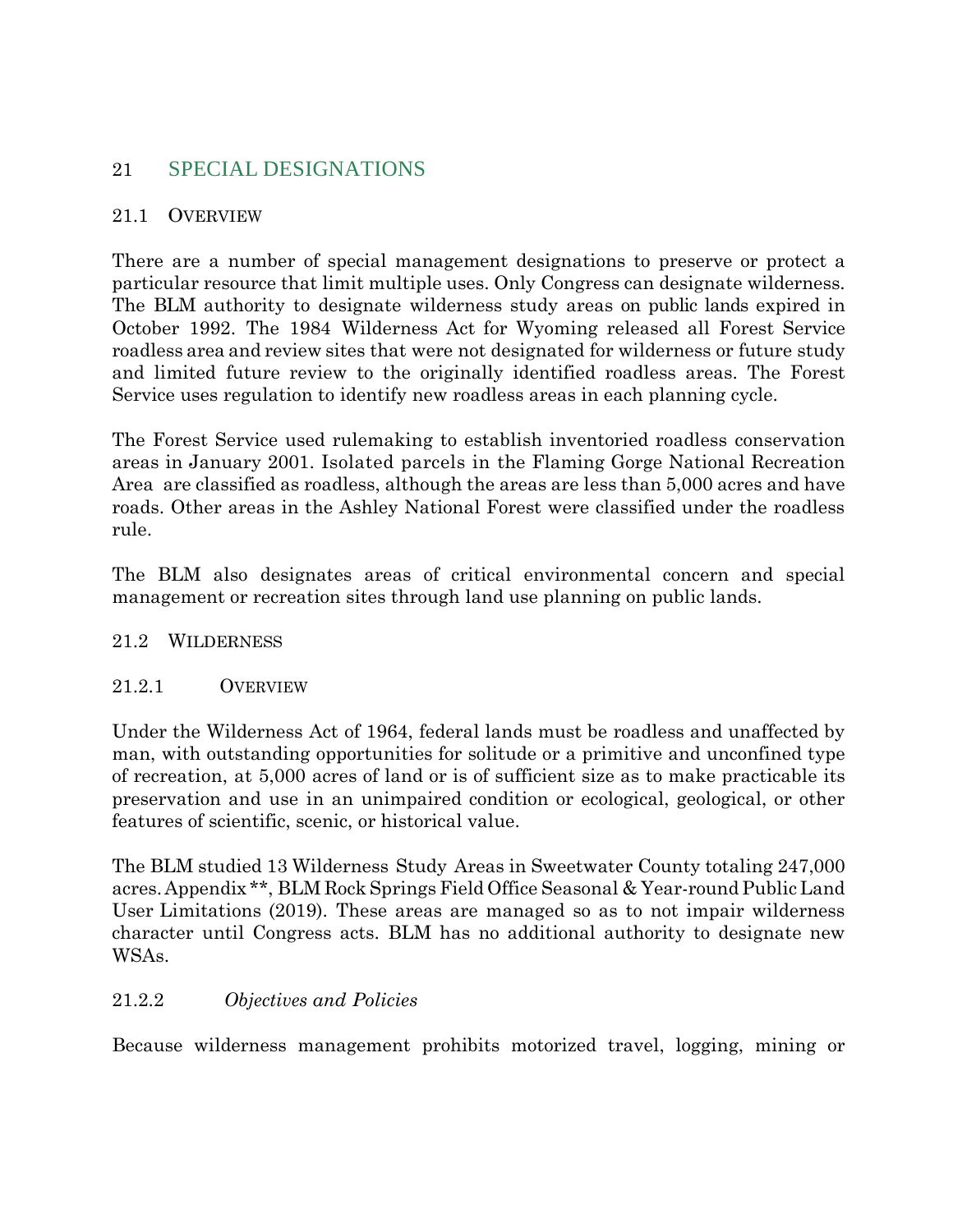# 21 SPECIAL DESIGNATIONS

## 21.1 OVERVIEW

There are a number of special management designations to preserve or protect a particular resource that limit multiple uses. Only Congress can designate wilderness. The BLM authority to designate wilderness study areas on public lands expired in October 1992. The 1984 Wilderness Act for Wyoming released all Forest Service roadless area and review sites that were not designated for wilderness or future study and limited future review to the originally identified roadless areas. The Forest Service uses regulation to identify new roadless areas in each planning cycle.

The Forest Service used rulemaking to establish inventoried roadless conservation areas in January 2001. Isolated parcels in the Flaming Gorge National Recreation Area are classified as roadless, although the areas are less than 5,000 acres and have roads. Other areas in the Ashley National Forest were classified under the roadless rule.

The BLM also designates areas of critical environmental concern and special management or recreation sites through land use planning on public lands.

## 21.2 WILDERNESS

### 21.2.1 OVERVIEW

Under the Wilderness Act of 1964, federal lands must be roadless and unaffected by man, with outstanding opportunities for solitude or a primitive and unconfined type of recreation, at 5,000 acres of land or is of sufficient size as to make practicable its preservation and use in an unimpaired condition or ecological, geological, or other features of scientific, scenic, or historical value.

The BLM studied 13 Wilderness Study Areas in Sweetwater County totaling 247,000 acres. Appendix **, BLM Rock Springs Field Office Seasonal & Year-round Public Land User Limitations (2019). These areas are managed so as to not impair wilderness character until Congress acts. BLM has no additional authority to designate new WSAs.

### 21.2.2 *Objectives and Policies*

Because wilderness management prohibits motorized travel, logging, mining or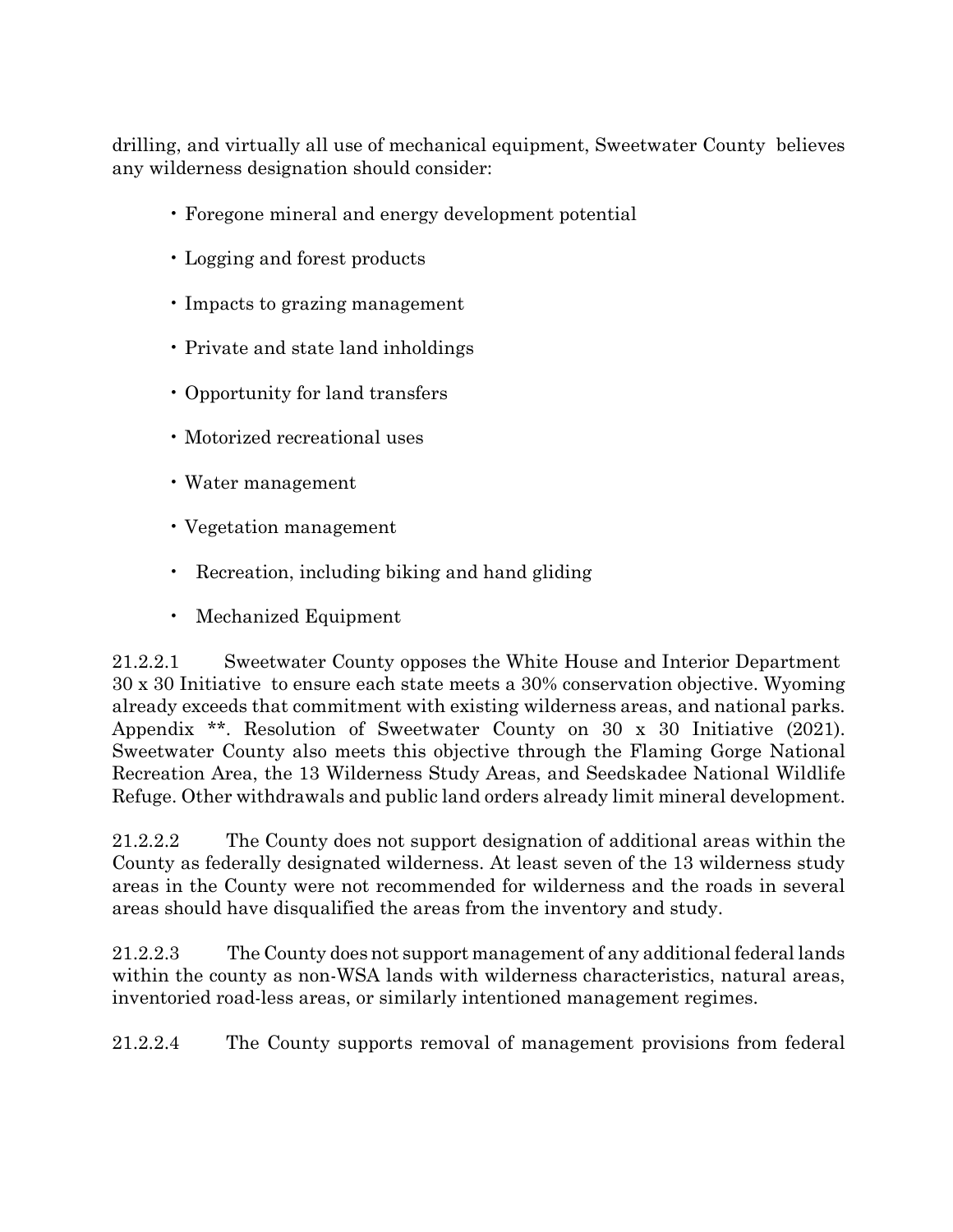drilling, and virtually all use of mechanical equipment, Sweetwater County believes any wilderness designation should consider:

- Foregone mineral and energy development potential
- Logging and forest products
- Impacts to grazing management
- Private and state land inholdings
- Opportunity for land transfers
- Motorized recreational uses
- Water management
- Vegetation management
- Recreation, including biking and hand gliding
- Mechanized Equipment

21.2.2.1 Sweetwater County opposes the White House and Interior Department 30 x 30 Initiative to ensure each state meets a 30% conservation objective. Wyoming already exceeds that commitment with existing wilderness areas, and national parks. Appendix **. Resolution of Sweetwater County on 30 x 30 Initiative (2021). Sweetwater County also meets this objective through the Flaming Gorge National Recreation Area, the 13 Wilderness Study Areas, and Seedskadee National Wildlife Refuge. Other withdrawals and public land orders already limit mineral development.

21.2.2.2 The County does not support designation of additional areas within the County as federally designated wilderness. At least seven of the 13 wilderness study areas in the County were not recommended for wilderness and the roads in several areas should have disqualified the areas from the inventory and study.

21.2.2.3 The County does not support management of any additional federal lands within the county as non-WSA lands with wilderness characteristics, natural areas, inventoried road-less areas, or similarly intentioned management regimes.

21.2.2.4 The County supports removal of management provisions from federal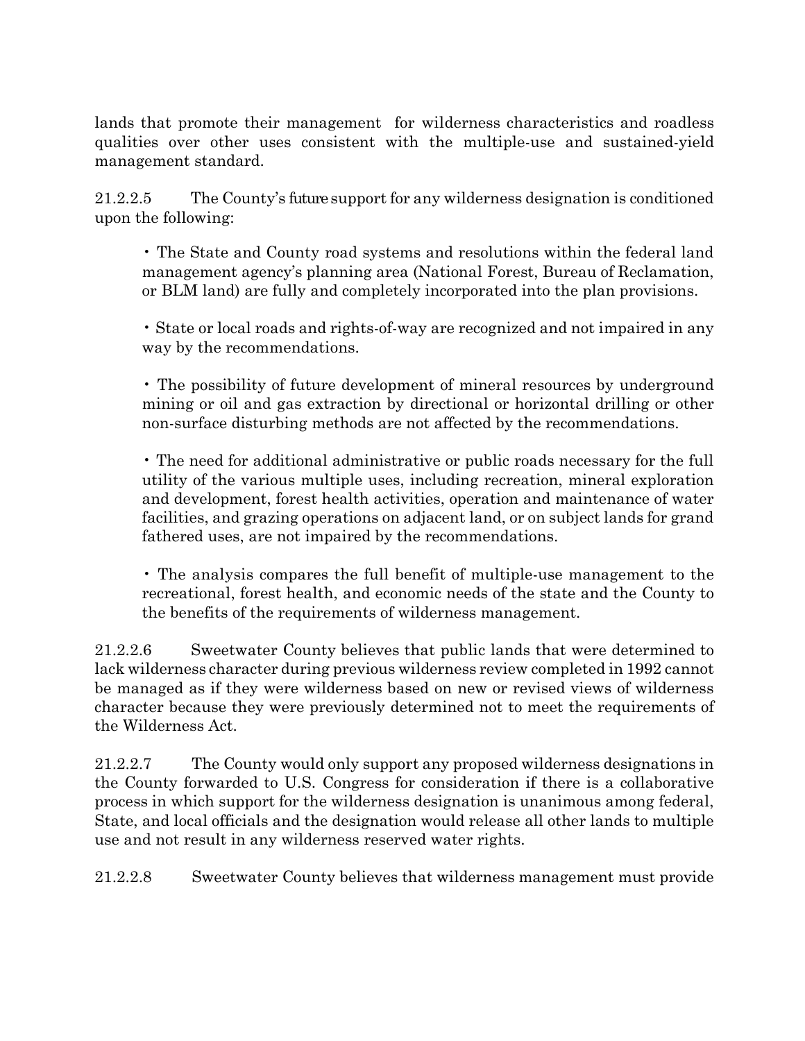lands that promote their management for wilderness characteristics and roadless qualities over other uses consistent with the multiple-use and sustained-yield management standard.

21.2.2.5 The County's future support for any wilderness designation is conditioned upon the following:

- The State and County road systems and resolutions within the federal land management agency's planning area (National Forest, Bureau of Reclamation, or BLM land) are fully and completely incorporated into the plan provisions.

- State or local roads and rights-of-way are recognized and not impaired in any way by the recommendations.

- The possibility of future development of mineral resources by underground mining or oil and gas extraction by directional or horizontal drilling or other non-surface disturbing methods are not affected by the recommendations.

- The need for additional administrative or public roads necessary for the full utility of the various multiple uses, including recreation, mineral exploration and development, forest health activities, operation and maintenance of water facilities, and grazing operations on adjacent land, or on subject lands for grand fathered uses, are not impaired by the recommendations.

- The analysis compares the full benefit of multiple-use management to the recreational, forest health, and economic needs of the state and the County to the benefits of the requirements of wilderness management.

21.2.2.6 Sweetwater County believes that public lands that were determined to lack wilderness character during previous wilderness review completed in 1992 cannot be managed as if they were wilderness based on new or revised views of wilderness character because they were previously determined not to meet the requirements of the Wilderness Act.

21.2.2.7 The County would only support any proposed wilderness designations in the County forwarded to U.S. Congress for consideration if there is a collaborative process in which support for the wilderness designation is unanimous among federal, State, and local officials and the designation would release all other lands to multiple use and not result in any wilderness reserved water rights.

21.2.2.8 Sweetwater County believes that wilderness management must provide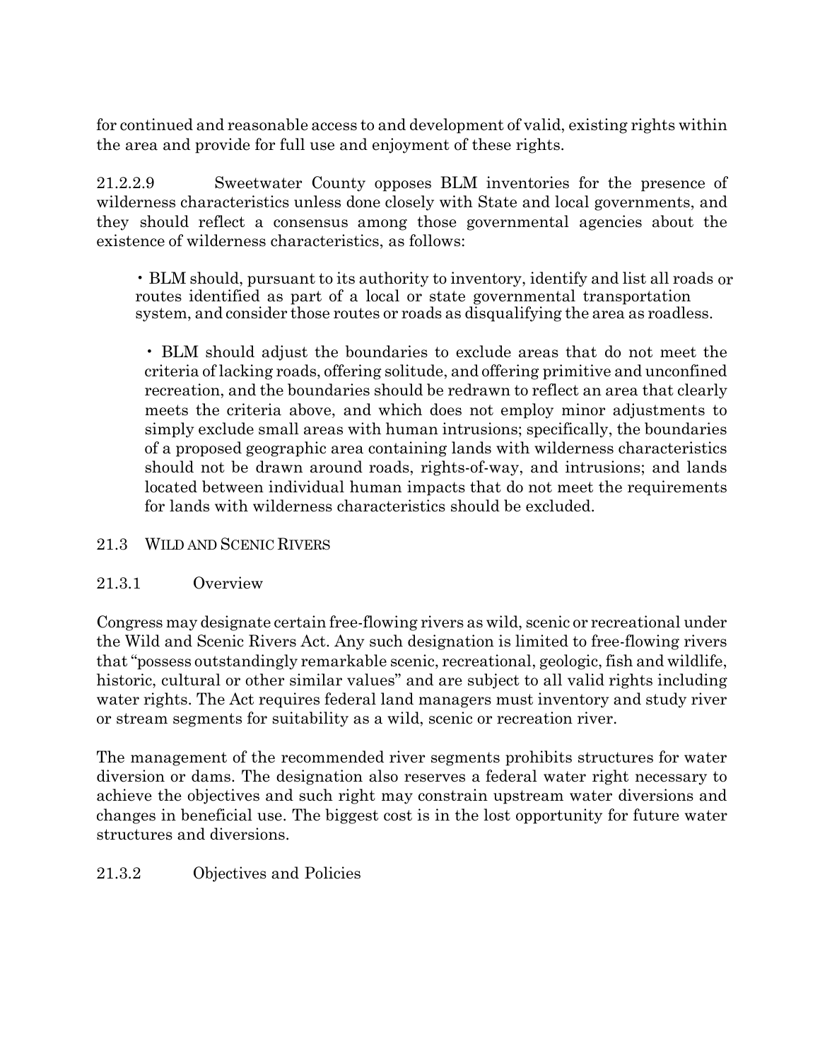for continued and reasonable access to and development of valid, existing rights within the area and provide for full use and enjoyment of these rights.

21.2.2.9 Sweetwater County opposes BLM inventories for the presence of wilderness characteristics unless done closely with State and local governments, and they should reflect a consensus among those governmental agencies about the existence of wilderness characteristics, as follows:

- BLM should, pursuant to its authority to inventory, identify and list all roads or routes identified as part of a local or state governmental transportation system, and consider those routes or roads as disqualifying the area as roadless.

- BLM should adjust the boundaries to exclude areas that do not meet the criteria of lacking roads, offering solitude, and offering primitive and unconfined recreation, and the boundaries should be redrawn to reflect an area that clearly meets the criteria above, and which does not employ minor adjustments to simply exclude small areas with human intrusions; specifically, the boundaries of a proposed geographic area containing lands with wilderness characteristics should not be drawn around roads, rights-of-way, and intrusions; and lands located between individual human impacts that do not meet the requirements for lands with wilderness characteristics should be excluded.

## 21.3 WILD AND SCENIC RIVERS

### 21.3.1 Overview

Congress may designate certain free-flowing rivers as wild, scenic or recreational under the Wild and Scenic Rivers Act. Any such designation is limited to free-flowing rivers that "possess outstandingly remarkable scenic, recreational, geologic, fish and wildlife, historic, cultural or other similar values" and are subject to all valid rights including water rights. The Act requires federal land managers must inventory and study river or stream segments for suitability as a wild, scenic or recreation river.

The management of the recommended river segments prohibits structures for water diversion or dams. The designation also reserves a federal water right necessary to achieve the objectives and such right may constrain upstream water diversions and changes in beneficial use. The biggest cost is in the lost opportunity for future water structures and diversions.

### 21.3.2 Objectives and Policies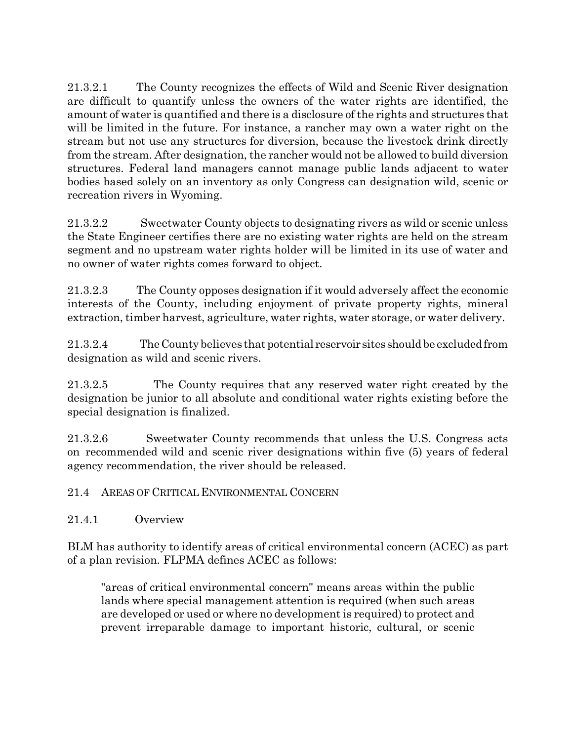21.3.2.1 The County recognizes the effects of Wild and Scenic River designation are difficult to quantify unless the owners of the water rights are identified, the amount of water is quantified and there is a disclosure of the rights and structures that will be limited in the future. For instance, a rancher may own a water right on the stream but not use any structures for diversion, because the livestock drink directly from the stream. After designation, the rancher would not be allowed to build diversion structures. Federal land managers cannot manage public lands adjacent to water bodies based solely on an inventory as only Congress can designation wild, scenic or recreation rivers in Wyoming.

21.3.2.2 Sweetwater County objects to designating rivers as wild or scenic unless the State Engineer certifies there are no existing water rights are held on the stream segment and no upstream water rights holder will be limited in its use of water and no owner of water rights comes forward to object.

21.3.2.3 The County opposes designation if it would adversely affect the economic interests of the County, including enjoyment of private property rights, mineral extraction, timber harvest, agriculture, water rights, water storage, or water delivery.

21.3.2.4 The County believes that potential reservoir sites should be excluded from designation as wild and scenic rivers.

21.3.2.5 The County requires that any reserved water right created by the designation be junior to all absolute and conditional water rights existing before the special designation is finalized.

21.3.2.6 Sweetwater County recommends that unless the U.S. Congress acts on recommended wild and scenic river designations within five (5) years of federal agency recommendation, the river should be released.

## 21.4 Areas of Critical Environmental Concern

### 21.4.1 Overview

BLM has authority to identify areas of critical environmental concern (ACEC) as part of a plan revision. FLPMA defines ACEC as follows:

> "areas of critical environmental concern" means areas within the public lands where special management attention is required (when such areas are developed or used or where no development is required) to protect and prevent irreparable damage to important historic, cultural, or scenic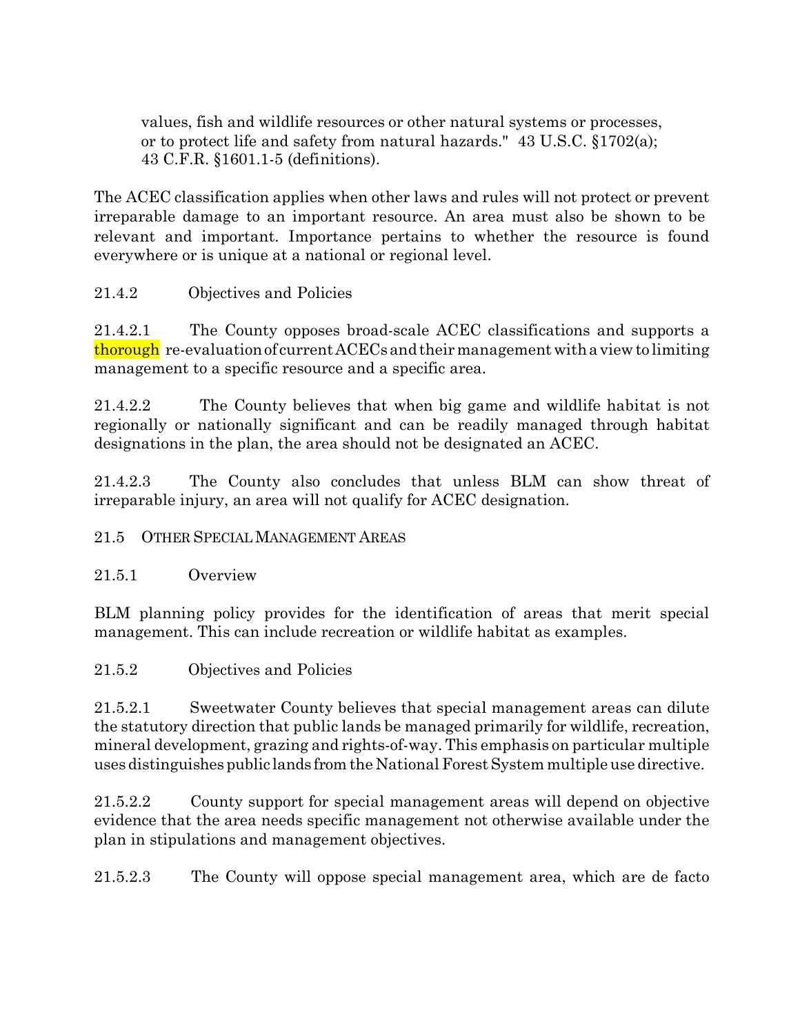values, fish and wildlife resources or other natural systems or processes, or to protect life and safety from natural hazards." 43 U.S.C. §1702(a); 43 C.F.R. §1601.1-5 (definitions).

The ACEC classification applies when other laws and rules will not protect or prevent irreparable damage to an important resource. An area must also be shown to be relevant and important. Importance pertains to whether the resource is found everywhere or is unique at a national or regional level.

21.4.2 Objectives and Policies

21.4.2.1 The County opposes broad-scale ACEC classifications and supports a thorough re-evaluation of current ACECs and their management with a view to limiting management to a specific resource and a specific area.

21.4.2.2 The County believes that when big game and wildlife habitat is not regionally or nationally significant and can be readily managed through habitat designations in the plan, the area should not be designated an ACEC.

21.4.2.3 The County also concludes that unless BLM can show threat of irreparable injury, an area will not qualify for ACEC designation.

## 21.5 OTHER SPECIAL MANAGEMENT AREAS

21.5.1 Overview

BLM planning policy provides for the identification of areas that merit special management. This can include recreation or wildlife habitat as examples.

21.5.2 Objectives and Policies

21.5.2.1 Sweetwater County believes that special management areas can dilute the statutory direction that public lands be managed primarily for wildlife, recreation, mineral development, grazing and rights-of-way. This emphasis on particular multiple uses distinguishes public lands from the National Forest System multiple use directive.

21.5.2.2 County support for special management areas will depend on objective evidence that the area needs specific management not otherwise available under the plan in stipulations and management objectives.

21.5.2.3 The County will oppose special management area, which are de facto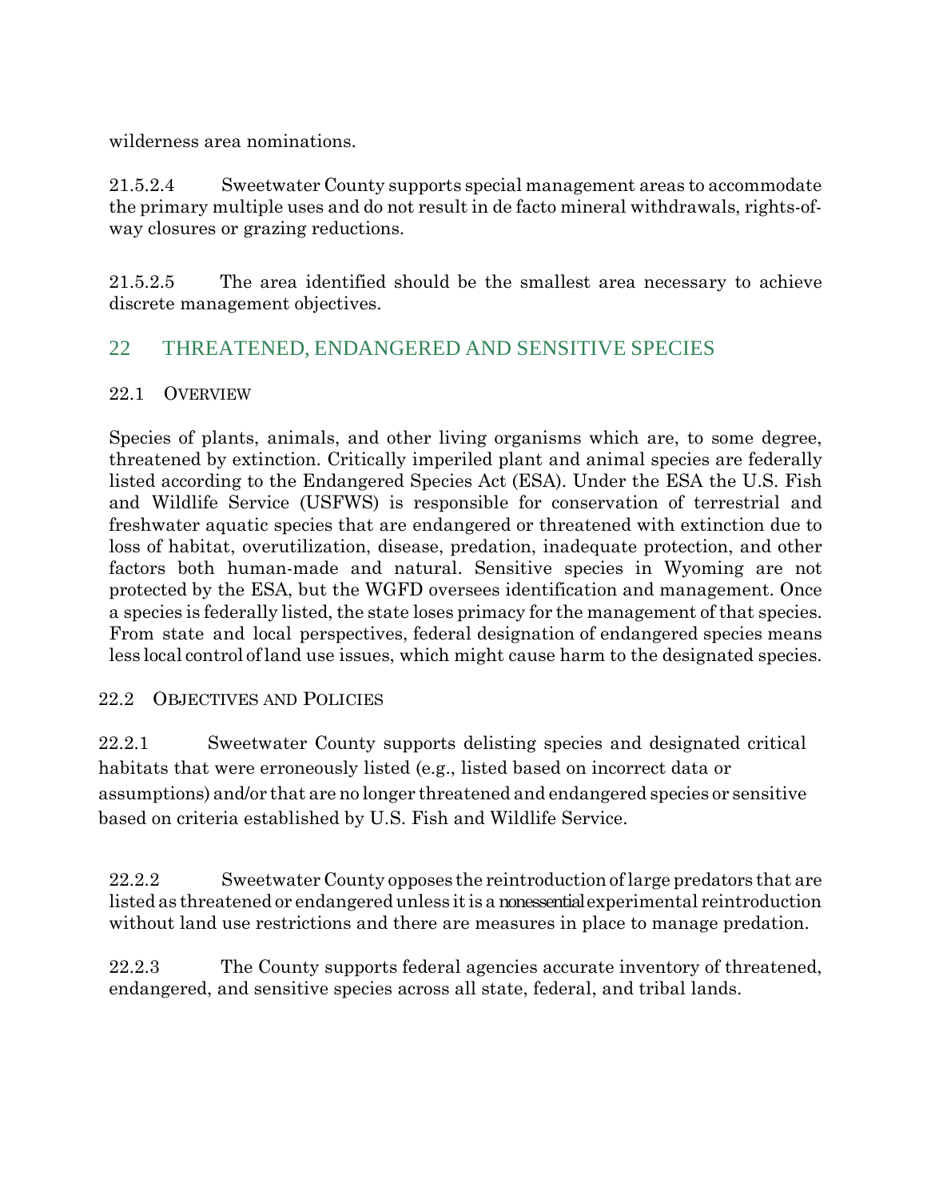wilderness area nominations.

21.5.2.4 Sweetwater County supports special management areas to accommodate the primary multiple uses and do not result in de facto mineral withdrawals, rights-of-way closures or grazing reductions.

21.5.2.5 The area identified should be the smallest area necessary to achieve discrete management objectives.

# 22 THREATENED, ENDANGERED AND SENSITIVE SPECIES

## 22.1 Overview

Species of plants, animals, and other living organisms which are, to some degree, threatened by extinction. Critically imperiled plant and animal species are federally listed according to the Endangered Species Act (ESA). Under the ESA the U.S. Fish and Wildlife Service (USFWS) is responsible for conservation of terrestrial and freshwater aquatic species that are endangered or threatened with extinction due to loss of habitat, overutilization, disease, predation, inadequate protection, and other factors both human-made and natural. Sensitive species in Wyoming are not protected by the ESA, but the WGFD oversees identification and management. Once a species is federally listed, the state loses primacy for the management of that species. From state and local perspectives, federal designation of endangered species means less local control of land use issues, which might cause harm to the designated species.

## 22.2 Objectives and Policies

22.2.1 Sweetwater County supports delisting species and designated critical habitats that were erroneously listed (e.g., listed based on incorrect data or assumptions) and/or that are no longer threatened and endangered species or sensitive based on criteria established by U.S. Fish and Wildlife Service.

22.2.2 Sweetwater County opposes the reintroduction of large predators that are listed as threatened or endangered unless it is a nonessential experimental reintroduction without land use restrictions and there are measures in place to manage predation.

22.2.3 The County supports federal agencies accurate inventory of threatened, endangered, and sensitive species across all state, federal, and tribal lands.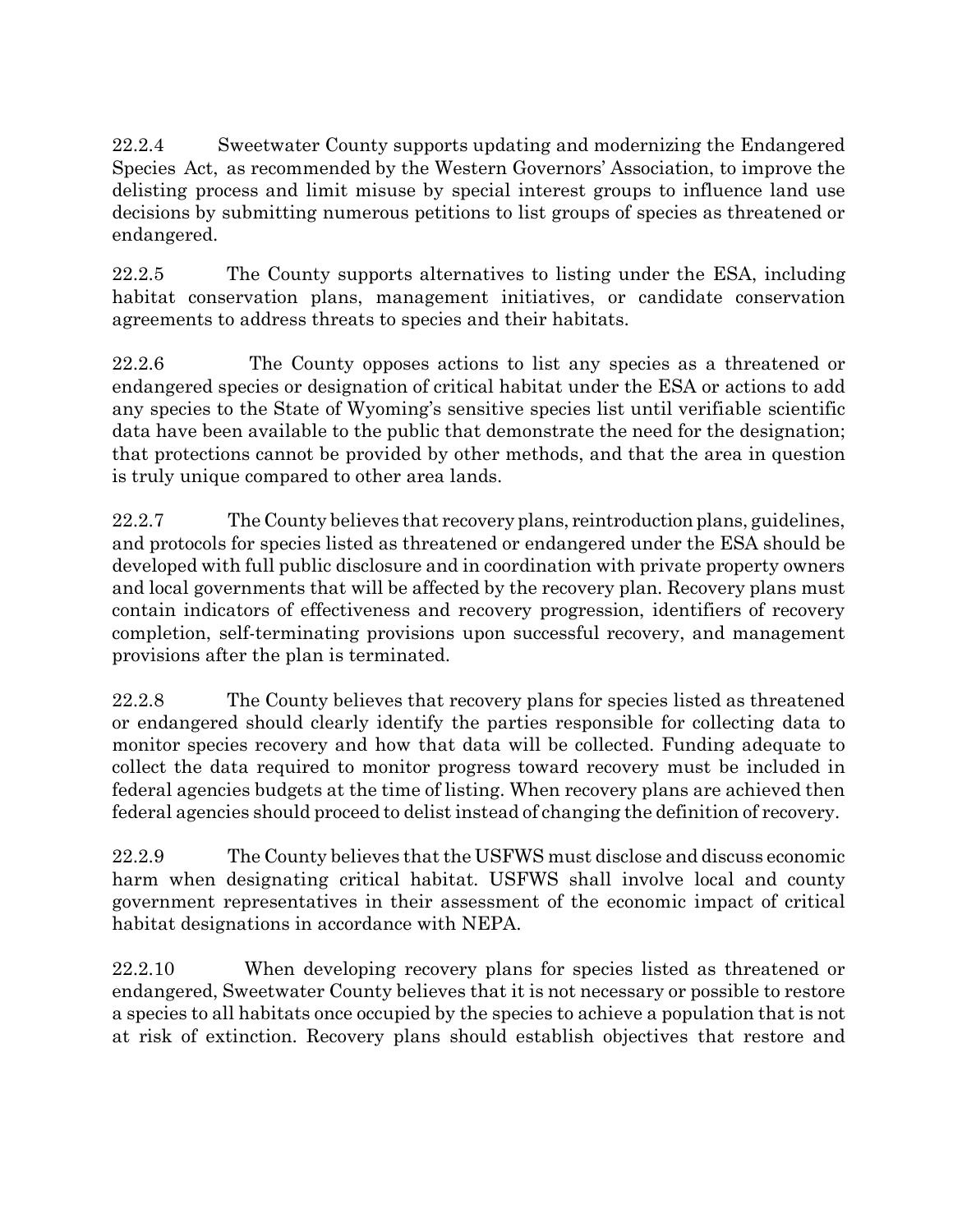22.2.4 Sweetwater County supports updating and modernizing the Endangered Species Act, as recommended by the Western Governors' Association, to improve the delisting process and limit misuse by special interest groups to influence land use decisions by submitting numerous petitions to list groups of species as threatened or endangered.

22.2.5 The County supports alternatives to listing under the ESA, including habitat conservation plans, management initiatives, or candidate conservation agreements to address threats to species and their habitats.

22.2.6 The County opposes actions to list any species as a threatened or endangered species or designation of critical habitat under the ESA or actions to add any species to the State of Wyoming's sensitive species list until verifiable scientific data have been available to the public that demonstrate the need for the designation; that protections cannot be provided by other methods, and that the area in question is truly unique compared to other area lands.

22.2.7 The County believes that recovery plans, reintroduction plans, guidelines, and protocols for species listed as threatened or endangered under the ESA should be developed with full public disclosure and in coordination with private property owners and local governments that will be affected by the recovery plan. Recovery plans must contain indicators of effectiveness and recovery progression, identifiers of recovery completion, self-terminating provisions upon successful recovery, and management provisions after the plan is terminated.

22.2.8 The County believes that recovery plans for species listed as threatened or endangered should clearly identify the parties responsible for collecting data to monitor species recovery and how that data will be collected. Funding adequate to collect the data required to monitor progress toward recovery must be included in federal agencies budgets at the time of listing. When recovery plans are achieved then federal agencies should proceed to delist instead of changing the definition of recovery.

22.2.9 The County believes that the USFWS must disclose and discuss economic harm when designating critical habitat. USFWS shall involve local and county government representatives in their assessment of the economic impact of critical habitat designations in accordance with NEPA.

22.2.10 When developing recovery plans for species listed as threatened or endangered, Sweetwater County believes that it is not necessary or possible to restore a species to all habitats once occupied by the species to achieve a population that is not at risk of extinction. Recovery plans should establish objectives that restore and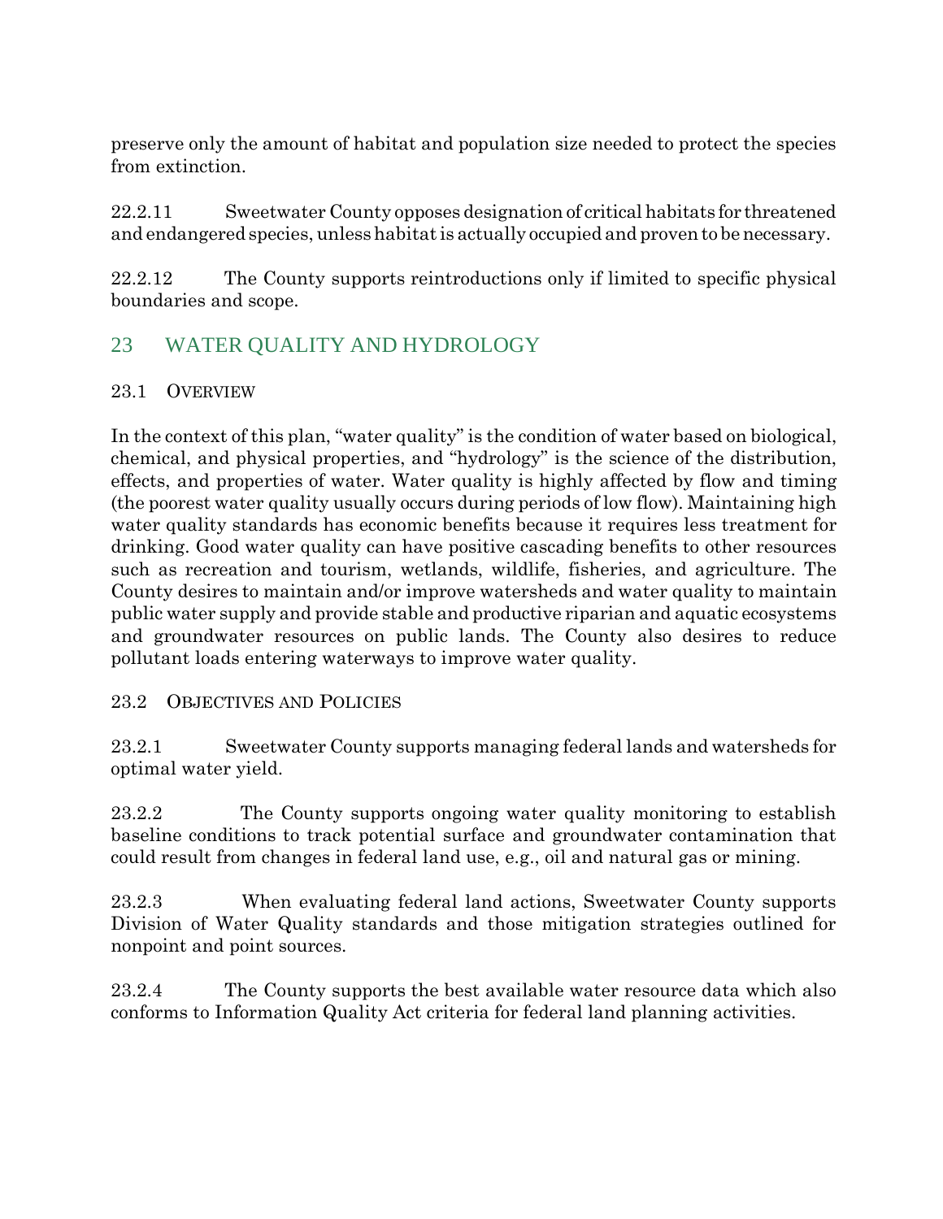preserve only the amount of habitat and population size needed to protect the species from extinction.

22.2.11 Sweetwater County opposes designation of critical habitats for threatened and endangered species, unless habitat is actually occupied and proven to be necessary.

22.2.12 The County supports reintroductions only if limited to specific physical boundaries and scope.

# 23 WATER QUALITY AND HYDROLOGY

## 23.1 OVERVIEW

In the context of this plan, "water quality" is the condition of water based on biological, chemical, and physical properties, and "hydrology" is the science of the distribution, effects, and properties of water. Water quality is highly affected by flow and timing (the poorest water quality usually occurs during periods of low flow). Maintaining high water quality standards has economic benefits because it requires less treatment for drinking. Good water quality can have positive cascading benefits to other resources such as recreation and tourism, wetlands, wildlife, fisheries, and agriculture. The County desires to maintain and/or improve watersheds and water quality to maintain public water supply and provide stable and productive riparian and aquatic ecosystems and groundwater resources on public lands. The County also desires to reduce pollutant loads entering waterways to improve water quality.

## 23.2 OBJECTIVES AND POLICIES

23.2.1 Sweetwater County supports managing federal lands and watersheds for optimal water yield.

23.2.2 The County supports ongoing water quality monitoring to establish baseline conditions to track potential surface and groundwater contamination that could result from changes in federal land use, e.g., oil and natural gas or mining.

23.2.3 When evaluating federal land actions, Sweetwater County supports Division of Water Quality standards and those mitigation strategies outlined for nonpoint and point sources.

23.2.4 The County supports the best available water resource data which also conforms to Information Quality Act criteria for federal land planning activities.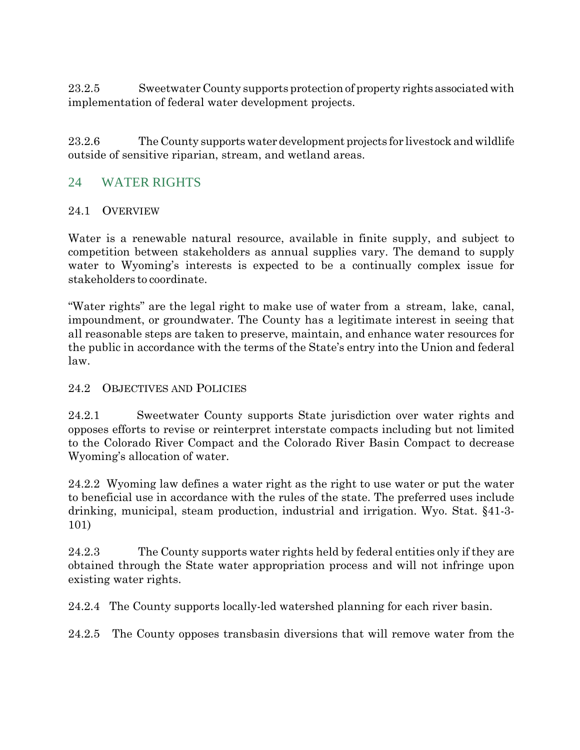23.2.5 Sweetwater County supports protection of property rights associated with implementation of federal water development projects.

23.2.6 The County supports water development projects for livestock and wildlife outside of sensitive riparian, stream, and wetland areas.

## 24 WATER RIGHTS

### 24.1 OVERVIEW

Water is a renewable natural resource, available in finite supply, and subject to competition between stakeholders as annual supplies vary. The demand to supply water to Wyoming's interests is expected to be a continually complex issue for stakeholders to coordinate.

"Water rights" are the legal right to make use of water from a stream, lake, canal, impoundment, or groundwater. The County has a legitimate interest in seeing that all reasonable steps are taken to preserve, maintain, and enhance water resources for the public in accordance with the terms of the State's entry into the Union and federal law.

### 24.2 OBJECTIVES AND POLICIES

24.2.1 Sweetwater County supports State jurisdiction over water rights and opposes efforts to revise or reinterpret interstate compacts including but not limited to the Colorado River Compact and the Colorado River Basin Compact to decrease Wyoming's allocation of water.

24.2.2 Wyoming law defines a water right as the right to use water or put the water to beneficial use in accordance with the rules of the state. The preferred uses include drinking, municipal, steam production, industrial and irrigation. Wyo. Stat. §41-3-101)

24.2.3 The County supports water rights held by federal entities only if they are obtained through the State water appropriation process and will not infringe upon existing water rights.

24.2.4 The County supports locally-led watershed planning for each river basin.

24.2.5 The County opposes transbasin diversions that will remove water from the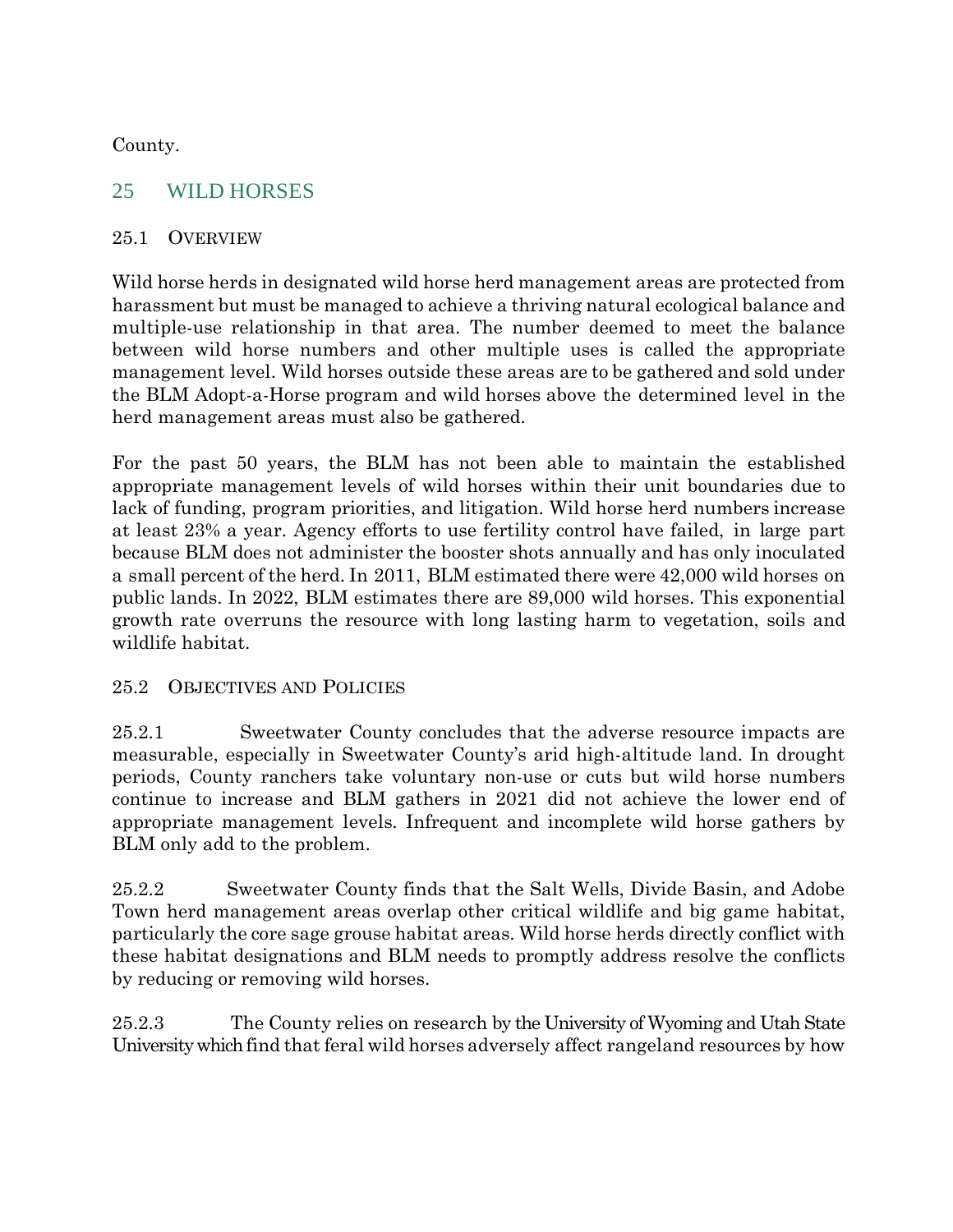County.

## 25 WILD HORSES

### 25.1 OVERVIEW

Wild horse herds in designated wild horse herd management areas are protected from harassment but must be managed to achieve a thriving natural ecological balance and multiple-use relationship in that area. The number deemed to meet the balance between wild horse numbers and other multiple uses is called the appropriate management level. Wild horses outside these areas are to be gathered and sold under the BLM Adopt-a-Horse program and wild horses above the determined level in the herd management areas must also be gathered.

For the past 50 years, the BLM has not been able to maintain the established appropriate management levels of wild horses within their unit boundaries due to lack of funding, program priorities, and litigation. Wild horse herd numbers increase at least 23% a year. Agency efforts to use fertility control have failed, in large part because BLM does not administer the booster shots annually and has only inoculated a small percent of the herd. In 2011, BLM estimated there were 42,000 wild horses on public lands. In 2022, BLM estimates there are 89,000 wild horses. This exponential growth rate overruns the resource with long lasting harm to vegetation, soils and wildlife habitat.

### 25.2 OBJECTIVES AND POLICIES

25.2.1 Sweetwater County concludes that the adverse resource impacts are measurable, especially in Sweetwater County's arid high-altitude land. In drought periods, County ranchers take voluntary non-use or cuts but wild horse numbers continue to increase and BLM gathers in 2021 did not achieve the lower end of appropriate management levels. Infrequent and incomplete wild horse gathers by BLM only add to the problem.

25.2.2 Sweetwater County finds that the Salt Wells, Divide Basin, and Adobe Town herd management areas overlap other critical wildlife and big game habitat, particularly the core sage grouse habitat areas. Wild horse herds directly conflict with these habitat designations and BLM needs to promptly address resolve the conflicts by reducing or removing wild horses.

25.2.3 The County relies on research by the University of Wyoming and Utah State University which find that feral wild horses adversely affect rangeland resources by how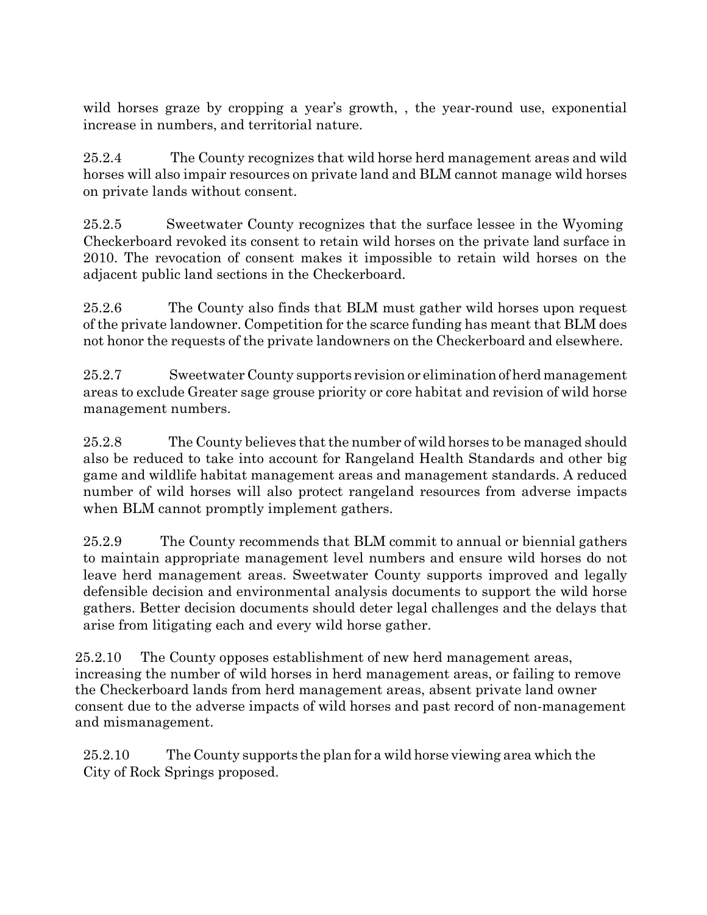wild horses graze by cropping a year's growth, , the year-round use, exponential increase in numbers, and territorial nature.

25.2.4 The County recognizes that wild horse herd management areas and wild horses will also impair resources on private land and BLM cannot manage wild horses on private lands without consent.

25.2.5 Sweetwater County recognizes that the surface lessee in the Wyoming Checkerboard revoked its consent to retain wild horses on the private land surface in 2010. The revocation of consent makes it impossible to retain wild horses on the adjacent public land sections in the Checkerboard.

25.2.6 The County also finds that BLM must gather wild horses upon request of the private landowner. Competition for the scarce funding has meant that BLM does not honor the requests of the private landowners on the Checkerboard and elsewhere.

25.2.7 Sweetwater County supports revision or elimination of herd management areas to exclude Greater sage grouse priority or core habitat and revision of wild horse management numbers.

25.2.8 The County believes that the number of wild horses to be managed should also be reduced to take into account for Rangeland Health Standards and other big game and wildlife habitat management areas and management standards. A reduced number of wild horses will also protect rangeland resources from adverse impacts when BLM cannot promptly implement gathers.

25.2.9 The County recommends that BLM commit to annual or biennial gathers to maintain appropriate management level numbers and ensure wild horses do not leave herd management areas. Sweetwater County supports improved and legally defensible decision and environmental analysis documents to support the wild horse gathers. Better decision documents should deter legal challenges and the delays that arise from litigating each and every wild horse gather.

25.2.10 The County opposes establishment of new herd management areas, increasing the number of wild horses in herd management areas, or failing to remove the Checkerboard lands from herd management areas, absent private land owner consent due to the adverse impacts of wild horses and past record of non-management and mismanagement.

25.2.10 The County supports the plan for a wild horse viewing area which the City of Rock Springs proposed.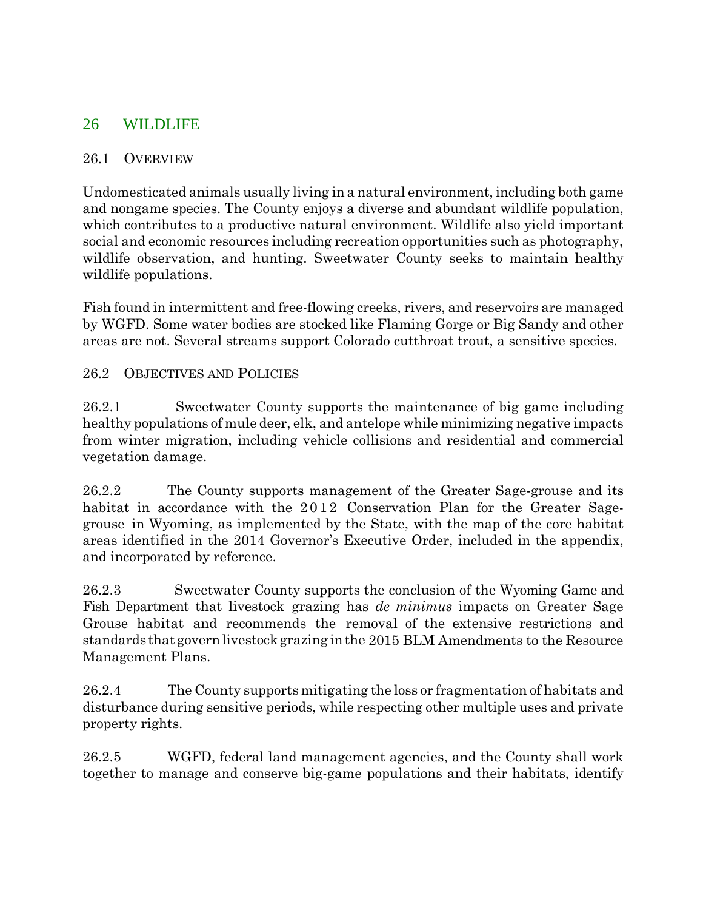# 26 WILDLIFE

## 26.1 OVERVIEW

Undomesticated animals usually living in a natural environment, including both game and nongame species. The County enjoys a diverse and abundant wildlife population, which contributes to a productive natural environment. Wildlife also yield important social and economic resources including recreation opportunities such as photography, wildlife observation, and hunting. Sweetwater County seeks to maintain healthy wildlife populations.

Fish found in intermittent and free-flowing creeks, rivers, and reservoirs are managed by WGFD. Some water bodies are stocked like Flaming Gorge or Big Sandy and other areas are not. Several streams support Colorado cutthroat trout, a sensitive species.

## 26.2 OBJECTIVES AND POLICIES

26.2.1 Sweetwater County supports the maintenance of big game including healthy populations of mule deer, elk, and antelope while minimizing negative impacts from winter migration, including vehicle collisions and residential and commercial vegetation damage.

26.2.2 The County supports management of the Greater Sage-grouse and its habitat in accordance with the 2012 Conservation Plan for the Greater Sage-grouse in Wyoming, as implemented by the State, with the map of the core habitat areas identified in the 2014 Governor's Executive Order, included in the appendix, and incorporated by reference.

26.2.3 Sweetwater County supports the conclusion of the Wyoming Game and Fish Department that livestock grazing has *de minimus* impacts on Greater Sage Grouse habitat and recommends the removal of the extensive restrictions and standards that govern livestock grazing in the 2015 BLM Amendments to the Resource Management Plans.

26.2.4 The County supports mitigating the loss or fragmentation of habitats and disturbance during sensitive periods, while respecting other multiple uses and private property rights.

26.2.5 WGFD, federal land management agencies, and the County shall work together to manage and conserve big-game populations and their habitats, identify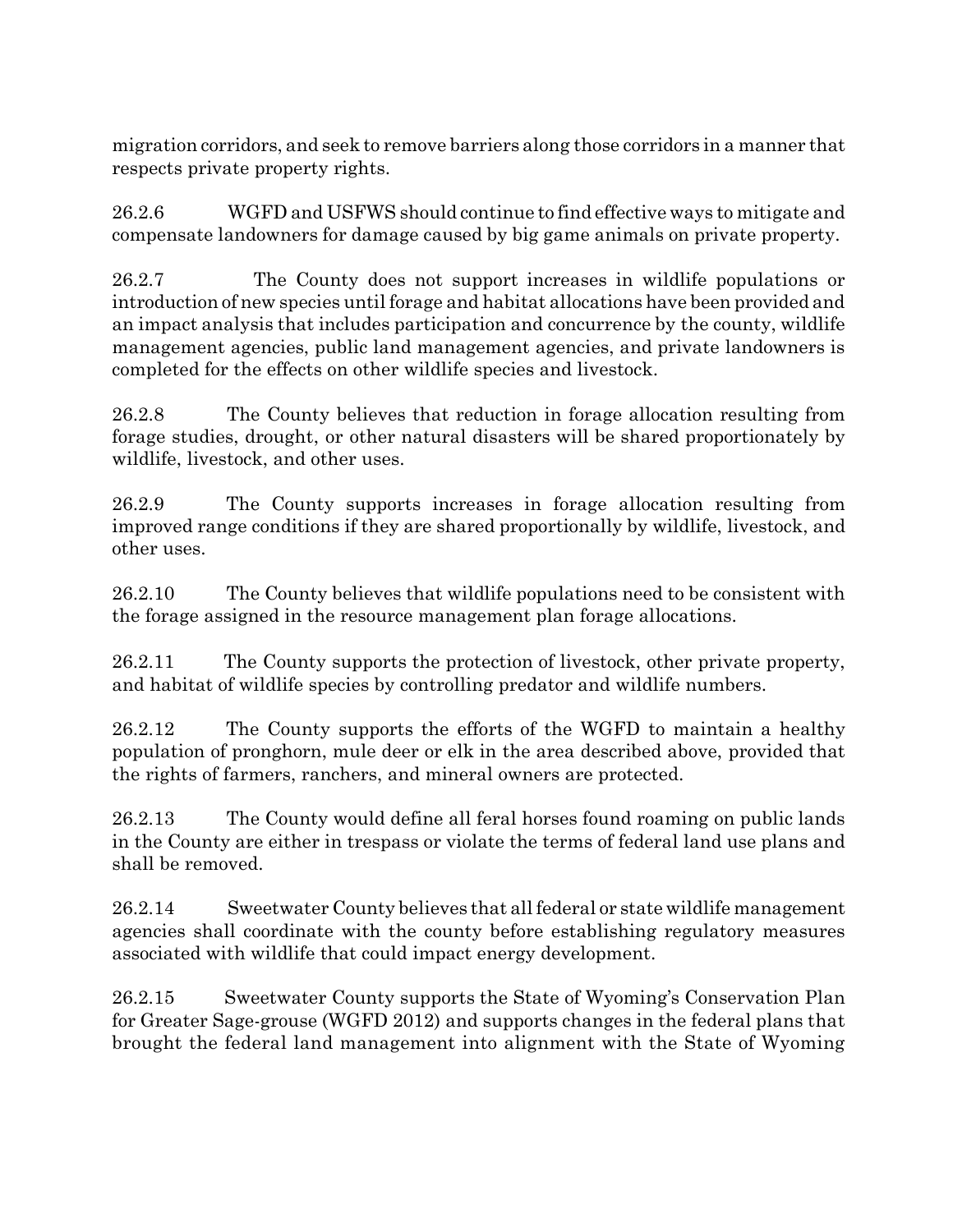migration corridors, and seek to remove barriers along those corridors in a manner that respects private property rights.

26.2.6 WGFD and USFWS should continue to find effective ways to mitigate and compensate landowners for damage caused by big game animals on private property.

26.2.7 The County does not support increases in wildlife populations or introduction of new species until forage and habitat allocations have been provided and an impact analysis that includes participation and concurrence by the county, wildlife management agencies, public land management agencies, and private landowners is completed for the effects on other wildlife species and livestock.

26.2.8 The County believes that reduction in forage allocation resulting from forage studies, drought, or other natural disasters will be shared proportionately by wildlife, livestock, and other uses.

26.2.9 The County supports increases in forage allocation resulting from improved range conditions if they are shared proportionally by wildlife, livestock, and other uses.

26.2.10 The County believes that wildlife populations need to be consistent with the forage assigned in the resource management plan forage allocations.

26.2.11 The County supports the protection of livestock, other private property, and habitat of wildlife species by controlling predator and wildlife numbers.

26.2.12 The County supports the efforts of the WGFD to maintain a healthy population of pronghorn, mule deer or elk in the area described above, provided that the rights of farmers, ranchers, and mineral owners are protected.

26.2.13 The County would define all feral horses found roaming on public lands in the County are either in trespass or violate the terms of federal land use plans and shall be removed.

26.2.14 Sweetwater County believes that all federal or state wildlife management agencies shall coordinate with the county before establishing regulatory measures associated with wildlife that could impact energy development.

26.2.15 Sweetwater County supports the State of Wyoming's Conservation Plan for Greater Sage-grouse (WGFD 2012) and supports changes in the federal plans that brought the federal land management into alignment with the State of Wyoming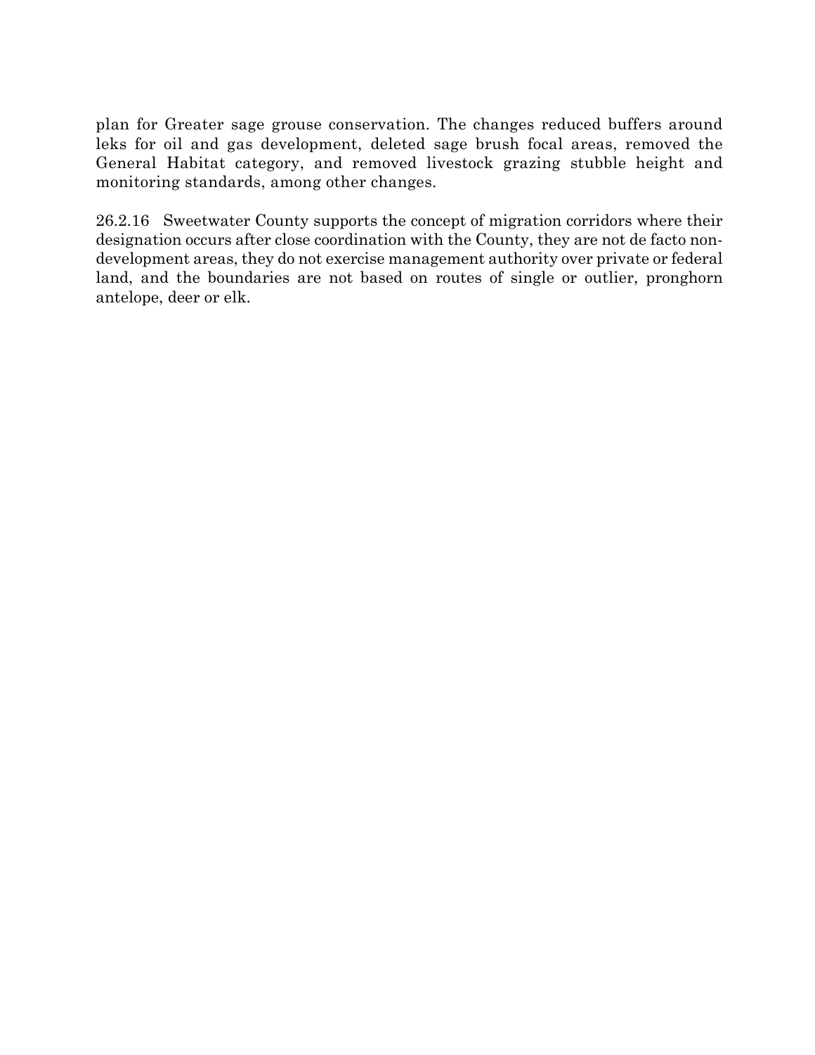plan for Greater sage grouse conservation. The changes reduced buffers around leks for oil and gas development, deleted sage brush focal areas, removed the General Habitat category, and removed livestock grazing stubble height and monitoring standards, among other changes.

26.2.16 Sweetwater County supports the concept of migration corridors where their designation occurs after close coordination with the County, they are not de facto non-development areas, they do not exercise management authority over private or federal land, and the boundaries are not based on routes of single or outlier, pronghorn antelope, deer or elk.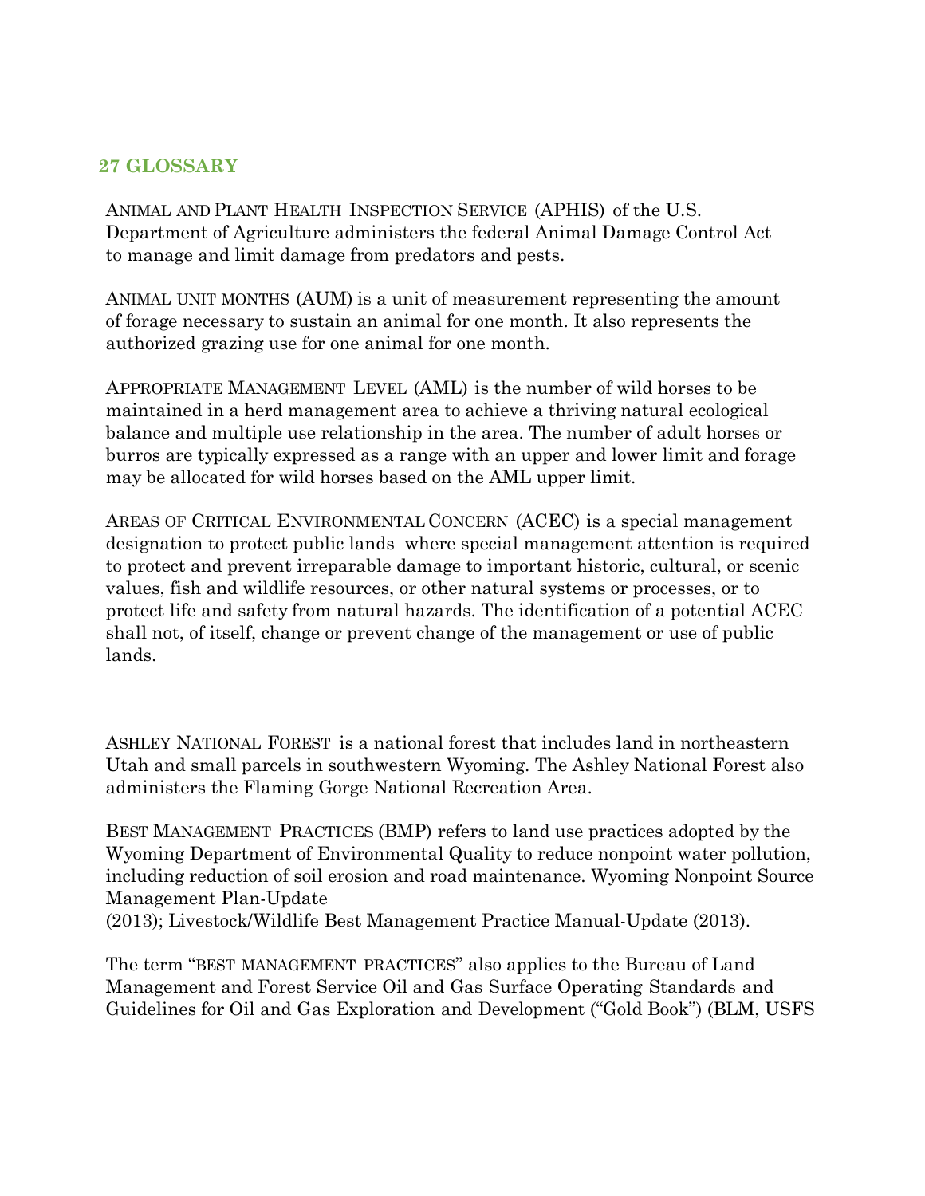## 27 GLOSSARY

ANIMAL AND PLANT HEALTH INSPECTION SERVICE (APHIS) of the U.S. Department of Agriculture administers the federal Animal Damage Control Act to manage and limit damage from predators and pests.

ANIMAL UNIT MONTHS (AUM) is a unit of measurement representing the amount of forage necessary to sustain an animal for one month. It also represents the authorized grazing use for one animal for one month.

APPROPRIATE MANAGEMENT LEVEL (AML) is the number of wild horses to be maintained in a herd management area to achieve a thriving natural ecological balance and multiple use relationship in the area. The number of adult horses or burros are typically expressed as a range with an upper and lower limit and forage may be allocated for wild horses based on the AML upper limit.

AREAS OF CRITICAL ENVIRONMENTAL CONCERN (ACEC) is a special management designation to protect public lands where special management attention is required to protect and prevent irreparable damage to important historic, cultural, or scenic values, fish and wildlife resources, or other natural systems or processes, or to protect life and safety from natural hazards. The identification of a potential ACEC shall not, of itself, change or prevent change of the management or use of public lands.

ASHLEY NATIONAL FOREST is a national forest that includes land in northeastern Utah and small parcels in southwestern Wyoming. The Ashley National Forest also administers the Flaming Gorge National Recreation Area.

BEST MANAGEMENT PRACTICES (BMP) refers to land use practices adopted by the Wyoming Department of Environmental Quality to reduce nonpoint water pollution, including reduction of soil erosion and road maintenance. Wyoming Nonpoint Source Management Plan-Update
(2013); Livestock/Wildlife Best Management Practice Manual-Update (2013).

The term "BEST MANAGEMENT PRACTICES" also applies to the Bureau of Land Management and Forest Service Oil and Gas Surface Operating Standards and Guidelines for Oil and Gas Exploration and Development ("Gold Book") (BLM, USFS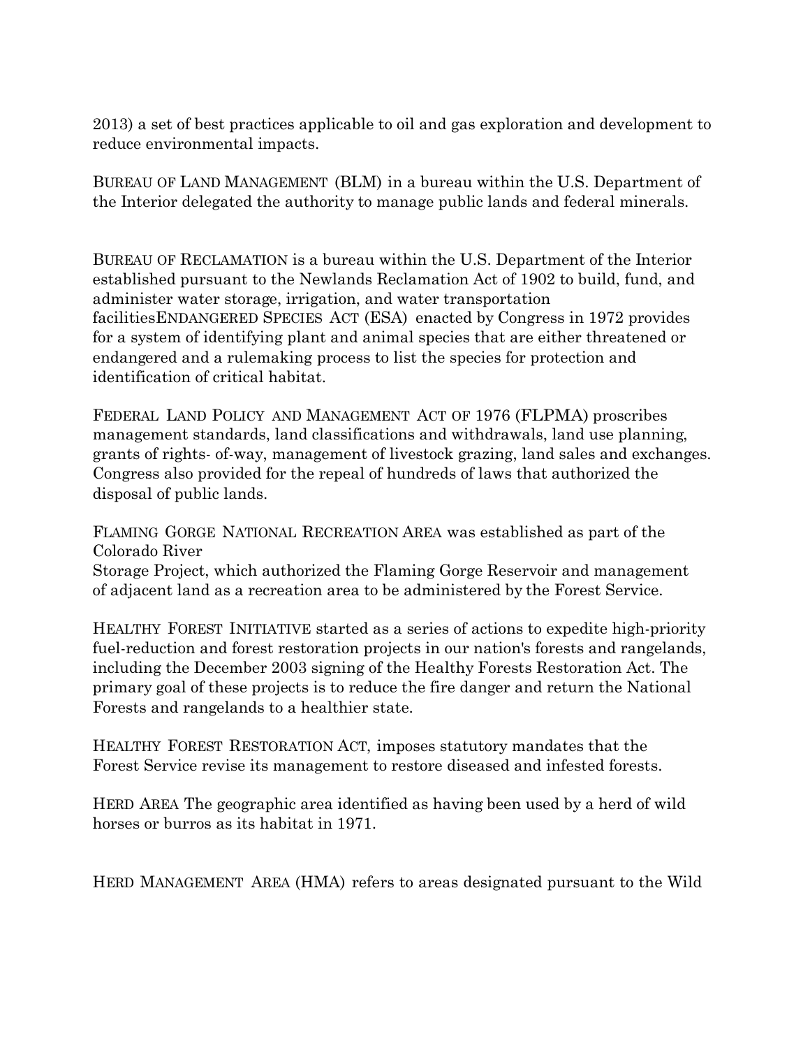2013) a set of best practices applicable to oil and gas exploration and development to reduce environmental impacts.

BUREAU OF LAND MANAGEMENT (BLM) in a bureau within the U.S. Department of the Interior delegated the authority to manage public lands and federal minerals.

BUREAU OF RECLAMATION is a bureau within the U.S. Department of the Interior established pursuant to the Newlands Reclamation Act of 1902 to build, fund, and administer water storage, irrigation, and water transportation facilitiesENDANGERED SPECIES ACT (ESA) enacted by Congress in 1972 provides for a system of identifying plant and animal species that are either threatened or endangered and a rulemaking process to list the species for protection and identification of critical habitat.

FEDERAL LAND POLICY AND MANAGEMENT ACT OF 1976 (FLPMA) proscribes management standards, land classifications and withdrawals, land use planning, grants of rights- of-way, management of livestock grazing, land sales and exchanges. Congress also provided for the repeal of hundreds of laws that authorized the disposal of public lands.

FLAMING GORGE NATIONAL RECREATION AREA was established as part of the Colorado River
Storage Project, which authorized the Flaming Gorge Reservoir and management of adjacent land as a recreation area to be administered by the Forest Service.

HEALTHY FOREST INITIATIVE started as a series of actions to expedite high-priority fuel-reduction and forest restoration projects in our nation's forests and rangelands, including the December 2003 signing of the Healthy Forests Restoration Act. The primary goal of these projects is to reduce the fire danger and return the National Forests and rangelands to a healthier state.

HEALTHY FOREST RESTORATION ACT, imposes statutory mandates that the Forest Service revise its management to restore diseased and infested forests.

HERD AREA The geographic area identified as having been used by a herd of wild horses or burros as its habitat in 1971.

HERD MANAGEMENT AREA (HMA) refers to areas designated pursuant to the Wild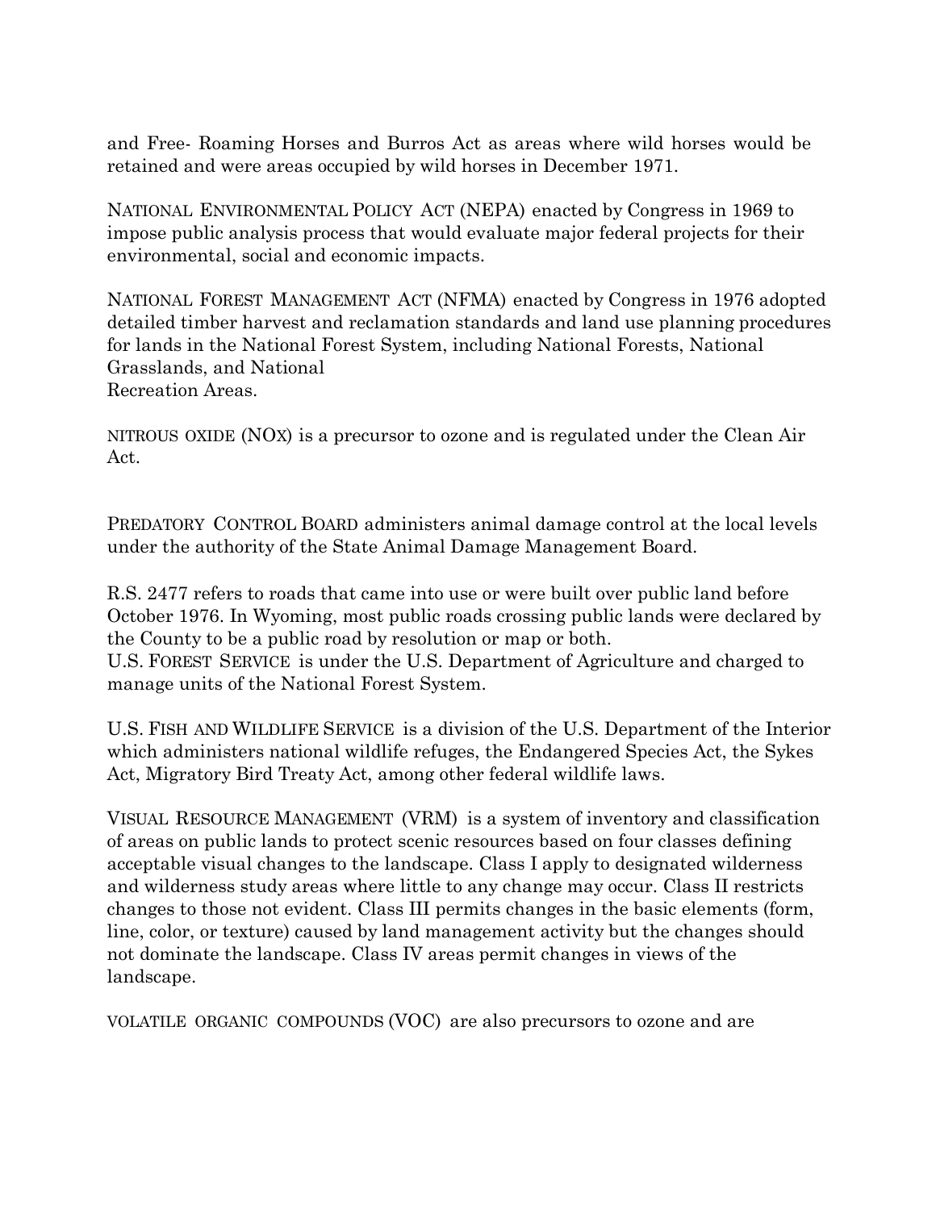and Free- Roaming Horses and Burros Act as areas where wild horses would be retained and were areas occupied by wild horses in December 1971.

NATIONAL ENVIRONMENTAL POLICY ACT (NEPA) enacted by Congress in 1969 to impose public analysis process that would evaluate major federal projects for their environmental, social and economic impacts.

NATIONAL FOREST MANAGEMENT ACT (NFMA) enacted by Congress in 1976 adopted detailed timber harvest and reclamation standards and land use planning procedures for lands in the National Forest System, including National Forests, National Grasslands, and National
Recreation Areas.

NITROUS OXIDE (NOX) is a precursor to ozone and is regulated under the Clean Air Act.

PREDATORY CONTROL BOARD administers animal damage control at the local levels under the authority of the State Animal Damage Management Board.

R.S. 2477 refers to roads that came into use or were built over public land before October 1976. In Wyoming, most public roads crossing public lands were declared by the County to be a public road by resolution or map or both.
U.S. FOREST SERVICE is under the U.S. Department of Agriculture and charged to manage units of the National Forest System.

U.S. FISH AND WILDLIFE SERVICE is a division of the U.S. Department of the Interior which administers national wildlife refuges, the Endangered Species Act, the Sykes Act, Migratory Bird Treaty Act, among other federal wildlife laws.

VISUAL RESOURCE MANAGEMENT (VRM) is a system of inventory and classification of areas on public lands to protect scenic resources based on four classes defining acceptable visual changes to the landscape. Class I apply to designated wilderness and wilderness study areas where little to any change may occur. Class II restricts changes to those not evident. Class III permits changes in the basic elements (form, line, color, or texture) caused by land management activity but the changes should not dominate the landscape. Class IV areas permit changes in views of the landscape.

VOLATILE ORGANIC COMPOUNDS (VOC) are also precursors to ozone and are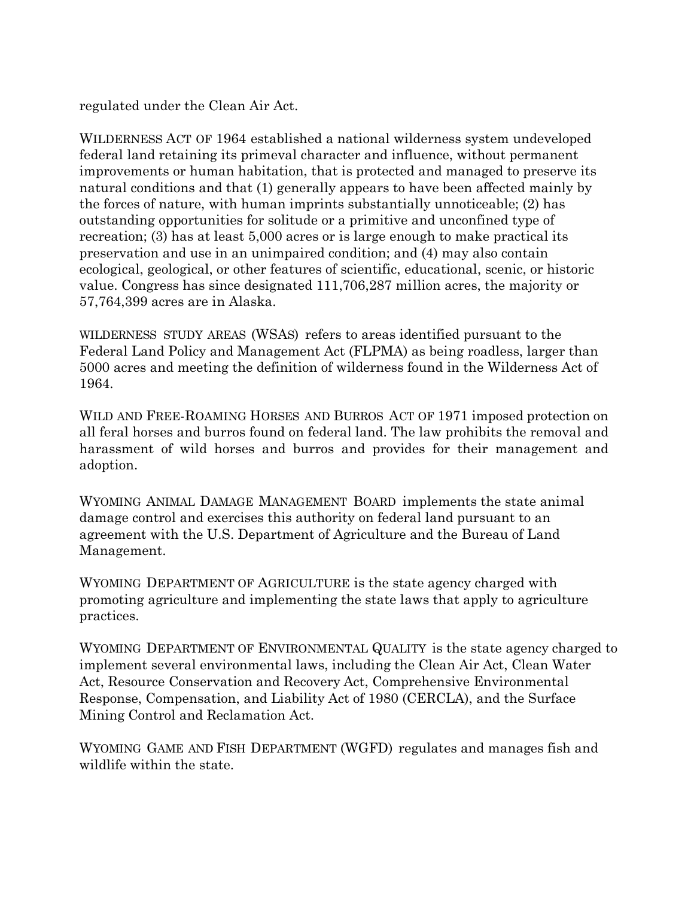regulated under the Clean Air Act.

WILDERNESS ACT OF 1964 established a national wilderness system undeveloped federal land retaining its primeval character and influence, without permanent improvements or human habitation, that is protected and managed to preserve its natural conditions and that (1) generally appears to have been affected mainly by the forces of nature, with human imprints substantially unnoticeable; (2) has outstanding opportunities for solitude or a primitive and unconfined type of recreation; (3) has at least 5,000 acres or is large enough to make practical its preservation and use in an unimpaired condition; and (4) may also contain ecological, geological, or other features of scientific, educational, scenic, or historic value. Congress has since designated 111,706,287 million acres, the majority or 57,764,399 acres are in Alaska.

WILDERNESS STUDY AREAS (WSAS) refers to areas identified pursuant to the Federal Land Policy and Management Act (FLPMA) as being roadless, larger than 5000 acres and meeting the definition of wilderness found in the Wilderness Act of 1964.

WILD AND FREE-ROAMING HORSES AND BURROS ACT OF 1971 imposed protection on all feral horses and burros found on federal land. The law prohibits the removal and harassment of wild horses and burros and provides for their management and adoption.

WYOMING ANIMAL DAMAGE MANAGEMENT BOARD implements the state animal damage control and exercises this authority on federal land pursuant to an agreement with the U.S. Department of Agriculture and the Bureau of Land Management.

WYOMING DEPARTMENT OF AGRICULTURE is the state agency charged with promoting agriculture and implementing the state laws that apply to agriculture practices.

WYOMING DEPARTMENT OF ENVIRONMENTAL QUALITY is the state agency charged to implement several environmental laws, including the Clean Air Act, Clean Water Act, Resource Conservation and Recovery Act, Comprehensive Environmental Response, Compensation, and Liability Act of 1980 (CERCLA), and the Surface Mining Control and Reclamation Act.

WYOMING GAME AND FISH DEPARTMENT (WGFD) regulates and manages fish and wildlife within the state.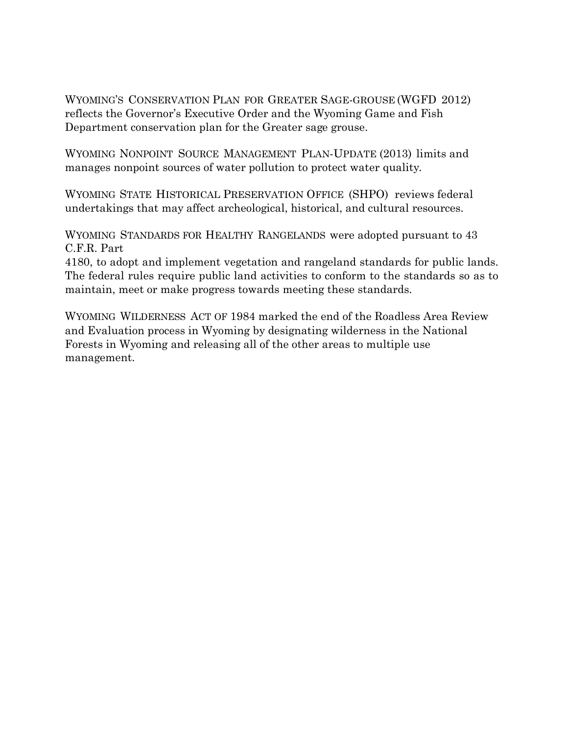WYOMING'S CONSERVATION PLAN FOR GREATER SAGE-GROUSE (WGFD 2012) reflects the Governor's Executive Order and the Wyoming Game and Fish Department conservation plan for the Greater sage grouse.

WYOMING NONPOINT SOURCE MANAGEMENT PLAN-UPDATE (2013) limits and manages nonpoint sources of water pollution to protect water quality.

WYOMING STATE HISTORICAL PRESERVATION OFFICE (SHPO) reviews federal undertakings that may affect archeological, historical, and cultural resources.

WYOMING STANDARDS FOR HEALTHY RANGELANDS were adopted pursuant to 43 C.F.R. Part 4180, to adopt and implement vegetation and rangeland standards for public lands. The federal rules require public land activities to conform to the standards so as to maintain, meet or make progress towards meeting these standards.

WYOMING WILDERNESS ACT OF 1984 marked the end of the Roadless Area Review and Evaluation process in Wyoming by designating wilderness in the National Forests in Wyoming and releasing all of the other areas to multiple use management.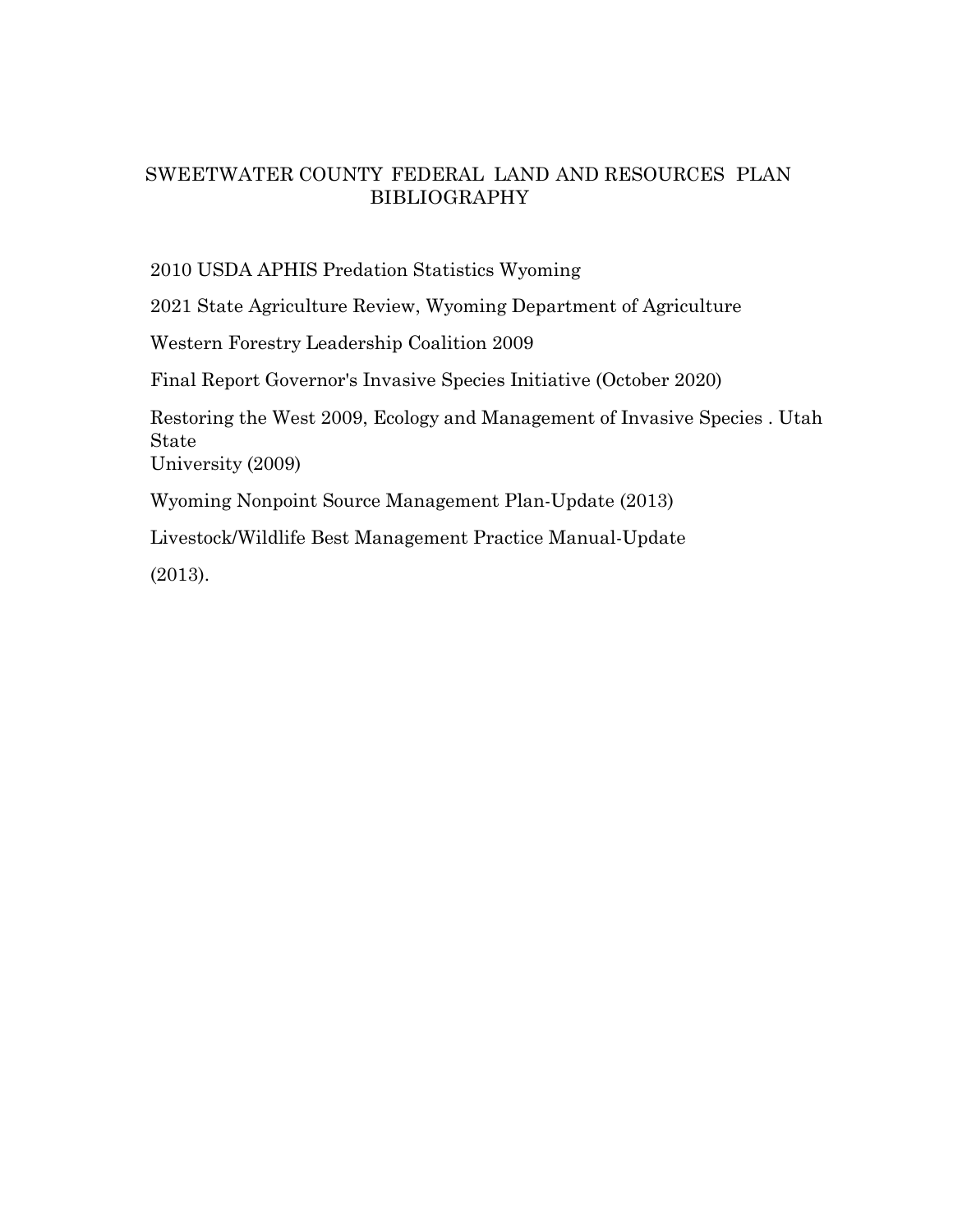# SWEETWATER COUNTY FEDERAL LAND AND RESOURCES PLAN BIBLIOGRAPHY

2010 USDA APHIS Predation Statistics Wyoming

2021 State Agriculture Review, Wyoming Department of Agriculture

Western Forestry Leadership Coalition 2009

Final Report Governor's Invasive Species Initiative (October 2020)

Restoring the West 2009, Ecology and Management of Invasive Species . Utah State University (2009)

Wyoming Nonpoint Source Management Plan-Update (2013)

Livestock/Wildlife Best Management Practice Manual-Update (2013).